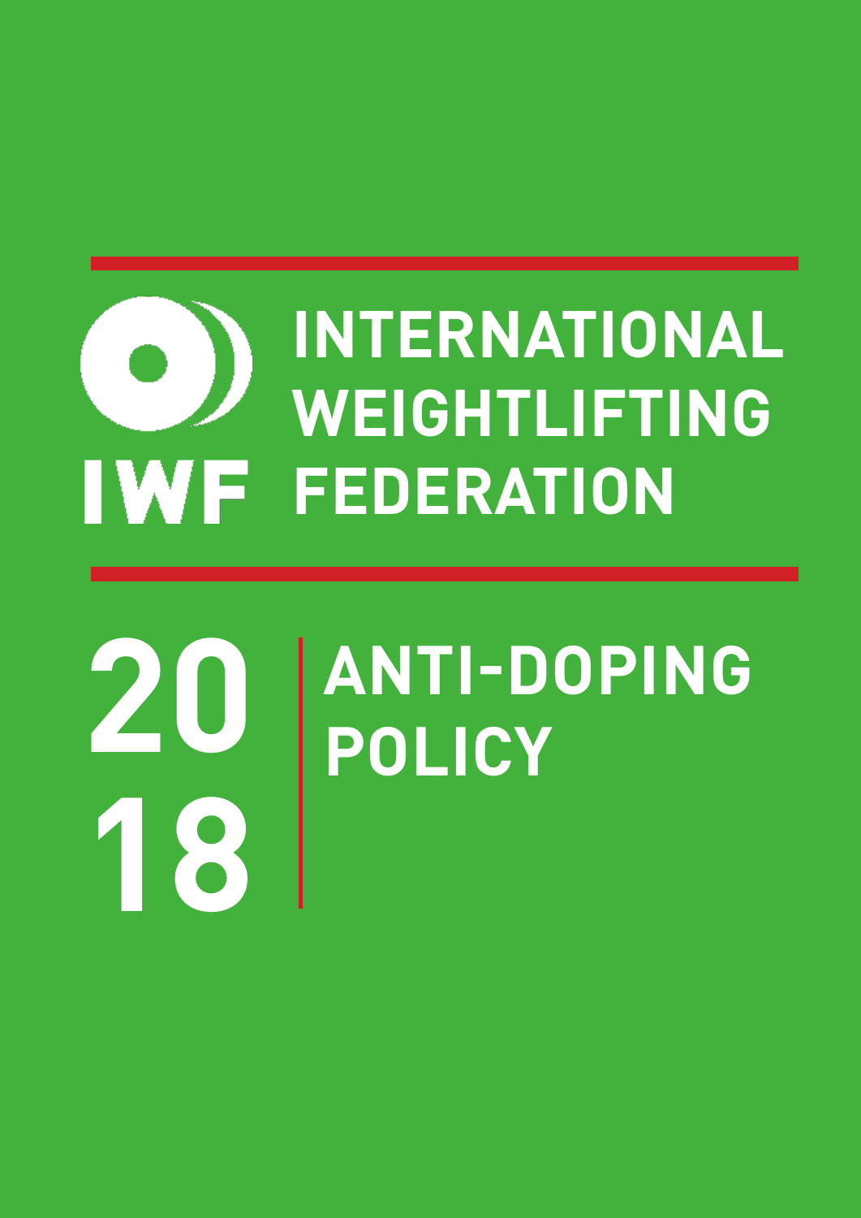IWF

# INTERNATIONAL WEIGHTLIFTING FEDERATION

2018

# ANTI-DOPING POLICY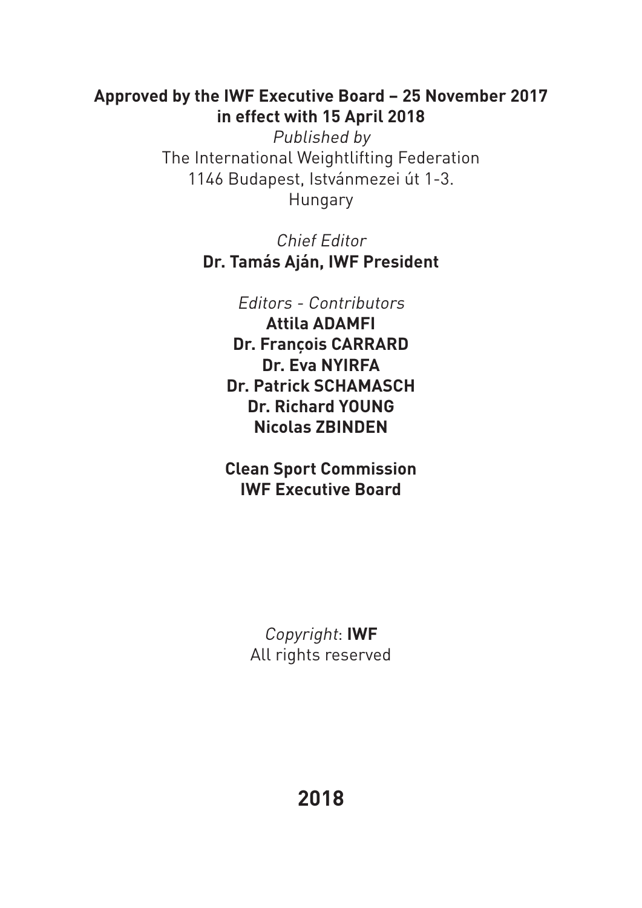**Approved by the IWF Executive Board – 25 November 2017**
**in effect with 15 April 2018**

*Published by*
The International Weightlifting Federation
1146 Budapest, Istvánmezei út 1-3.
Hungary

*Chief Editor*
**Dr. Tamás Aján, IWF President**

*Editors - Contributors*
**Attila ADAMFI**
**Dr. François CARRARD**
**Dr. Eva NYIRFA**
**Dr. Patrick SCHAMASCH**
**Dr. Richard YOUNG**
**Nicolas ZBINDEN**

**Clean Sport Commission**
**IWF Executive Board**

*Copyright*: **IWF**
All rights reserved

**2018**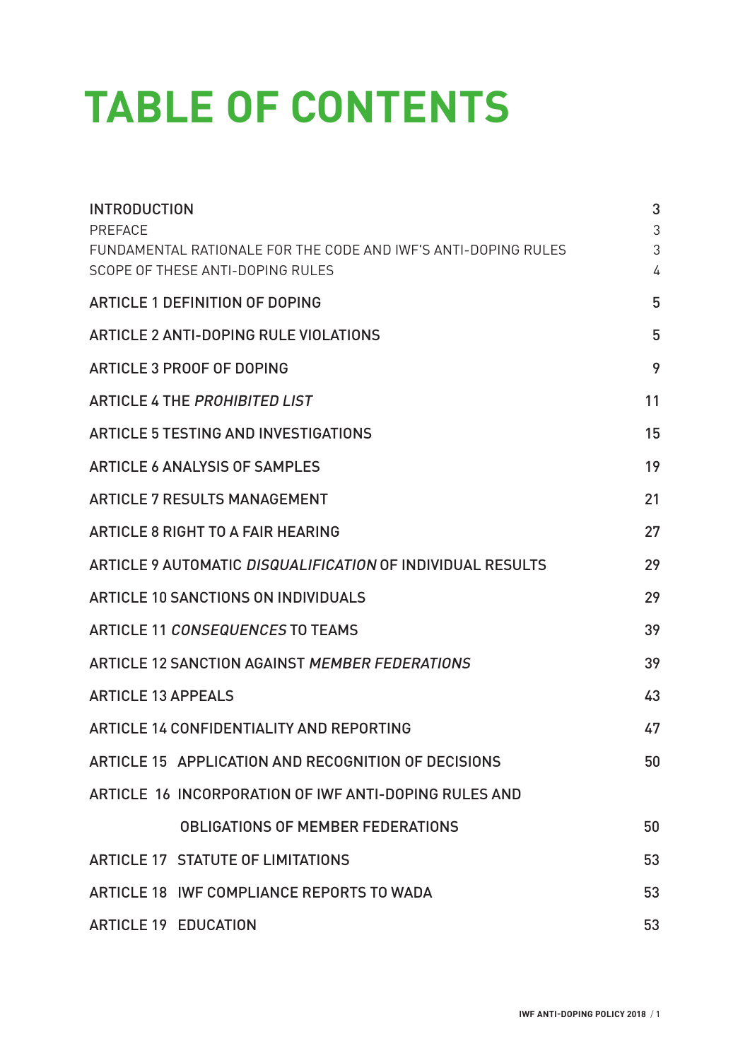# TABLE OF CONTENTS

| | |
|---|---|
| INTRODUCTION | 3 |
| PREFACE | 3 |
| FUNDAMENTAL RATIONALE FOR THE CODE AND IWF'S ANTI-DOPING RULES | 3 |
| SCOPE OF THESE ANTI-DOPING RULES | 4 |
| ARTICLE 1 DEFINITION OF DOPING | 5 |
| ARTICLE 2 ANTI-DOPING RULE VIOLATIONS | 5 |
| ARTICLE 3 PROOF OF DOPING | 9 |
| ARTICLE 4 THE *PROHIBITED LIST* | 11 |
| ARTICLE 5 TESTING AND INVESTIGATIONS | 15 |
| ARTICLE 6 ANALYSIS OF SAMPLES | 19 |
| ARTICLE 7 RESULTS MANAGEMENT | 21 |
| ARTICLE 8 RIGHT TO A FAIR HEARING | 27 |
| ARTICLE 9 AUTOMATIC *DISQUALIFICATION* OF INDIVIDUAL RESULTS | 29 |
| ARTICLE 10 SANCTIONS ON INDIVIDUALS | 29 |
| ARTICLE 11 *CONSEQUENCES* TO TEAMS | 39 |
| ARTICLE 12 SANCTION AGAINST *MEMBER FEDERATIONS* | 39 |
| ARTICLE 13 APPEALS | 43 |
| ARTICLE 14 CONFIDENTIALITY AND REPORTING | 47 |
| ARTICLE 15 APPLICATION AND RECOGNITION OF DECISIONS | 50 |
| ARTICLE 16 INCORPORATION OF IWF ANTI-DOPING RULES AND OBLIGATIONS OF MEMBER FEDERATIONS | 50 |
| ARTICLE 17 STATUTE OF LIMITATIONS | 53 |
| ARTICLE 18 IWF COMPLIANCE REPORTS TO WADA | 53 |
| ARTICLE 19 EDUCATION | 53 |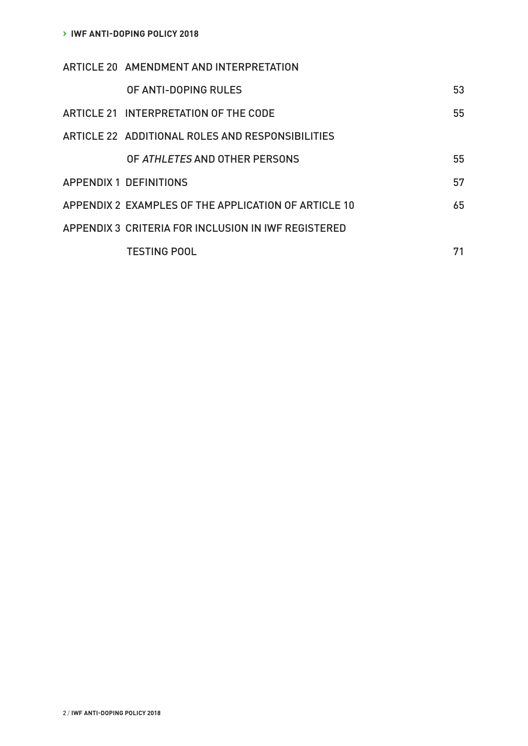| | | |
|---|---|---|
| ARTICLE 20 | AMENDMENT AND INTERPRETATION OF ANTI-DOPING RULES | 53 |
| ARTICLE 21 | INTERPRETATION OF THE CODE | 55 |
| ARTICLE 22 | ADDITIONAL ROLES AND RESPONSIBILITIES OF *ATHLETES* AND OTHER PERSONS | 55 |
| APPENDIX 1 | DEFINITIONS | 57 |
| APPENDIX 2 | EXAMPLES OF THE APPLICATION OF ARTICLE 10 | 65 |
| APPENDIX 3 | CRITERIA FOR INCLUSION IN IWF REGISTERED TESTING POOL | 71 |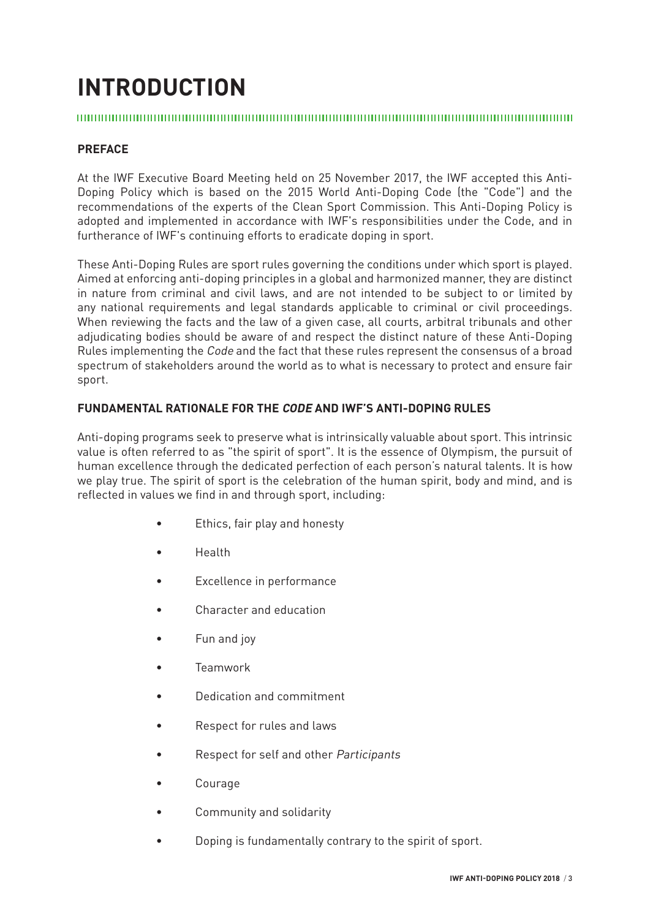# INTRODUCTION

## PREFACE

At the IWF Executive Board Meeting held on 25 November 2017, the IWF accepted this Anti-Doping Policy which is based on the 2015 World Anti-Doping Code (the "Code") and the recommendations of the experts of the Clean Sport Commission. This Anti-Doping Policy is adopted and implemented in accordance with IWF's responsibilities under the Code, and in furtherance of IWF's continuing efforts to eradicate doping in sport.

These Anti-Doping Rules are sport rules governing the conditions under which sport is played. Aimed at enforcing anti-doping principles in a global and harmonized manner, they are distinct in nature from criminal and civil laws, and are not intended to be subject to or limited by any national requirements and legal standards applicable to criminal or civil proceedings. When reviewing the facts and the law of a given case, all courts, arbitral tribunals and other adjudicating bodies should be aware of and respect the distinct nature of these Anti-Doping Rules implementing the *Code* and the fact that these rules represent the consensus of a broad spectrum of stakeholders around the world as to what is necessary to protect and ensure fair sport.

## FUNDAMENTAL RATIONALE FOR THE *CODE* AND IWF'S ANTI-DOPING RULES

Anti-doping programs seek to preserve what is intrinsically valuable about sport. This intrinsic value is often referred to as "the spirit of sport". It is the essence of Olympism, the pursuit of human excellence through the dedicated perfection of each person's natural talents. It is how we play true. The spirit of sport is the celebration of the human spirit, body and mind, and is reflected in values we find in and through sport, including:

- Ethics, fair play and honesty
- Health
- Excellence in performance
- Character and education
- Fun and joy
- Teamwork
- Dedication and commitment
- Respect for rules and laws
- Respect for self and other *Participants*
- Courage
- Community and solidarity
- Doping is fundamentally contrary to the spirit of sport.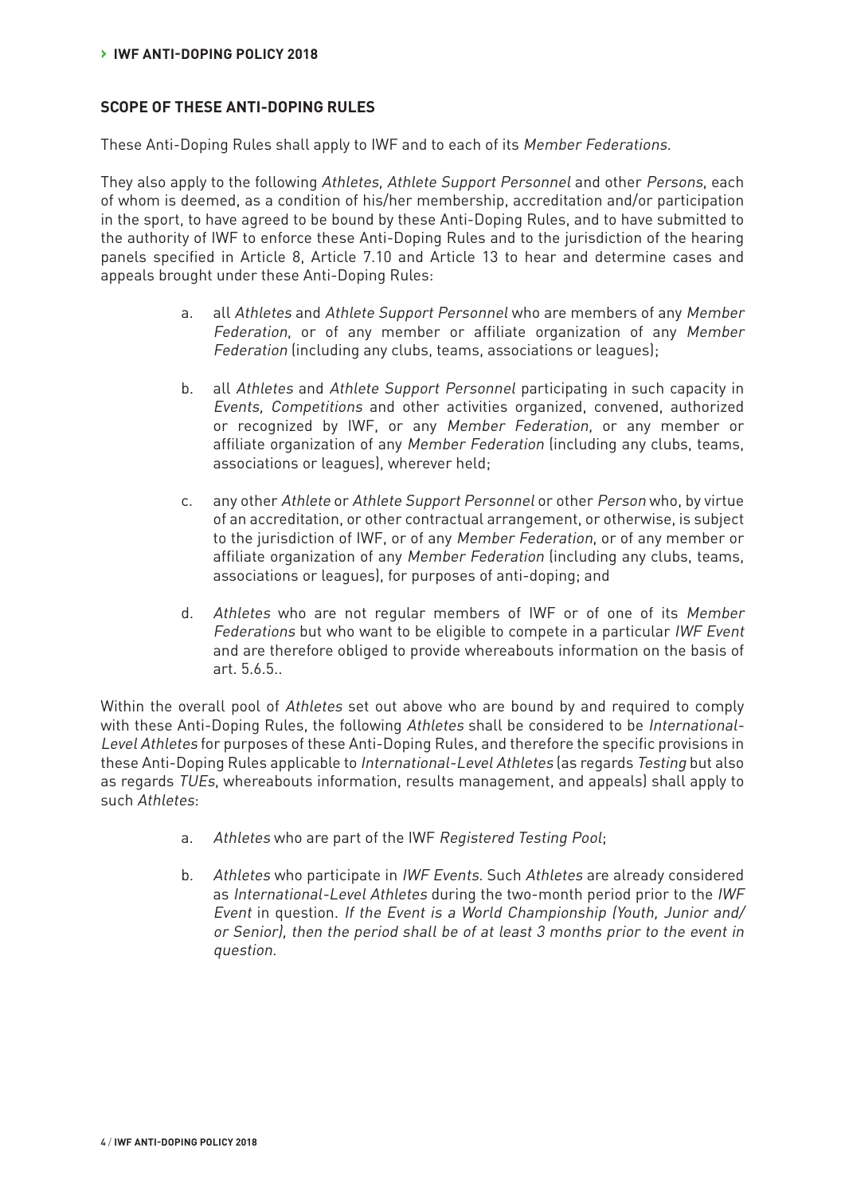## SCOPE OF THESE ANTI-DOPING RULES

These Anti-Doping Rules shall apply to IWF and to each of its *Member Federations*.

They also apply to the following *Athletes, Athlete Support Personnel* and other *Persons*, each of whom is deemed, as a condition of his/her membership, accreditation and/or participation in the sport, to have agreed to be bound by these Anti-Doping Rules, and to have submitted to the authority of IWF to enforce these Anti-Doping Rules and to the jurisdiction of the hearing panels specified in Article 8, Article 7.10 and Article 13 to hear and determine cases and appeals brought under these Anti-Doping Rules:

a. all *Athletes* and *Athlete Support Personnel* who are members of any *Member Federation*, or of any member or affiliate organization of any *Member Federation* (including any clubs, teams, associations or leagues);

b. all *Athletes* and *Athlete Support Personnel* participating in such capacity in *Events, Competitions* and other activities organized, convened, authorized or recognized by IWF, or any *Member Federation*, or any member or affiliate organization of any *Member Federation* (including any clubs, teams, associations or leagues), wherever held;

c. any other *Athlete* or *Athlete Support Personnel* or other *Person* who, by virtue of an accreditation, or other contractual arrangement, or otherwise, is subject to the jurisdiction of IWF, or of any *Member Federation*, or of any member or affiliate organization of any *Member Federation* (including any clubs, teams, associations or leagues), for purposes of anti-doping; and

d. *Athletes* who are not regular members of IWF or of one of its *Member Federations* but who want to be eligible to compete in a particular *IWF Event* and are therefore obliged to provide whereabouts information on the basis of art. 5.6.5..

Within the overall pool of *Athletes* set out above who are bound by and required to comply with these Anti-Doping Rules, the following *Athletes* shall be considered to be *International-Level Athletes* for purposes of these Anti-Doping Rules, and therefore the specific provisions in these Anti-Doping Rules applicable to *International-Level Athletes* (as regards *Testing* but also as regards *TUEs*, whereabouts information, results management, and appeals) shall apply to such *Athletes*:

a. *Athletes* who are part of the IWF *Registered Testing Pool*;

b. *Athletes* who participate in *IWF Events*. Such *Athletes* are already considered as *International-Level Athletes* during the two-month period prior to the *IWF Event* in question. *If the Event is a World Championship (Youth, Junior and/or Senior), then the period shall be of at least 3 months prior to the event in question.*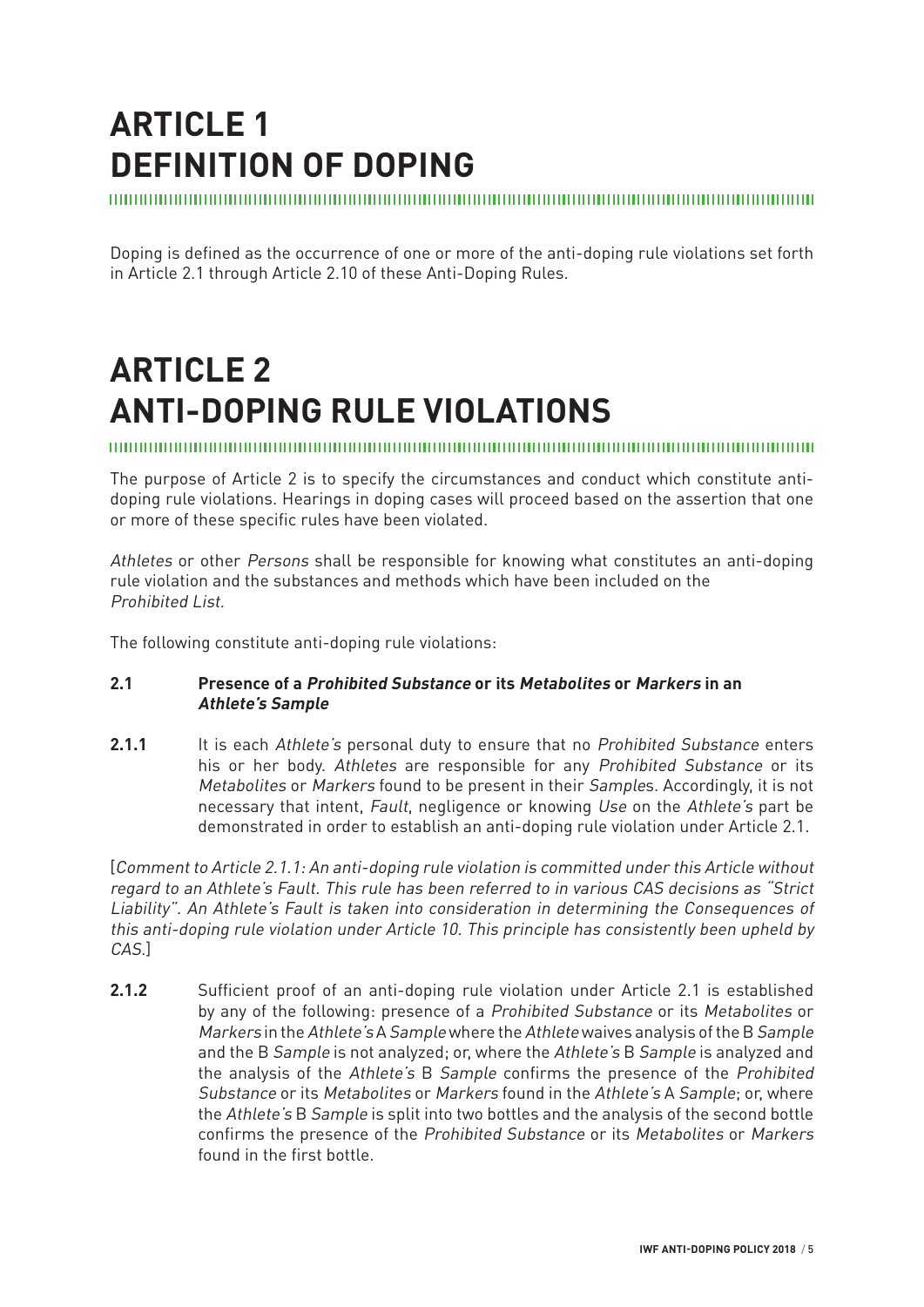# ARTICLE 1 DEFINITION OF DOPING

Doping is defined as the occurrence of one or more of the anti-doping rule violations set forth in Article 2.1 through Article 2.10 of these Anti-Doping Rules.

# ARTICLE 2 ANTI-DOPING RULE VIOLATIONS

The purpose of Article 2 is to specify the circumstances and conduct which constitute anti-doping rule violations. Hearings in doping cases will proceed based on the assertion that one or more of these specific rules have been violated.

*Athletes* or other *Persons* shall be responsible for knowing what constitutes an anti-doping rule violation and the substances and methods which have been included on the *Prohibited List*.

The following constitute anti-doping rule violations:

**2.1 Presence of a *Prohibited Substance* or its *Metabolites* or *Markers* in an *Athlete's Sample***

**2.1.1** It is each *Athlete's* personal duty to ensure that no *Prohibited Substance* enters his or her body. *Athletes* are responsible for any *Prohibited Substance* or its *Metabolites* or *Markers* found to be present in their *Samples*. Accordingly, it is not necessary that intent, *Fault*, negligence or knowing *Use* on the *Athlete's* part be demonstrated in order to establish an anti-doping rule violation under Article 2.1.

[*Comment to Article 2.1.1: An anti-doping rule violation is committed under this Article without regard to an Athlete's Fault. This rule has been referred to in various CAS decisions as "Strict Liability". An Athlete's Fault is taken into consideration in determining the Consequences of this anti-doping rule violation under Article 10. This principle has consistently been upheld by CAS.*]

**2.1.2** Sufficient proof of an anti-doping rule violation under Article 2.1 is established by any of the following: presence of a *Prohibited Substance* or its *Metabolites* or *Markers* in the *Athlete's* A *Sample* where the *Athlete* waives analysis of the B *Sample* and the B *Sample* is not analyzed; or, where the *Athlete's* B *Sample* is analyzed and the analysis of the *Athlete's* B *Sample* confirms the presence of the *Prohibited Substance* or its *Metabolites* or *Markers* found in the *Athlete's* A *Sample*; or, where the *Athlete's* B *Sample* is split into two bottles and the analysis of the second bottle confirms the presence of the *Prohibited Substance* or its *Metabolites* or *Markers* found in the first bottle.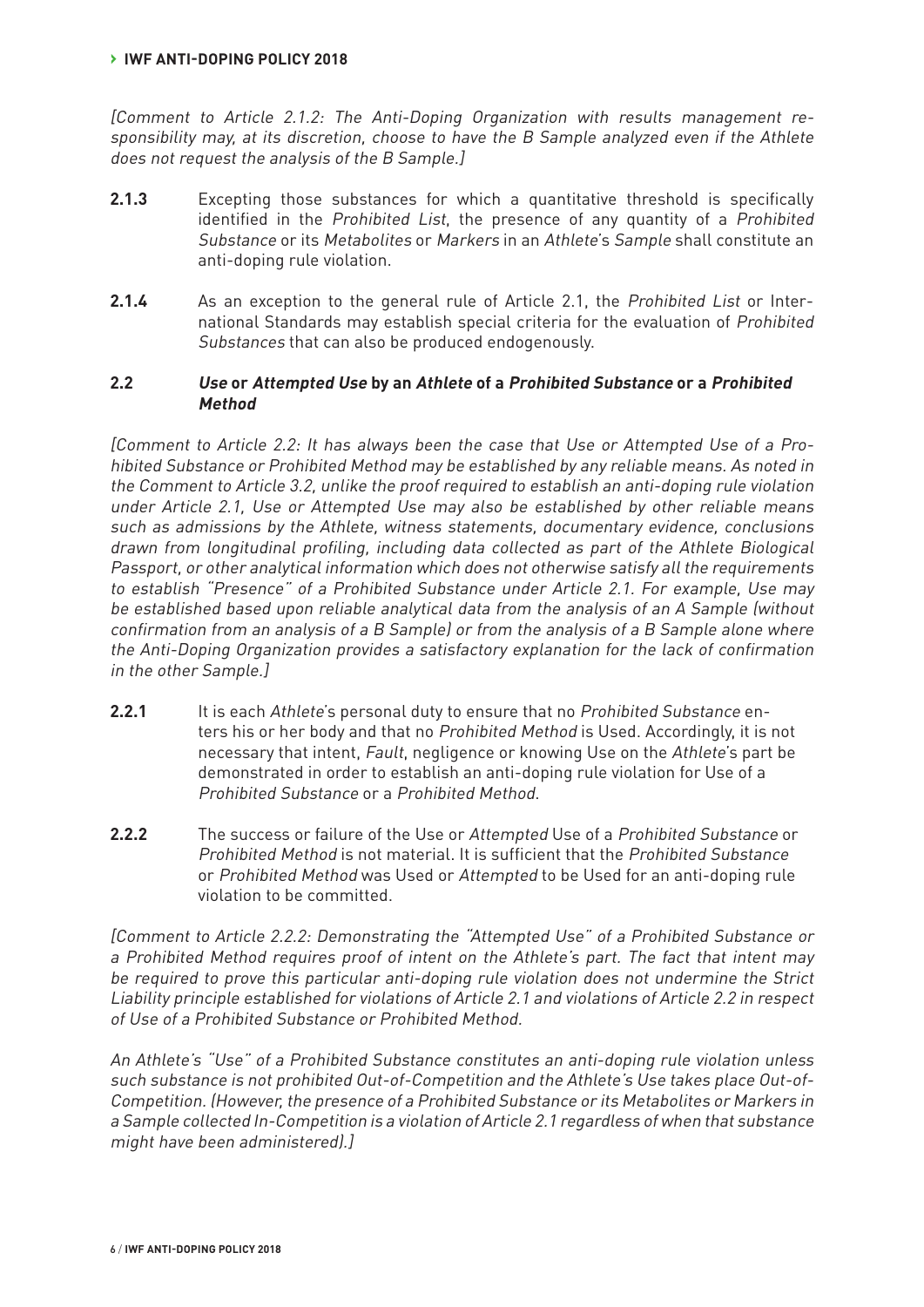*[Comment to Article 2.1.2: The Anti-Doping Organization with results management responsibility may, at its discretion, choose to have the B Sample analyzed even if the Athlete does not request the analysis of the B Sample.]*

**2.1.3** Excepting those substances for which a quantitative threshold is specifically identified in the *Prohibited List*, the presence of any quantity of a *Prohibited Substance* or its *Metabolites* or *Markers* in an *Athlete*'s *Sample* shall constitute an anti-doping rule violation.

**2.1.4** As an exception to the general rule of Article 2.1, the *Prohibited List* or International Standards may establish special criteria for the evaluation of *Prohibited Substances* that can also be produced endogenously.

### 2.2 *Use* or *Attempted Use* by an *Athlete* of a *Prohibited Substance* or a *Prohibited Method*

*[Comment to Article 2.2: It has always been the case that Use or Attempted Use of a Prohibited Substance or Prohibited Method may be established by any reliable means. As noted in the Comment to Article 3.2, unlike the proof required to establish an anti-doping rule violation under Article 2.1, Use or Attempted Use may also be established by other reliable means such as admissions by the Athlete, witness statements, documentary evidence, conclusions drawn from longitudinal profiling, including data collected as part of the Athlete Biological Passport, or other analytical information which does not otherwise satisfy all the requirements to establish "Presence" of a Prohibited Substance under Article 2.1. For example, Use may be established based upon reliable analytical data from the analysis of an A Sample (without confirmation from an analysis of a B Sample) or from the analysis of a B Sample alone where the Anti-Doping Organization provides a satisfactory explanation for the lack of confirmation in the other Sample.]*

**2.2.1** It is each *Athlete*'s personal duty to ensure that no *Prohibited Substance* enters his or her body and that no *Prohibited Method* is Used. Accordingly, it is not necessary that intent, *Fault*, negligence or knowing Use on the *Athlete*'s part be demonstrated in order to establish an anti-doping rule violation for Use of a *Prohibited Substance* or a *Prohibited Method*.

**2.2.2** The success or failure of the Use or *Attempted* Use of a *Prohibited Substance* or *Prohibited Method* is not material. It is sufficient that the *Prohibited Substance* or *Prohibited Method* was Used or *Attempted* to be Used for an anti-doping rule violation to be committed.

*[Comment to Article 2.2.2: Demonstrating the "Attempted Use" of a Prohibited Substance or a Prohibited Method requires proof of intent on the Athlete's part. The fact that intent may be required to prove this particular anti-doping rule violation does not undermine the Strict Liability principle established for violations of Article 2.1 and violations of Article 2.2 in respect of Use of a Prohibited Substance or Prohibited Method.*

*An Athlete's "Use" of a Prohibited Substance constitutes an anti-doping rule violation unless such substance is not prohibited Out-of-Competition and the Athlete's Use takes place Out-of-Competition. (However, the presence of a Prohibited Substance or its Metabolites or Markers in a Sample collected In-Competition is a violation of Article 2.1 regardless of when that substance might have been administered).]*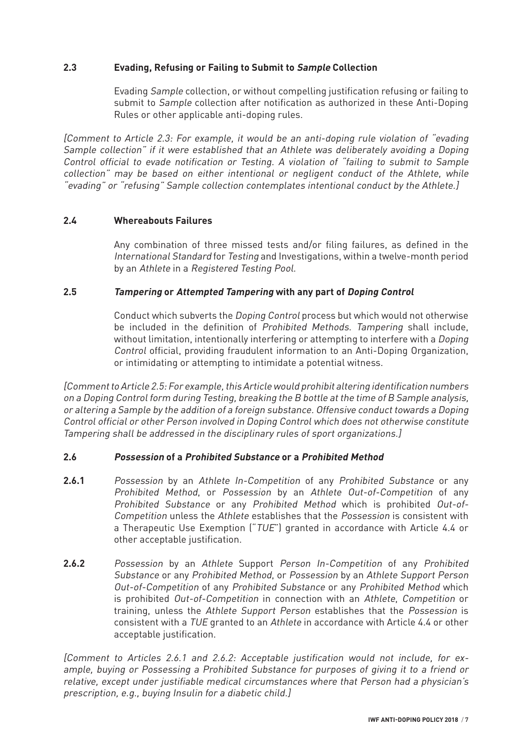### 2.3 Evading, Refusing or Failing to Submit to *Sample* Collection

Evading *Sample* collection, or without compelling justification refusing or failing to submit to *Sample* collection after notification as authorized in these Anti-Doping Rules or other applicable anti-doping rules.

*[Comment to Article 2.3: For example, it would be an anti-doping rule violation of "evading Sample collection" if it were established that an Athlete was deliberately avoiding a Doping Control official to evade notification or Testing. A violation of "failing to submit to Sample collection" may be based on either intentional or negligent conduct of the Athlete, while "evading" or "refusing" Sample collection contemplates intentional conduct by the Athlete.]*

### 2.4 Whereabouts Failures

Any combination of three missed tests and/or filing failures, as defined in the *International Standard* for *Testing* and Investigations, within a twelve-month period by an *Athlete* in a *Registered Testing Pool*.

### 2.5 *Tampering* or *Attempted Tampering* with any part of *Doping Control*

Conduct which subverts the *Doping Control* process but which would not otherwise be included in the definition of *Prohibited Methods*. *Tampering* shall include, without limitation, intentionally interfering or attempting to interfere with a *Doping Control* official, providing fraudulent information to an Anti-Doping Organization, or intimidating or attempting to intimidate a potential witness.

*[Comment to Article 2.5: For example, this Article would prohibit altering identification numbers on a Doping Control form during Testing, breaking the B bottle at the time of B Sample analysis, or altering a Sample by the addition of a foreign substance. Offensive conduct towards a Doping Control official or other Person involved in Doping Control which does not otherwise constitute Tampering shall be addressed in the disciplinary rules of sport organizations.]*

### 2.6 *Possession* of a *Prohibited Substance* or a *Prohibited Method*

**2.6.1** *Possession* by an *Athlete In-Competition* of any *Prohibited Substance* or any *Prohibited Method*, or *Possession* by an *Athlete Out-of-Competition* of any *Prohibited Substance* or any *Prohibited Method* which is prohibited *Out-of-Competition* unless the *Athlete* establishes that the *Possession* is consistent with a Therapeutic Use Exemption ("*TUE*") granted in accordance with Article 4.4 or other acceptable justification.

**2.6.2** *Possession* by an *Athlete* Support *Person In-Competition* of any *Prohibited Substance* or any *Prohibited Method*, or *Possession* by an *Athlete Support Person Out-of-Competition* of any *Prohibited Substance* or any *Prohibited Method* which is prohibited *Out-of-Competition* in connection with an *Athlete*, *Competition* or training, unless the *Athlete Support Person* establishes that the *Possession* is consistent with a *TUE* granted to an *Athlete* in accordance with Article 4.4 or other acceptable justification.

*[Comment to Articles 2.6.1 and 2.6.2: Acceptable justification would not include, for example, buying or Possessing a Prohibited Substance for purposes of giving it to a friend or relative, except under justifiable medical circumstances where that Person had a physician's prescription, e.g., buying Insulin for a diabetic child.]*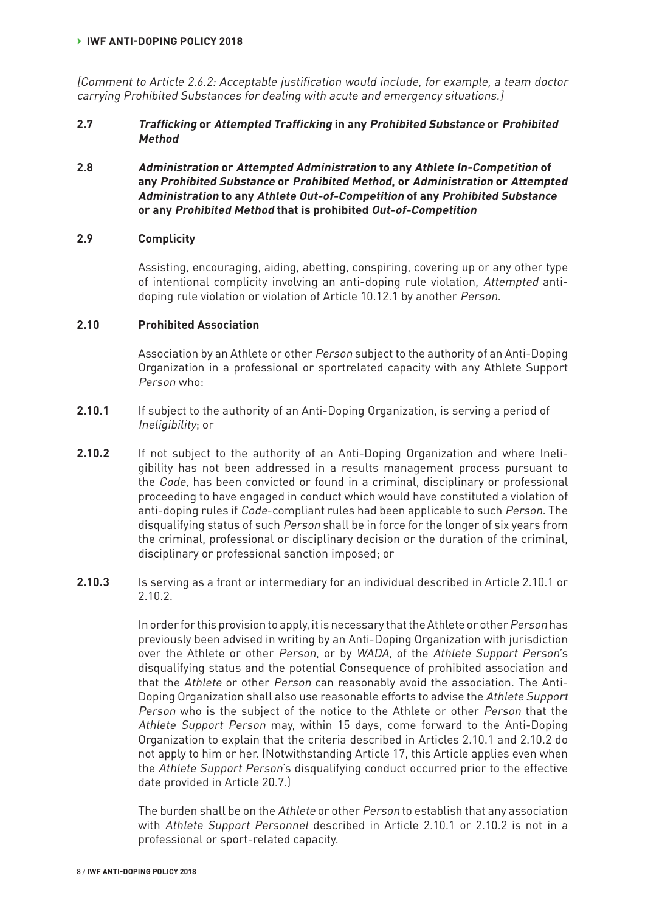*[Comment to Article 2.6.2: Acceptable justification would include, for example, a team doctor carrying Prohibited Substances for dealing with acute and emergency situations.]*

**2.7** ***Trafficking* or *Attempted Trafficking* in any *Prohibited Substance* or *Prohibited Method***

**2.8** ***Administration* or *Attempted Administration* to any *Athlete In-Competition* of any *Prohibited Substance* or *Prohibited Method*, or *Administration* or *Attempted Administration* to any *Athlete Out-of-Competition* of any *Prohibited Substance* or any *Prohibited Method* that is prohibited *Out-of-Competition***

**2.9** **Complicity**

Assisting, encouraging, aiding, abetting, conspiring, covering up or any other type of intentional complicity involving an anti-doping rule violation, *Attempted* anti-doping rule violation or violation of Article 10.12.1 by another *Person*.

**2.10** **Prohibited Association**

Association by an Athlete or other *Person* subject to the authority of an Anti-Doping Organization in a professional or sportrelated capacity with any Athlete Support *Person* who:

**2.10.1** If subject to the authority of an Anti-Doping Organization, is serving a period of *Ineligibility*; or

**2.10.2** If not subject to the authority of an Anti-Doping Organization and where Ineligibility has not been addressed in a results management process pursuant to the *Code*, has been convicted or found in a criminal, disciplinary or professional proceeding to have engaged in conduct which would have constituted a violation of anti-doping rules if *Code*-compliant rules had been applicable to such *Person*. The disqualifying status of such *Person* shall be in force for the longer of six years from the criminal, professional or disciplinary decision or the duration of the criminal, disciplinary or professional sanction imposed; or

**2.10.3** Is serving as a front or intermediary for an individual described in Article 2.10.1 or 2.10.2.

In order for this provision to apply, it is necessary that the Athlete or other *Person* has previously been advised in writing by an Anti-Doping Organization with jurisdiction over the Athlete or other *Person*, or by *WADA*, of the *Athlete Support Person*'s disqualifying status and the potential Consequence of prohibited association and that the *Athlete* or other *Person* can reasonably avoid the association. The Anti-Doping Organization shall also use reasonable efforts to advise the *Athlete Support Person* who is the subject of the notice to the Athlete or other *Person* that the *Athlete Support Person* may, within 15 days, come forward to the Anti-Doping Organization to explain that the criteria described in Articles 2.10.1 and 2.10.2 do not apply to him or her. (Notwithstanding Article 17, this Article applies even when the *Athlete Support Person*'s disqualifying conduct occurred prior to the effective date provided in Article 20.7.)

The burden shall be on the *Athlete* or other *Person* to establish that any association with *Athlete Support Personnel* described in Article 2.10.1 or 2.10.2 is not in a professional or sport-related capacity.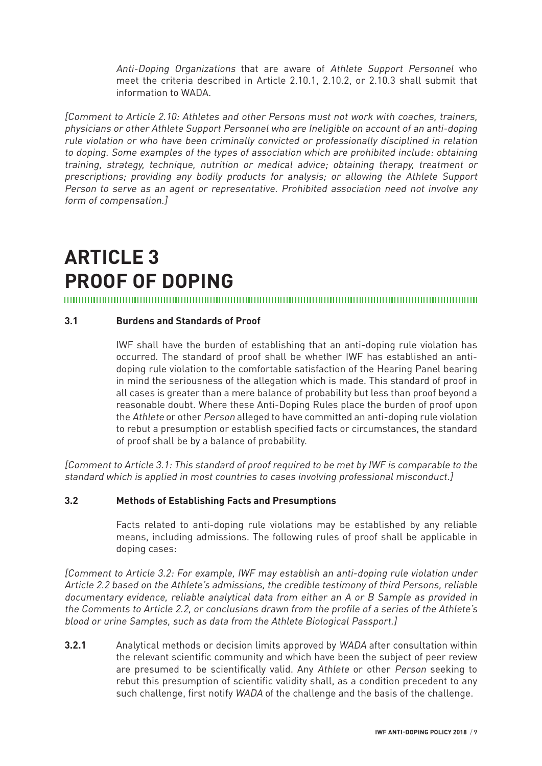*Anti-Doping Organizations* that are aware of *Athlete Support Personnel* who meet the criteria described in Article 2.10.1, 2.10.2, or 2.10.3 shall submit that information to WADA.

*[Comment to Article 2.10: Athletes and other Persons must not work with coaches, trainers, physicians or other Athlete Support Personnel who are Ineligible on account of an anti-doping rule violation or who have been criminally convicted or professionally disciplined in relation to doping. Some examples of the types of association which are prohibited include: obtaining training, strategy, technique, nutrition or medical advice; obtaining therapy, treatment or prescriptions; providing any bodily products for analysis; or allowing the Athlete Support Person to serve as an agent or representative. Prohibited association need not involve any form of compensation.]*

# ARTICLE 3 PROOF OF DOPING

### 3.1 Burdens and Standards of Proof

IWF shall have the burden of establishing that an anti-doping rule violation has occurred. The standard of proof shall be whether IWF has established an anti-doping rule violation to the comfortable satisfaction of the Hearing Panel bearing in mind the seriousness of the allegation which is made. This standard of proof in all cases is greater than a mere balance of probability but less than proof beyond a reasonable doubt. Where these Anti-Doping Rules place the burden of proof upon the *Athlete* or other *Person* alleged to have committed an anti-doping rule violation to rebut a presumption or establish specified facts or circumstances, the standard of proof shall be by a balance of probability.

*[Comment to Article 3.1: This standard of proof required to be met by IWF is comparable to the standard which is applied in most countries to cases involving professional misconduct.]*

### 3.2 Methods of Establishing Facts and Presumptions

Facts related to anti-doping rule violations may be established by any reliable means, including admissions. The following rules of proof shall be applicable in doping cases:

*[Comment to Article 3.2: For example, IWF may establish an anti-doping rule violation under Article 2.2 based on the Athlete's admissions, the credible testimony of third Persons, reliable documentary evidence, reliable analytical data from either an A or B Sample as provided in the Comments to Article 2.2, or conclusions drawn from the profile of a series of the Athlete's blood or urine Samples, such as data from the Athlete Biological Passport.]*

**3.2.1** Analytical methods or decision limits approved by *WADA* after consultation within the relevant scientific community and which have been the subject of peer review are presumed to be scientifically valid. Any *Athlete* or other *Person* seeking to rebut this presumption of scientific validity shall, as a condition precedent to any such challenge, first notify *WADA* of the challenge and the basis of the challenge.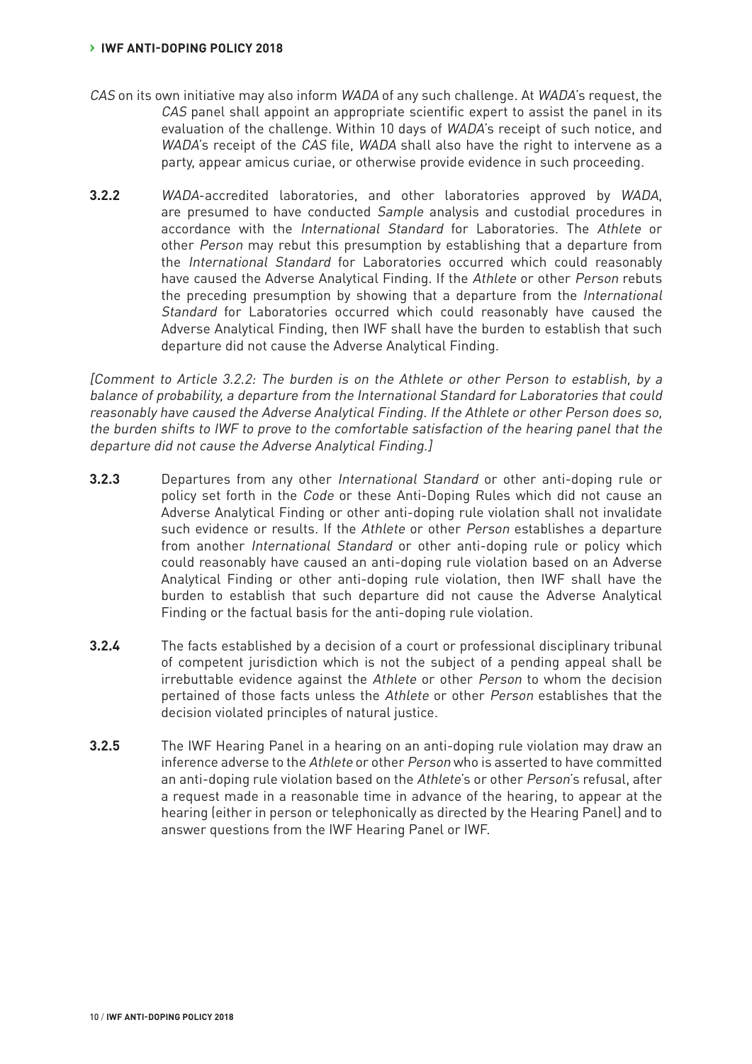*CAS* on its own initiative may also inform *WADA* of any such challenge. At *WADA*'s request, the *CAS* panel shall appoint an appropriate scientific expert to assist the panel in its evaluation of the challenge. Within 10 days of *WADA*'s receipt of such notice, and *WADA*'s receipt of the *CAS* file, *WADA* shall also have the right to intervene as a party, appear amicus curiae, or otherwise provide evidence in such proceeding.

**3.2.2** *WADA*-accredited laboratories, and other laboratories approved by *WADA*, are presumed to have conducted *Sample* analysis and custodial procedures in accordance with the *International Standard* for Laboratories. The *Athlete* or other *Person* may rebut this presumption by establishing that a departure from the *International Standard* for Laboratories occurred which could reasonably have caused the Adverse Analytical Finding. If the *Athlete* or other *Person* rebuts the preceding presumption by showing that a departure from the *International Standard* for Laboratories occurred which could reasonably have caused the Adverse Analytical Finding, then IWF shall have the burden to establish that such departure did not cause the Adverse Analytical Finding.

*[Comment to Article 3.2.2: The burden is on the Athlete or other Person to establish, by a balance of probability, a departure from the International Standard for Laboratories that could reasonably have caused the Adverse Analytical Finding. If the Athlete or other Person does so, the burden shifts to IWF to prove to the comfortable satisfaction of the hearing panel that the departure did not cause the Adverse Analytical Finding.]*

**3.2.3** Departures from any other *International Standard* or other anti-doping rule or policy set forth in the *Code* or these Anti-Doping Rules which did not cause an Adverse Analytical Finding or other anti-doping rule violation shall not invalidate such evidence or results. If the *Athlete* or other *Person* establishes a departure from another *International Standard* or other anti-doping rule or policy which could reasonably have caused an anti-doping rule violation based on an Adverse Analytical Finding or other anti-doping rule violation, then IWF shall have the burden to establish that such departure did not cause the Adverse Analytical Finding or the factual basis for the anti-doping rule violation.

**3.2.4** The facts established by a decision of a court or professional disciplinary tribunal of competent jurisdiction which is not the subject of a pending appeal shall be irrebuttable evidence against the *Athlete* or other *Person* to whom the decision pertained of those facts unless the *Athlete* or other *Person* establishes that the decision violated principles of natural justice.

**3.2.5** The IWF Hearing Panel in a hearing on an anti-doping rule violation may draw an inference adverse to the *Athlete* or other *Person* who is asserted to have committed an anti-doping rule violation based on the *Athlete*'s or other *Person*'s refusal, after a request made in a reasonable time in advance of the hearing, to appear at the hearing (either in person or telephonically as directed by the Hearing Panel) and to answer questions from the IWF Hearing Panel or IWF.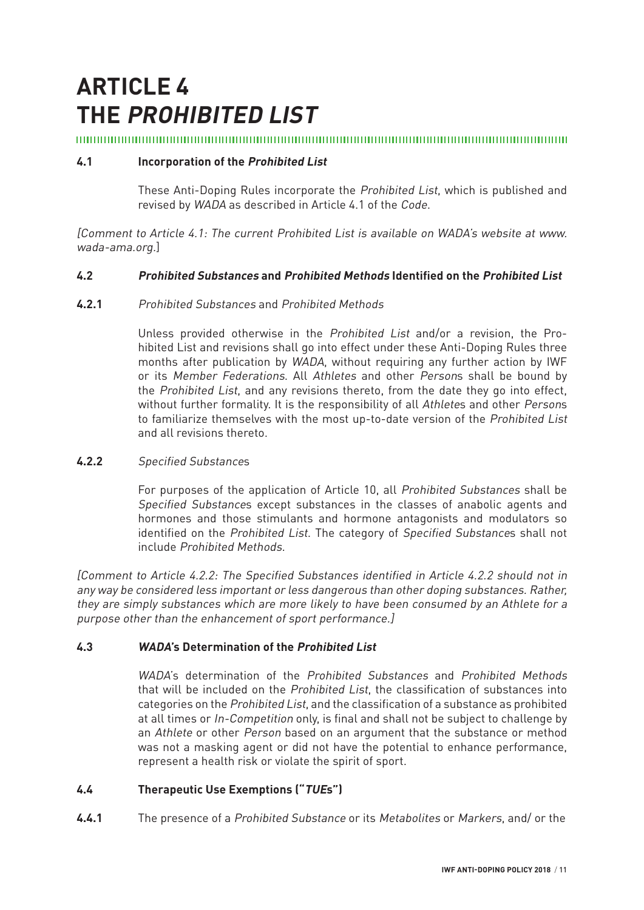# ARTICLE 4
# THE *PROHIBITED LIST*

### 4.1 Incorporation of the *Prohibited List*

These Anti-Doping Rules incorporate the *Prohibited List*, which is published and revised by *WADA* as described in Article 4.1 of the *Code*.

*[Comment to Article 4.1: The current Prohibited List is available on WADA's website at www.wada-ama.org.]*

### 4.2 *Prohibited Substances* and *Prohibited Methods* Identified on the *Prohibited List*

**4.2.1** *Prohibited Substances* and *Prohibited Methods*

Unless provided otherwise in the *Prohibited List* and/or a revision, the Prohibited List and revisions shall go into effect under these Anti-Doping Rules three months after publication by *WADA*, without requiring any further action by IWF or its *Member Federations*. All *Athletes* and other *Person*s shall be bound by the *Prohibited List*, and any revisions thereto, from the date they go into effect, without further formality. It is the responsibility of all *Athlete*s and other *Person*s to familiarize themselves with the most up-to-date version of the *Prohibited List* and all revisions thereto.

**4.2.2** *Specified Substance*s

For purposes of the application of Article 10, all *Prohibited Substances* shall be *Specified Substance*s except substances in the classes of anabolic agents and hormones and those stimulants and hormone antagonists and modulators so identified on the *Prohibited List*. The category of *Specified Substance*s shall not include *Prohibited Methods*.

*[Comment to Article 4.2.2: The Specified Substances identified in Article 4.2.2 should not in any way be considered less important or less dangerous than other doping substances. Rather, they are simply substances which are more likely to have been consumed by an Athlete for a purpose other than the enhancement of sport performance.]*

### 4.3 *WADA*'s Determination of the *Prohibited List*

*WADA*'s determination of the *Prohibited Substances* and *Prohibited Methods* that will be included on the *Prohibited List*, the classification of substances into categories on the *Prohibited List*, and the classification of a substance as prohibited at all times or *In-Competition* only, is final and shall not be subject to challenge by an *Athlete* or other *Person* based on an argument that the substance or method was not a masking agent or did not have the potential to enhance performance, represent a health risk or violate the spirit of sport.

### 4.4 Therapeutic Use Exemptions ("*TUE*s")

**4.4.1** The presence of a *Prohibited Substance* or its *Metabolites* or *Markers*, and/ or the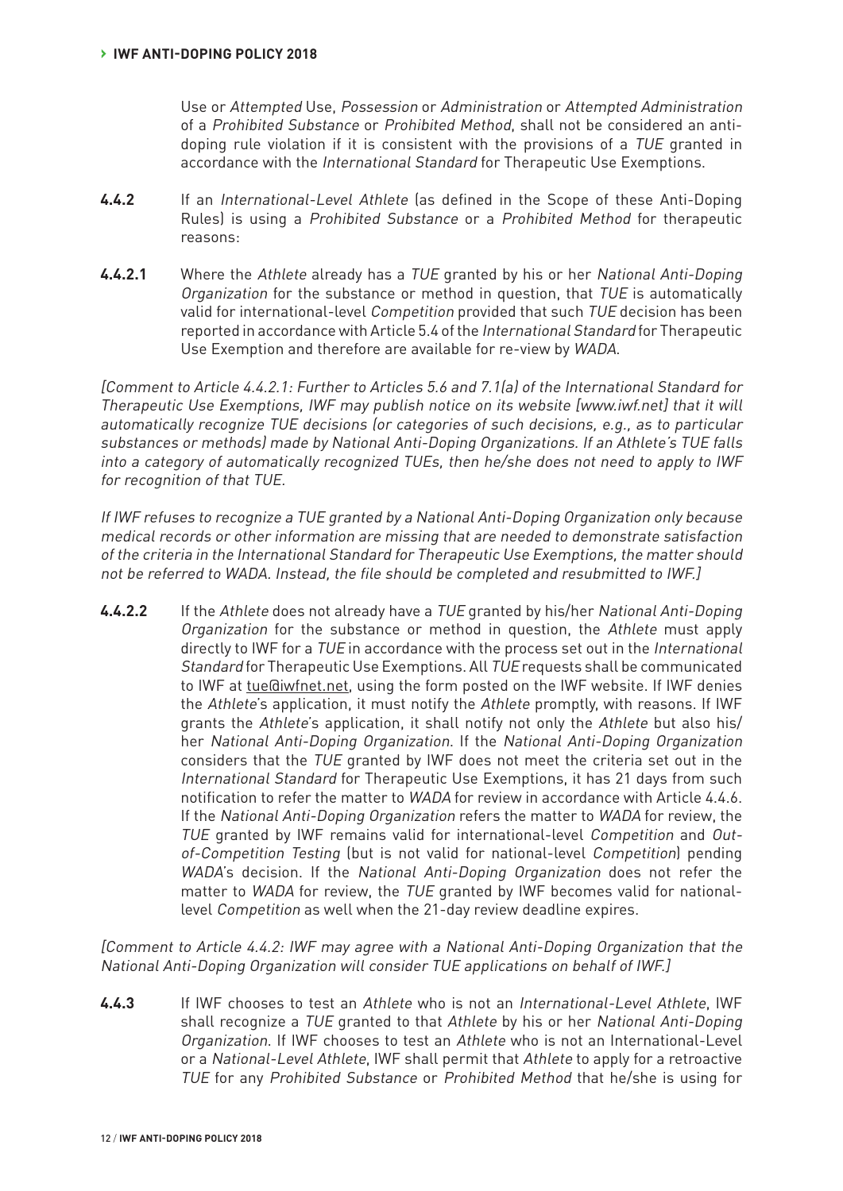Use or *Attempted* Use, *Possession* or *Administration* or *Attempted Administration* of a *Prohibited Substance* or *Prohibited Method*, shall not be considered an anti-doping rule violation if it is consistent with the provisions of a *TUE* granted in accordance with the *International Standard* for Therapeutic Use Exemptions.

**4.4.2** If an *International-Level Athlete* (as defined in the Scope of these Anti-Doping Rules) is using a *Prohibited Substance* or a *Prohibited Method* for therapeutic reasons:

**4.4.2.1** Where the *Athlete* already has a *TUE* granted by his or her *National Anti-Doping Organization* for the substance or method in question, that *TUE* is automatically valid for international-level *Competition* provided that such *TUE* decision has been reported in accordance with Article 5.4 of the *International Standard* for Therapeutic Use Exemption and therefore are available for re-view by *WADA*.

*[Comment to Article 4.4.2.1: Further to Articles 5.6 and 7.1(a) of the International Standard for Therapeutic Use Exemptions, IWF may publish notice on its website [www.iwf.net] that it will automatically recognize TUE decisions (or categories of such decisions, e.g., as to particular substances or methods) made by National Anti-Doping Organizations. If an Athlete's TUE falls into a category of automatically recognized TUEs, then he/she does not need to apply to IWF for recognition of that TUE.*

*If IWF refuses to recognize a TUE granted by a National Anti-Doping Organization only because medical records or other information are missing that are needed to demonstrate satisfaction of the criteria in the International Standard for Therapeutic Use Exemptions, the matter should not be referred to WADA. Instead, the file should be completed and resubmitted to IWF.]*

**4.4.2.2** If the *Athlete* does not already have a *TUE* granted by his/her *National Anti-Doping Organization* for the substance or method in question, the *Athlete* must apply directly to IWF for a *TUE* in accordance with the process set out in the *International Standard* for Therapeutic Use Exemptions. All *TUE* requests shall be communicated to IWF at tue@iwfnet.net, using the form posted on the IWF website. If IWF denies the *Athlete*'s application, it must notify the *Athlete* promptly, with reasons. If IWF grants the *Athlete*'s application, it shall notify not only the *Athlete* but also his/her *National Anti-Doping Organization*. If the *National Anti-Doping Organization* considers that the *TUE* granted by IWF does not meet the criteria set out in the *International Standard* for Therapeutic Use Exemptions, it has 21 days from such notification to refer the matter to *WADA* for review in accordance with Article 4.4.6. If the *National Anti-Doping Organization* refers the matter to *WADA* for review, the *TUE* granted by IWF remains valid for international-level *Competition* and *Out-of-Competition Testing* (but is not valid for national-level *Competition*) pending *WADA*'s decision. If the *National Anti-Doping Organization* does not refer the matter to *WADA* for review, the *TUE* granted by IWF becomes valid for national-level *Competition* as well when the 21-day review deadline expires.

*[Comment to Article 4.4.2: IWF may agree with a National Anti-Doping Organization that the National Anti-Doping Organization will consider TUE applications on behalf of IWF.]*

**4.4.3** If IWF chooses to test an *Athlete* who is not an *International-Level Athlete*, IWF shall recognize a *TUE* granted to that *Athlete* by his or her *National Anti-Doping Organization*. If IWF chooses to test an *Athlete* who is not an International-Level or a *National-Level Athlete*, IWF shall permit that *Athlete* to apply for a retroactive *TUE* for any *Prohibited Substance* or *Prohibited Method* that he/she is using for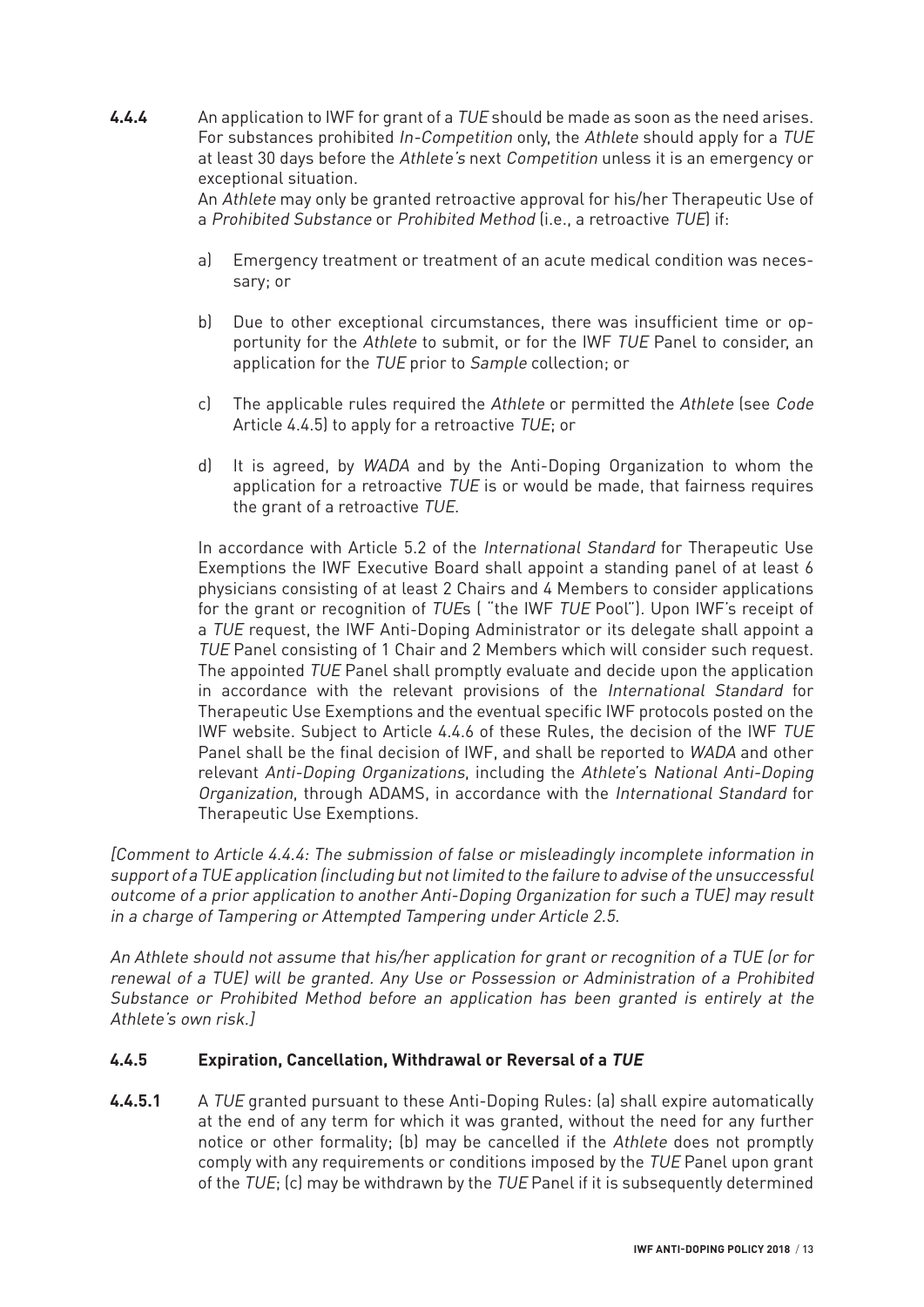**4.4.4** An application to IWF for grant of a *TUE* should be made as soon as the need arises. For substances prohibited *In-Competition* only, the *Athlete* should apply for a *TUE* at least 30 days before the *Athlete's* next *Competition* unless it is an emergency or exceptional situation.

An *Athlete* may only be granted retroactive approval for his/her Therapeutic Use of a *Prohibited Substance* or *Prohibited Method* (i.e., a retroactive *TUE*) if:

a) Emergency treatment or treatment of an acute medical condition was necessary; or

b) Due to other exceptional circumstances, there was insufficient time or opportunity for the *Athlete* to submit, or for the IWF *TUE* Panel to consider, an application for the *TUE* prior to *Sample* collection; or

c) The applicable rules required the *Athlete* or permitted the *Athlete* (see *Code* Article 4.4.5) to apply for a retroactive *TUE*; or

d) It is agreed, by *WADA* and by the Anti-Doping Organization to whom the application for a retroactive *TUE* is or would be made, that fairness requires the grant of a retroactive *TUE*.

In accordance with Article 5.2 of the *International Standard* for Therapeutic Use Exemptions the IWF Executive Board shall appoint a standing panel of at least 6 physicians consisting of at least 2 Chairs and 4 Members to consider applications for the grant or recognition of *TUE*s ( "the IWF *TUE* Pool"). Upon IWF's receipt of a *TUE* request, the IWF Anti-Doping Administrator or its delegate shall appoint a *TUE* Panel consisting of 1 Chair and 2 Members which will consider such request. The appointed *TUE* Panel shall promptly evaluate and decide upon the application in accordance with the relevant provisions of the *International Standard* for Therapeutic Use Exemptions and the eventual specific IWF protocols posted on the IWF website. Subject to Article 4.4.6 of these Rules, the decision of the IWF *TUE* Panel shall be the final decision of IWF, and shall be reported to *WADA* and other relevant *Anti-Doping Organizations*, including the *Athlete*'s *National Anti-Doping Organization*, through ADAMS, in accordance with the *International Standard* for Therapeutic Use Exemptions.

*[Comment to Article 4.4.4: The submission of false or misleadingly incomplete information in support of a TUE application (including but not limited to the failure to advise of the unsuccessful outcome of a prior application to another Anti-Doping Organization for such a TUE) may result in a charge of Tampering or Attempted Tampering under Article 2.5.*

*An Athlete should not assume that his/her application for grant or recognition of a TUE (or for renewal of a TUE) will be granted. Any Use or Possession or Administration of a Prohibited Substance or Prohibited Method before an application has been granted is entirely at the Athlete's own risk.]*

### 4.4.5 Expiration, Cancellation, Withdrawal or Reversal of a *TUE*

**4.4.5.1** A *TUE* granted pursuant to these Anti-Doping Rules: (a) shall expire automatically at the end of any term for which it was granted, without the need for any further notice or other formality; (b) may be cancelled if the *Athlete* does not promptly comply with any requirements or conditions imposed by the *TUE* Panel upon grant of the *TUE*; (c) may be withdrawn by the *TUE* Panel if it is subsequently determined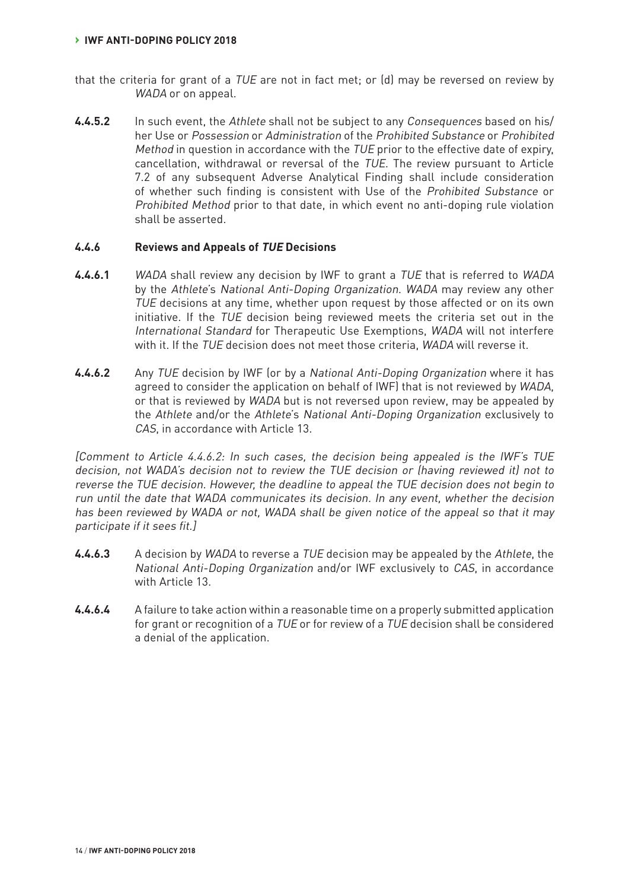that the criteria for grant of a *TUE* are not in fact met; or (d) may be reversed on review by *WADA* or on appeal.

**4.4.5.2** In such event, the *Athlete* shall not be subject to any *Consequences* based on his/her Use or *Possession* or *Administration* of the *Prohibited Substance* or *Prohibited Method* in question in accordance with the *TUE* prior to the effective date of expiry, cancellation, withdrawal or reversal of the *TUE*. The review pursuant to Article 7.2 of any subsequent Adverse Analytical Finding shall include consideration of whether such finding is consistent with Use of the *Prohibited Substance* or *Prohibited Method* prior to that date, in which event no anti-doping rule violation shall be asserted.

#### 4.4.6 Reviews and Appeals of *TUE* Decisions

**4.4.6.1** *WADA* shall review any decision by IWF to grant a *TUE* that is referred to *WADA* by the *Athlete*'s *National Anti-Doping Organization*. *WADA* may review any other *TUE* decisions at any time, whether upon request by those affected or on its own initiative. If the *TUE* decision being reviewed meets the criteria set out in the *International Standard* for Therapeutic Use Exemptions, *WADA* will not interfere with it. If the *TUE* decision does not meet those criteria, *WADA* will reverse it.

**4.4.6.2** Any *TUE* decision by IWF (or by a *National Anti-Doping Organization* where it has agreed to consider the application on behalf of IWF) that is not reviewed by *WADA*, or that is reviewed by *WADA* but is not reversed upon review, may be appealed by the *Athlete* and/or the *Athlete*'s *National Anti-Doping Organization* exclusively to *CAS*, in accordance with Article 13.

*[Comment to Article 4.4.6.2: In such cases, the decision being appealed is the IWF's TUE decision, not WADA's decision not to review the TUE decision or (having reviewed it) not to reverse the TUE decision. However, the deadline to appeal the TUE decision does not begin to run until the date that WADA communicates its decision. In any event, whether the decision has been reviewed by WADA or not, WADA shall be given notice of the appeal so that it may participate if it sees fit.]*

**4.4.6.3** A decision by *WADA* to reverse a *TUE* decision may be appealed by the *Athlete*, the *National Anti-Doping Organization* and/or IWF exclusively to *CAS*, in accordance with Article 13.

**4.4.6.4** A failure to take action within a reasonable time on a properly submitted application for grant or recognition of a *TUE* or for review of a *TUE* decision shall be considered a denial of the application.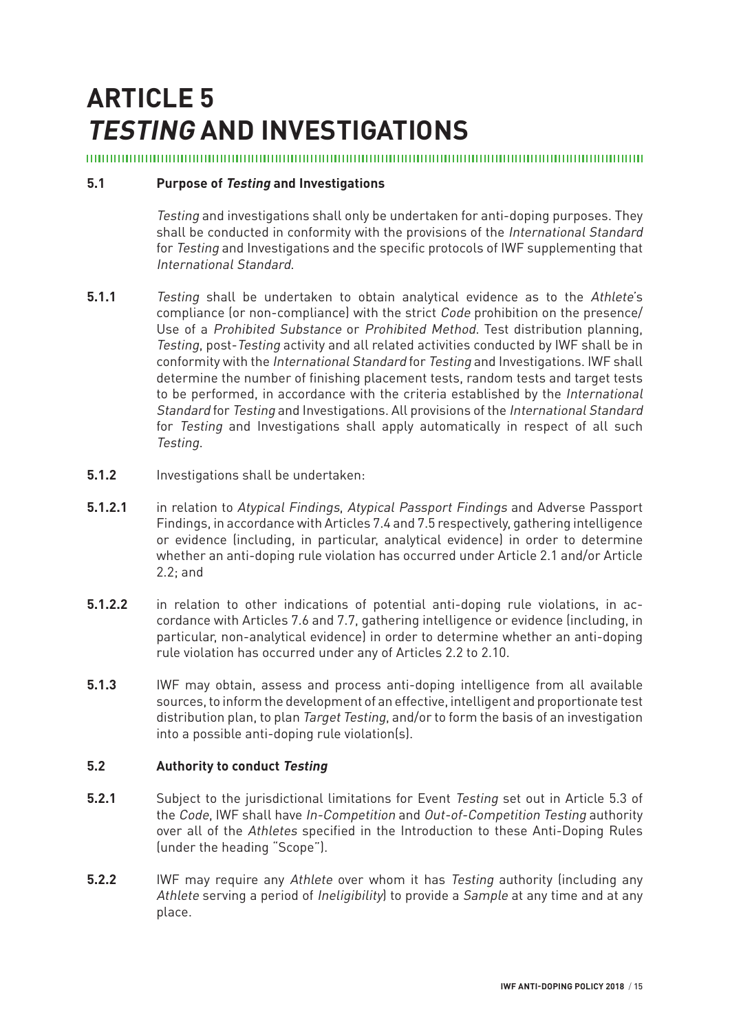# ARTICLE 5
# *TESTING* AND INVESTIGATIONS

**5.1 Purpose of *Testing* and Investigations**

*Testing* and investigations shall only be undertaken for anti-doping purposes. They shall be conducted in conformity with the provisions of the *International Standard* for *Testing* and Investigations and the specific protocols of IWF supplementing that *International Standard*.

**5.1.1** *Testing* shall be undertaken to obtain analytical evidence as to the *Athlete*'s compliance (or non-compliance) with the strict *Code* prohibition on the presence/Use of a *Prohibited Substance* or *Prohibited Method*. Test distribution planning, *Testing*, post-*Testing* activity and all related activities conducted by IWF shall be in conformity with the *International Standard* for *Testing* and Investigations. IWF shall determine the number of finishing placement tests, random tests and target tests to be performed, in accordance with the criteria established by the *International Standard* for *Testing* and Investigations. All provisions of the *International Standard* for *Testing* and Investigations shall apply automatically in respect of all such *Testing*.

**5.1.2** Investigations shall be undertaken:

**5.1.2.1** in relation to *Atypical Findings*, *Atypical Passport Findings* and Adverse Passport Findings, in accordance with Articles 7.4 and 7.5 respectively, gathering intelligence or evidence (including, in particular, analytical evidence) in order to determine whether an anti-doping rule violation has occurred under Article 2.1 and/or Article 2.2; and

**5.1.2.2** in relation to other indications of potential anti-doping rule violations, in accordance with Articles 7.6 and 7.7, gathering intelligence or evidence (including, in particular, non-analytical evidence) in order to determine whether an anti-doping rule violation has occurred under any of Articles 2.2 to 2.10.

**5.1.3** IWF may obtain, assess and process anti-doping intelligence from all available sources, to inform the development of an effective, intelligent and proportionate test distribution plan, to plan *Target Testing*, and/or to form the basis of an investigation into a possible anti-doping rule violation(s).

**5.2 Authority to conduct *Testing***

**5.2.1** Subject to the jurisdictional limitations for Event *Testing* set out in Article 5.3 of the *Code*, IWF shall have *In-Competition* and *Out-of-Competition Testing* authority over all of the *Athletes* specified in the Introduction to these Anti-Doping Rules (under the heading "Scope").

**5.2.2** IWF may require any *Athlete* over whom it has *Testing* authority (including any *Athlete* serving a period of *Ineligibility*) to provide a *Sample* at any time and at any place.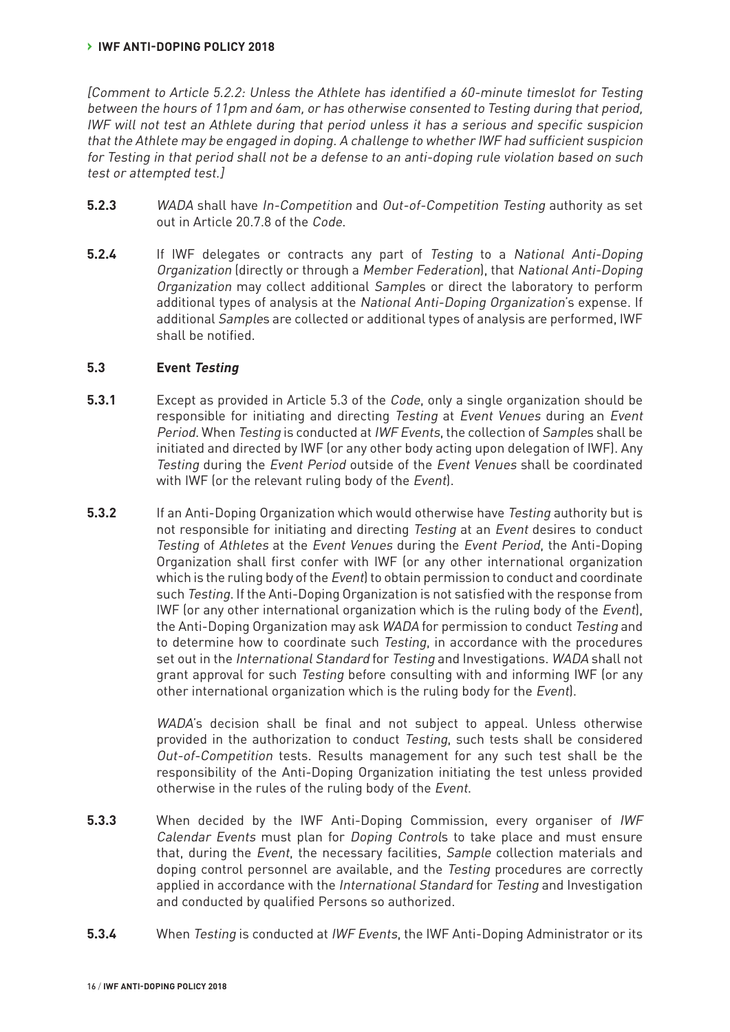*[Comment to Article 5.2.2: Unless the Athlete has identified a 60-minute timeslot for Testing between the hours of 11pm and 6am, or has otherwise consented to Testing during that period, IWF will not test an Athlete during that period unless it has a serious and specific suspicion that the Athlete may be engaged in doping. A challenge to whether IWF had sufficient suspicion for Testing in that period shall not be a defense to an anti-doping rule violation based on such test or attempted test.]*

**5.2.3** *WADA* shall have *In-Competition* and *Out-of-Competition Testing* authority as set out in Article 20.7.8 of the *Code*.

**5.2.4** If IWF delegates or contracts any part of *Testing* to a *National Anti-Doping Organization* (directly or through a *Member Federation*), that *National Anti-Doping Organization* may collect additional *Sample*s or direct the laboratory to perform additional types of analysis at the *National Anti-Doping Organization*'s expense. If additional *Sample*s are collected or additional types of analysis are performed, IWF shall be notified.

### 5.3 Event *Testing*

**5.3.1** Except as provided in Article 5.3 of the *Code*, only a single organization should be responsible for initiating and directing *Testing* at *Event Venues* during an *Event Period*. When *Testing* is conducted at *IWF Events*, the collection of *Sample*s shall be initiated and directed by IWF (or any other body acting upon delegation of IWF). Any *Testing* during the *Event Period* outside of the *Event Venues* shall be coordinated with IWF (or the relevant ruling body of the *Event*).

**5.3.2** If an Anti-Doping Organization which would otherwise have *Testing* authority but is not responsible for initiating and directing *Testing* at an *Event* desires to conduct *Testing* of *Athletes* at the *Event Venues* during the *Event Period*, the Anti-Doping Organization shall first confer with IWF (or any other international organization which is the ruling body of the *Event*) to obtain permission to conduct and coordinate such *Testing*. If the Anti-Doping Organization is not satisfied with the response from IWF (or any other international organization which is the ruling body of the *Event*), the Anti-Doping Organization may ask *WADA* for permission to conduct *Testing* and to determine how to coordinate such *Testing*, in accordance with the procedures set out in the *International Standard* for *Testing* and Investigations. *WADA* shall not grant approval for such *Testing* before consulting with and informing IWF (or any other international organization which is the ruling body for the *Event*).

*WADA*'s decision shall be final and not subject to appeal. Unless otherwise provided in the authorization to conduct *Testing*, such tests shall be considered *Out-of-Competition* tests. Results management for any such test shall be the responsibility of the Anti-Doping Organization initiating the test unless provided otherwise in the rules of the ruling body of the *Event*.

**5.3.3** When decided by the IWF Anti-Doping Commission, every organiser of *IWF Calendar Events* must plan for *Doping Control*s to take place and must ensure that, during the *Event*, the necessary facilities, *Sample* collection materials and doping control personnel are available, and the *Testing* procedures are correctly applied in accordance with the *International Standard* for *Testing* and Investigation and conducted by qualified Persons so authorized.

**5.3.4** When *Testing* is conducted at *IWF Events*, the IWF Anti-Doping Administrator or its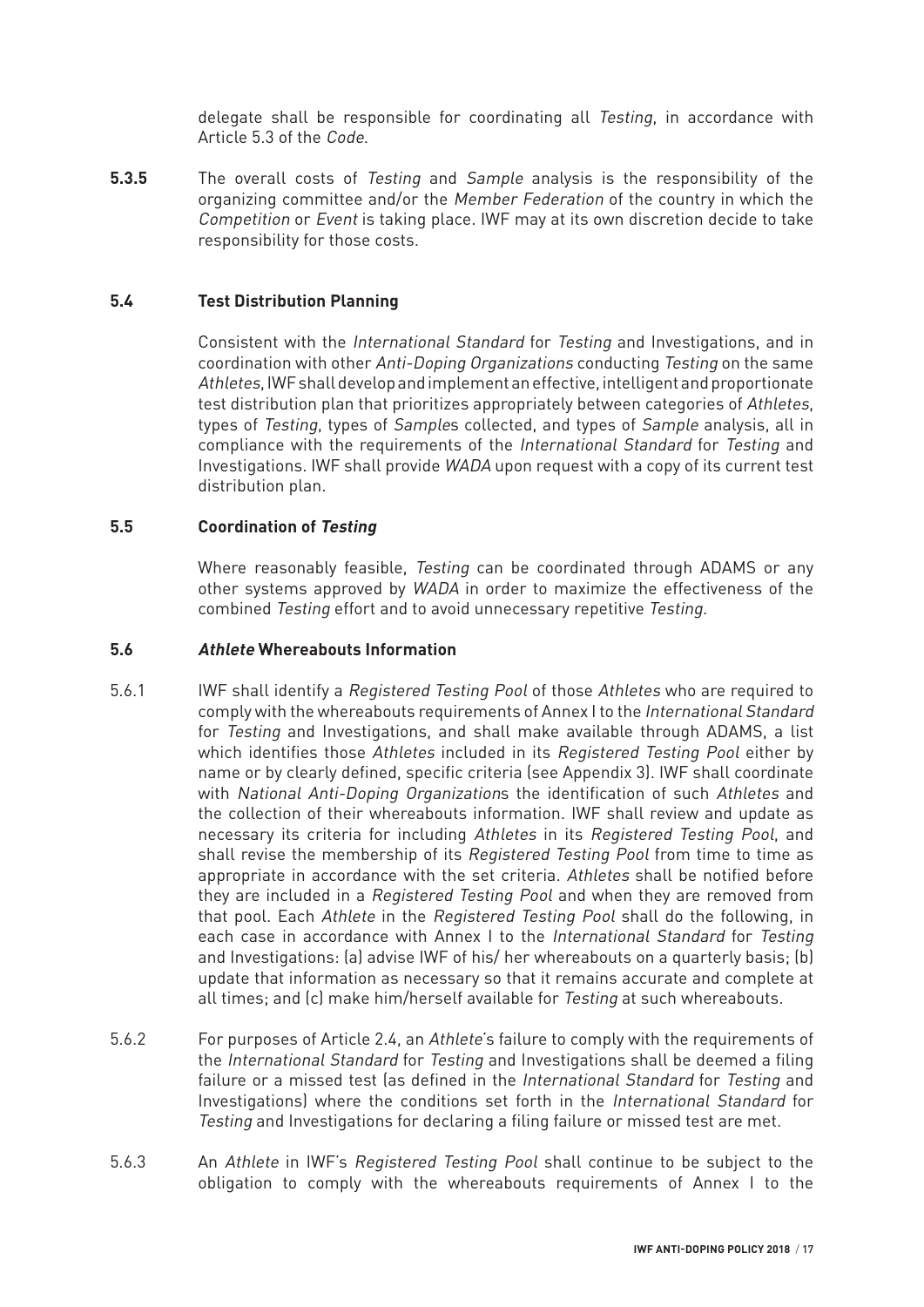delegate shall be responsible for coordinating all *Testing*, in accordance with Article 5.3 of the *Code*.

**5.3.5** The overall costs of *Testing* and *Sample* analysis is the responsibility of the organizing committee and/or the *Member Federation* of the country in which the *Competition* or *Event* is taking place. IWF may at its own discretion decide to take responsibility for those costs.

### 5.4 Test Distribution Planning

Consistent with the *International Standard* for *Testing* and Investigations, and in coordination with other *Anti-Doping Organizations* conducting *Testing* on the same *Athletes*, IWF shall develop and implement an effective, intelligent and proportionate test distribution plan that prioritizes appropriately between categories of *Athletes*, types of *Testing*, types of *Sample*s collected, and types of *Sample* analysis, all in compliance with the requirements of the *International Standard* for *Testing* and Investigations. IWF shall provide *WADA* upon request with a copy of its current test distribution plan.

### 5.5 Coordination of *Testing*

Where reasonably feasible, *Testing* can be coordinated through ADAMS or any other systems approved by *WADA* in order to maximize the effectiveness of the combined *Testing* effort and to avoid unnecessary repetitive *Testing*.

### 5.6 *Athlete* Whereabouts Information

5.6.1 IWF shall identify a *Registered Testing Pool* of those *Athletes* who are required to comply with the whereabouts requirements of Annex I to the *International Standard* for *Testing* and Investigations, and shall make available through ADAMS, a list which identifies those *Athletes* included in its *Registered Testing Pool* either by name or by clearly defined, specific criteria (see Appendix 3). IWF shall coordinate with *National Anti-Doping Organization*s the identification of such *Athletes* and the collection of their whereabouts information. IWF shall review and update as necessary its criteria for including *Athletes* in its *Registered Testing Pool*, and shall revise the membership of its *Registered Testing Pool* from time to time as appropriate in accordance with the set criteria. *Athletes* shall be notified before they are included in a *Registered Testing Pool* and when they are removed from that pool. Each *Athlete* in the *Registered Testing Pool* shall do the following, in each case in accordance with Annex I to the *International Standard* for *Testing* and Investigations: (a) advise IWF of his/ her whereabouts on a quarterly basis; (b) update that information as necessary so that it remains accurate and complete at all times; and (c) make him/herself available for *Testing* at such whereabouts.

5.6.2 For purposes of Article 2.4, an *Athlete*'s failure to comply with the requirements of the *International Standard* for *Testing* and Investigations shall be deemed a filing failure or a missed test (as defined in the *International Standard* for *Testing* and Investigations) where the conditions set forth in the *International Standard* for *Testing* and Investigations for declaring a filing failure or missed test are met.

5.6.3 An *Athlete* in IWF's *Registered Testing Pool* shall continue to be subject to the obligation to comply with the whereabouts requirements of Annex I to the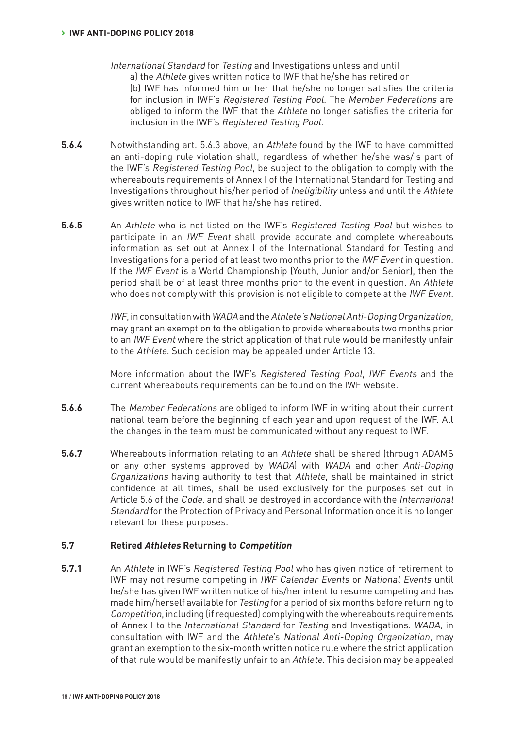*International Standard* for *Testing* and Investigations unless and until

a) the *Athlete* gives written notice to IWF that he/she has retired or

(b) IWF has informed him or her that he/she no longer satisfies the criteria for inclusion in IWF's *Registered Testing Pool*. The *Member Federations* are obliged to inform the IWF that the *Athlete* no longer satisfies the criteria for inclusion in the IWF's *Registered Testing Pool*.

**5.6.4** Notwithstanding art. 5.6.3 above, an *Athlete* found by the IWF to have committed an anti-doping rule violation shall, regardless of whether he/she was/is part of the IWF's *Registered Testing Pool*, be subject to the obligation to comply with the whereabouts requirements of Annex I of the International Standard for Testing and Investigations throughout his/her period of *Ineligibility* unless and until the *Athlete* gives written notice to IWF that he/she has retired.

**5.6.5** An *Athlete* who is not listed on the IWF's *Registered Testing Pool* but wishes to participate in an *IWF Event* shall provide accurate and complete whereabouts information as set out at Annex I of the International Standard for Testing and Investigations for a period of at least two months prior to the *IWF Event* in question. If the *IWF Event* is a World Championship (Youth, Junior and/or Senior), then the period shall be of at least three months prior to the event in question. An *Athlete* who does not comply with this provision is not eligible to compete at the *IWF Event*.

*IWF*, in consultation with *WADA* and the *Athlete's National Anti-Doping Organization*, may grant an exemption to the obligation to provide whereabouts two months prior to an *IWF Event* where the strict application of that rule would be manifestly unfair to the *Athlete*. Such decision may be appealed under Article 13.

More information about the IWF's *Registered Testing Pool*, *IWF Events* and the current whereabouts requirements can be found on the IWF website.

**5.6.6** The *Member Federations* are obliged to inform IWF in writing about their current national team before the beginning of each year and upon request of the IWF. All the changes in the team must be communicated without any request to IWF.

**5.6.7** Whereabouts information relating to an *Athlete* shall be shared (through ADAMS or any other systems approved by *WADA*) with *WADA* and other *Anti-Doping Organizations* having authority to test that *Athlete*, shall be maintained in strict confidence at all times, shall be used exclusively for the purposes set out in Article 5.6 of the *Code*, and shall be destroyed in accordance with the *International Standard* for the Protection of Privacy and Personal Information once it is no longer relevant for these purposes.

### 5.7 Retired *Athletes* Returning to *Competition*

**5.7.1** An *Athlete* in IWF's *Registered Testing Pool* who has given notice of retirement to IWF may not resume competing in *IWF Calendar Events* or *National Events* until he/she has given IWF written notice of his/her intent to resume competing and has made him/herself available for *Testing* for a period of six months before returning to *Competition*, including (if requested) complying with the whereabouts requirements of Annex I to the *International Standard* for *Testing* and Investigations. *WADA*, in consultation with IWF and the *Athlete*'s *National Anti-Doping Organization*, may grant an exemption to the six-month written notice rule where the strict application of that rule would be manifestly unfair to an *Athlete*. This decision may be appealed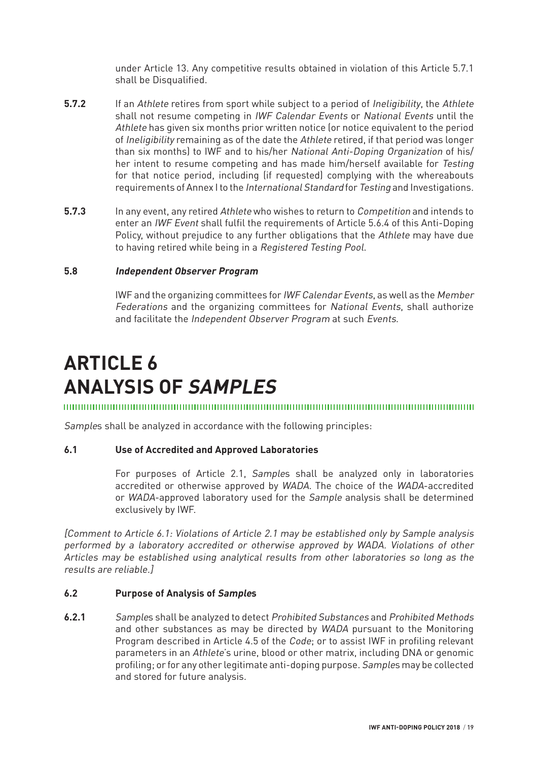under Article 13. Any competitive results obtained in violation of this Article 5.7.1 shall be Disqualified.

**5.7.2** If an *Athlete* retires from sport while subject to a period of *Ineligibility*, the *Athlete* shall not resume competing in *IWF Calendar Events* or *National Events* until the *Athlete* has given six months prior written notice (or notice equivalent to the period of *Ineligibility* remaining as of the date the *Athlete* retired, if that period was longer than six months) to IWF and to his/her *National Anti-Doping Organization* of his/her intent to resume competing and has made him/herself available for *Testing* for that notice period, including (if requested) complying with the whereabouts requirements of Annex I to the *International Standard* for *Testing* and Investigations.

**5.7.3** In any event, any retired *Athlete* who wishes to return to *Competition* and intends to enter an *IWF Event* shall fulfil the requirements of Article 5.6.4 of this Anti-Doping Policy, without prejudice to any further obligations that the *Athlete* may have due to having retired while being in a *Registered Testing Pool*.

### 5.8 *Independent Observer Program*

IWF and the organizing committees for *IWF Calendar Events*, as well as the *Member Federations* and the organizing committees for *National Events*, shall authorize and facilitate the *Independent Observer Program* at such *Events*.

# ARTICLE 6 ANALYSIS OF *SAMPLES*

*Sample*s shall be analyzed in accordance with the following principles:

### 6.1 Use of Accredited and Approved Laboratories

For purposes of Article 2.1, *Sample*s shall be analyzed only in laboratories accredited or otherwise approved by *WADA*. The choice of the *WADA*-accredited or *WADA*-approved laboratory used for the *Sample* analysis shall be determined exclusively by IWF.

*[Comment to Article 6.1: Violations of Article 2.1 may be established only by Sample analysis performed by a laboratory accredited or otherwise approved by WADA. Violations of other Articles may be established using analytical results from other laboratories so long as the results are reliable.]*

### 6.2 Purpose of Analysis of *Sample*s

**6.2.1** *Sample*s shall be analyzed to detect *Prohibited Substances* and *Prohibited Methods* and other substances as may be directed by *WADA* pursuant to the Monitoring Program described in Article 4.5 of the *Code*; or to assist IWF in profiling relevant parameters in an *Athlete*'s urine, blood or other matrix, including DNA or genomic profiling; or for any other legitimate anti-doping purpose. *Sample*s may be collected and stored for future analysis.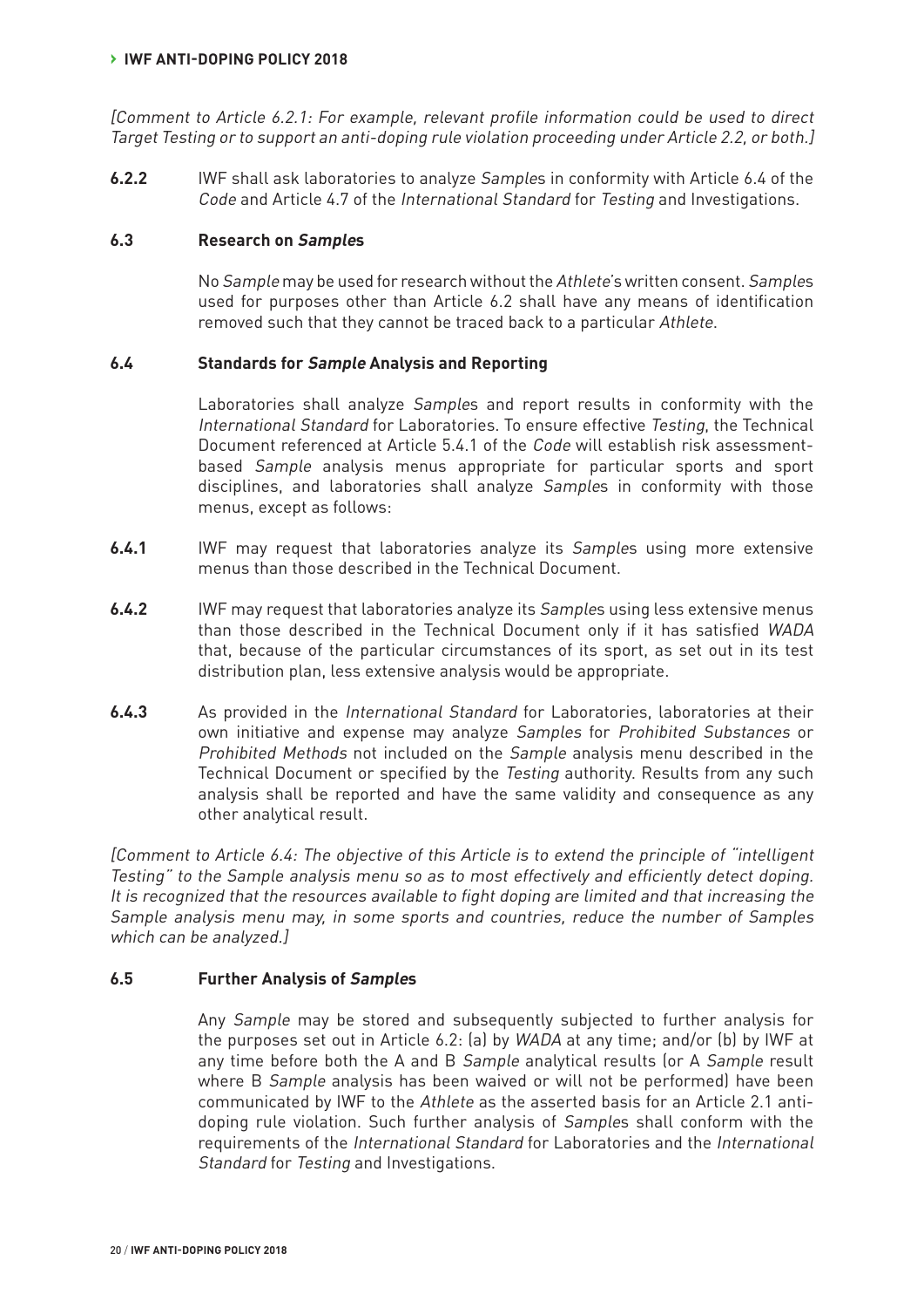*[Comment to Article 6.2.1: For example, relevant profile information could be used to direct Target Testing or to support an anti-doping rule violation proceeding under Article 2.2, or both.]*

**6.2.2** IWF shall ask laboratories to analyze *Sample*s in conformity with Article 6.4 of the *Code* and Article 4.7 of the *International Standard* for *Testing* and Investigations.

### 6.3 Research on *Sample*s

No *Sample* may be used for research without the *Athlete*'s written consent. *Sample*s used for purposes other than Article 6.2 shall have any means of identification removed such that they cannot be traced back to a particular *Athlete*.

### 6.4 Standards for *Sample* Analysis and Reporting

Laboratories shall analyze *Sample*s and report results in conformity with the *International Standard* for Laboratories. To ensure effective *Testing*, the Technical Document referenced at Article 5.4.1 of the *Code* will establish risk assessment-based *Sample* analysis menus appropriate for particular sports and sport disciplines, and laboratories shall analyze *Sample*s in conformity with those menus, except as follows:

**6.4.1** IWF may request that laboratories analyze its *Sample*s using more extensive menus than those described in the Technical Document.

**6.4.2** IWF may request that laboratories analyze its *Sample*s using less extensive menus than those described in the Technical Document only if it has satisfied *WADA* that, because of the particular circumstances of its sport, as set out in its test distribution plan, less extensive analysis would be appropriate.

**6.4.3** As provided in the *International Standard* for Laboratories, laboratories at their own initiative and expense may analyze *Samples* for *Prohibited Substances* or *Prohibited Methods* not included on the *Sample* analysis menu described in the Technical Document or specified by the *Testing* authority. Results from any such analysis shall be reported and have the same validity and consequence as any other analytical result.

*[Comment to Article 6.4: The objective of this Article is to extend the principle of "intelligent Testing" to the Sample analysis menu so as to most effectively and efficiently detect doping. It is recognized that the resources available to fight doping are limited and that increasing the Sample analysis menu may, in some sports and countries, reduce the number of Samples which can be analyzed.]*

### 6.5 Further Analysis of *Sample*s

Any *Sample* may be stored and subsequently subjected to further analysis for the purposes set out in Article 6.2: (a) by *WADA* at any time; and/or (b) by IWF at any time before both the A and B *Sample* analytical results (or A *Sample* result where B *Sample* analysis has been waived or will not be performed) have been communicated by IWF to the *Athlete* as the asserted basis for an Article 2.1 anti-doping rule violation. Such further analysis of *Sample*s shall conform with the requirements of the *International Standard* for Laboratories and the *International Standard* for *Testing* and Investigations.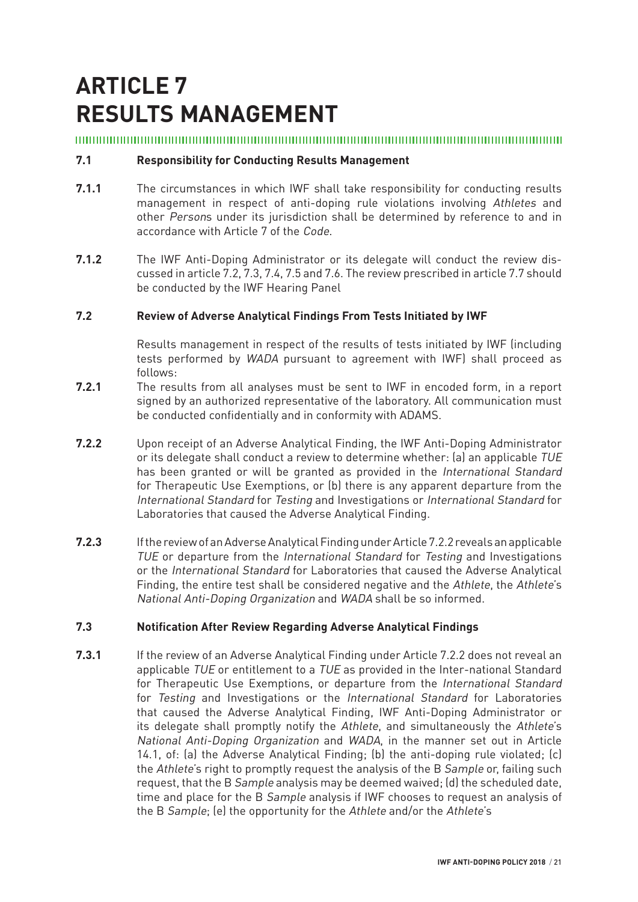# ARTICLE 7
# RESULTS MANAGEMENT

### 7.1 Responsibility for Conducting Results Management

**7.1.1** The circumstances in which IWF shall take responsibility for conducting results management in respect of anti-doping rule violations involving *Athletes* and other *Person*s under its jurisdiction shall be determined by reference to and in accordance with Article 7 of the *Code*.

**7.1.2** The IWF Anti-Doping Administrator or its delegate will conduct the review discussed in article 7.2, 7.3, 7.4, 7.5 and 7.6. The review prescribed in article 7.7 should be conducted by the IWF Hearing Panel

### 7.2 Review of Adverse Analytical Findings From Tests Initiated by IWF

Results management in respect of the results of tests initiated by IWF (including tests performed by *WADA* pursuant to agreement with IWF) shall proceed as follows:

**7.2.1** The results from all analyses must be sent to IWF in encoded form, in a report signed by an authorized representative of the laboratory. All communication must be conducted confidentially and in conformity with ADAMS.

**7.2.2** Upon receipt of an Adverse Analytical Finding, the IWF Anti-Doping Administrator or its delegate shall conduct a review to determine whether: (a) an applicable *TUE* has been granted or will be granted as provided in the *International Standard* for Therapeutic Use Exemptions, or (b) there is any apparent departure from the *International Standard* for *Testing* and Investigations or *International Standard* for Laboratories that caused the Adverse Analytical Finding.

**7.2.3** If the review of an Adverse Analytical Finding under Article 7.2.2 reveals an applicable *TUE* or departure from the *International Standard* for *Testing* and Investigations or the *International Standard* for Laboratories that caused the Adverse Analytical Finding, the entire test shall be considered negative and the *Athlete*, the *Athlete*'s *National Anti-Doping Organization* and *WADA* shall be so informed.

### 7.3 Notification After Review Regarding Adverse Analytical Findings

**7.3.1** If the review of an Adverse Analytical Finding under Article 7.2.2 does not reveal an applicable *TUE* or entitlement to a *TUE* as provided in the Inter-national Standard for Therapeutic Use Exemptions, or departure from the *International Standard* for *Testing* and Investigations or the *International Standard* for Laboratories that caused the Adverse Analytical Finding, IWF Anti-Doping Administrator or its delegate shall promptly notify the *Athlete*, and simultaneously the *Athlete*'s *National Anti-Doping Organization* and *WADA*, in the manner set out in Article 14.1, of: (a) the Adverse Analytical Finding; (b) the anti-doping rule violated; (c) the *Athlete*'s right to promptly request the analysis of the B *Sample* or, failing such request, that the B *Sample* analysis may be deemed waived; (d) the scheduled date, time and place for the B *Sample* analysis if IWF chooses to request an analysis of the B *Sample*; (e) the opportunity for the *Athlete* and/or the *Athlete*'s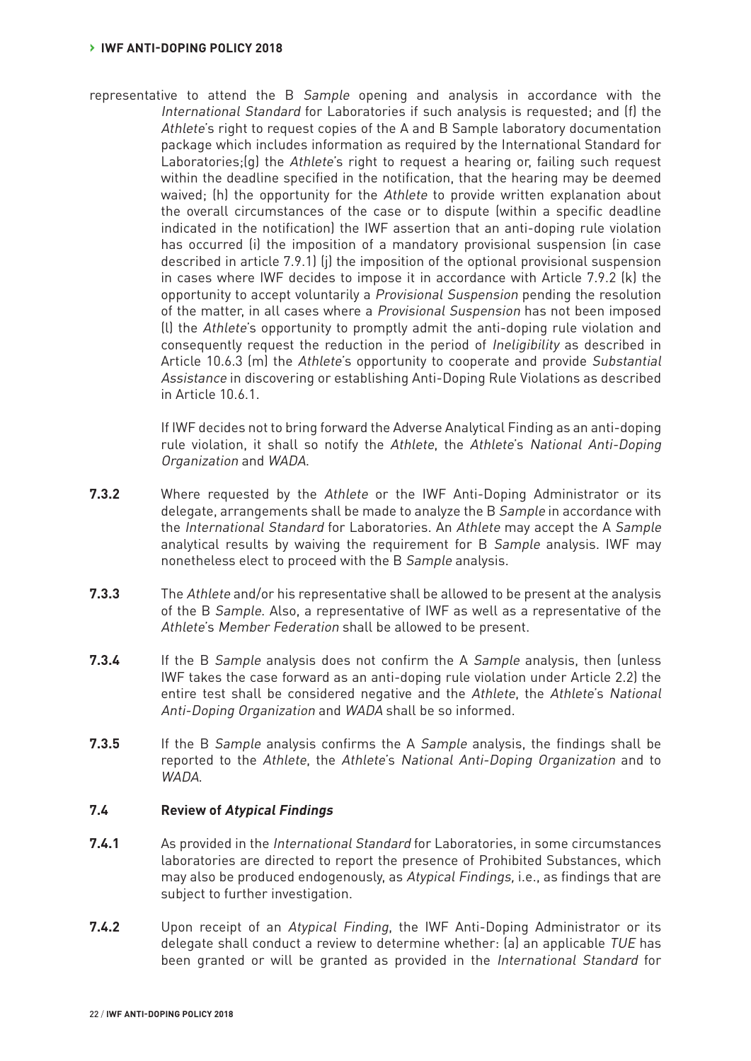representative to attend the B *Sample* opening and analysis in accordance with the *International Standard* for Laboratories if such analysis is requested; and (f) the *Athlete*'s right to request copies of the A and B Sample laboratory documentation package which includes information as required by the International Standard for Laboratories;(g) the *Athlete*'s right to request a hearing or, failing such request within the deadline specified in the notification, that the hearing may be deemed waived; (h) the opportunity for the *Athlete* to provide written explanation about the overall circumstances of the case or to dispute (within a specific deadline indicated in the notification) the IWF assertion that an anti-doping rule violation has occurred (i) the imposition of a mandatory provisional suspension (in case described in article 7.9.1) (j) the imposition of the optional provisional suspension in cases where IWF decides to impose it in accordance with Article 7.9.2 (k) the opportunity to accept voluntarily a *Provisional Suspension* pending the resolution of the matter, in all cases where a *Provisional Suspension* has not been imposed (l) the *Athlete*'s opportunity to promptly admit the anti-doping rule violation and consequently request the reduction in the period of *Ineligibility* as described in Article 10.6.3 (m) the *Athlete*'s opportunity to cooperate and provide *Substantial Assistance* in discovering or establishing Anti-Doping Rule Violations as described in Article 10.6.1.

If IWF decides not to bring forward the Adverse Analytical Finding as an anti-doping rule violation, it shall so notify the *Athlete*, the *Athlete*'s *National Anti-Doping Organization* and *WADA*.

**7.3.2** Where requested by the *Athlete* or the IWF Anti-Doping Administrator or its delegate, arrangements shall be made to analyze the B *Sample* in accordance with the *International Standard* for Laboratories. An *Athlete* may accept the A *Sample* analytical results by waiving the requirement for B *Sample* analysis. IWF may nonetheless elect to proceed with the B *Sample* analysis.

**7.3.3** The *Athlete* and/or his representative shall be allowed to be present at the analysis of the B *Sample*. Also, a representative of IWF as well as a representative of the *Athlete*'s *Member Federation* shall be allowed to be present.

**7.3.4** If the B *Sample* analysis does not confirm the A *Sample* analysis, then (unless IWF takes the case forward as an anti-doping rule violation under Article 2.2) the entire test shall be considered negative and the *Athlete*, the *Athlete*'s *National Anti-Doping Organization* and *WADA* shall be so informed.

**7.3.5** If the B *Sample* analysis confirms the A *Sample* analysis, the findings shall be reported to the *Athlete*, the *Athlete*'s *National Anti-Doping Organization* and to *WADA*.

### 7.4 Review of *Atypical Findings*

**7.4.1** As provided in the *International Standard* for Laboratories, in some circumstances laboratories are directed to report the presence of Prohibited Substances, which may also be produced endogenously, as *Atypical Findings*, i.e., as findings that are subject to further investigation.

**7.4.2** Upon receipt of an *Atypical Finding*, the IWF Anti-Doping Administrator or its delegate shall conduct a review to determine whether: (a) an applicable *TUE* has been granted or will be granted as provided in the *International Standard* for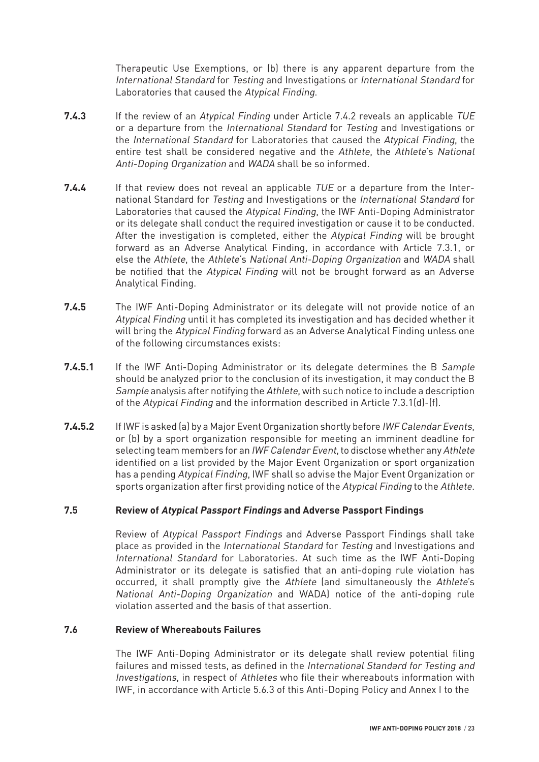Therapeutic Use Exemptions, or (b) there is any apparent departure from the *International Standard* for *Testing* and Investigations or *International Standard* for Laboratories that caused the *Atypical Finding*.

**7.4.3** If the review of an *Atypical Finding* under Article 7.4.2 reveals an applicable *TUE* or a departure from the *International Standard* for *Testing* and Investigations or the *International Standard* for Laboratories that caused the *Atypical Finding*, the entire test shall be considered negative and the *Athlete*, the *Athlete*'s *National Anti-Doping Organization* and *WADA* shall be so informed.

**7.4.4** If that review does not reveal an applicable *TUE* or a departure from the International Standard for *Testing* and Investigations or the *International Standard* for Laboratories that caused the *Atypical Finding*, the IWF Anti-Doping Administrator or its delegate shall conduct the required investigation or cause it to be conducted. After the investigation is completed, either the *Atypical Finding* will be brought forward as an Adverse Analytical Finding, in accordance with Article 7.3.1, or else the *Athlete*, the *Athlete*'s *National Anti-Doping Organization* and *WADA* shall be notified that the *Atypical Finding* will not be brought forward as an Adverse Analytical Finding.

**7.4.5** The IWF Anti-Doping Administrator or its delegate will not provide notice of an *Atypical Finding* until it has completed its investigation and has decided whether it will bring the *Atypical Finding* forward as an Adverse Analytical Finding unless one of the following circumstances exists:

**7.4.5.1** If the IWF Anti-Doping Administrator or its delegate determines the B *Sample* should be analyzed prior to the conclusion of its investigation, it may conduct the B *Sample* analysis after notifying the *Athlete*, with such notice to include a description of the *Atypical Finding* and the information described in Article 7.3.1(d)-(f).

**7.4.5.2** If IWF is asked (a) by a Major Event Organization shortly before *IWF Calendar Events*, or (b) by a sport organization responsible for meeting an imminent deadline for selecting team members for an *IWF Calendar Event*, to disclose whether any *Athlete* identified on a list provided by the Major Event Organization or sport organization has a pending *Atypical Finding*, IWF shall so advise the Major Event Organization or sports organization after first providing notice of the *Atypical Finding* to the *Athlete*.

### 7.5 Review of *Atypical Passport Findings* and Adverse Passport Findings

Review of *Atypical Passport Findings* and Adverse Passport Findings shall take place as provided in the *International Standard* for *Testing* and Investigations and *International Standard* for Laboratories. At such time as the IWF Anti-Doping Administrator or its delegate is satisfied that an anti-doping rule violation has occurred, it shall promptly give the *Athlete* (and simultaneously the *Athlete*'s *National Anti-Doping Organization* and WADA) notice of the anti-doping rule violation asserted and the basis of that assertion.

### 7.6 Review of Whereabouts Failures

The IWF Anti-Doping Administrator or its delegate shall review potential filing failures and missed tests, as defined in the *International Standard for Testing and Investigations*, in respect of *Athletes* who file their whereabouts information with IWF, in accordance with Article 5.6.3 of this Anti-Doping Policy and Annex I to the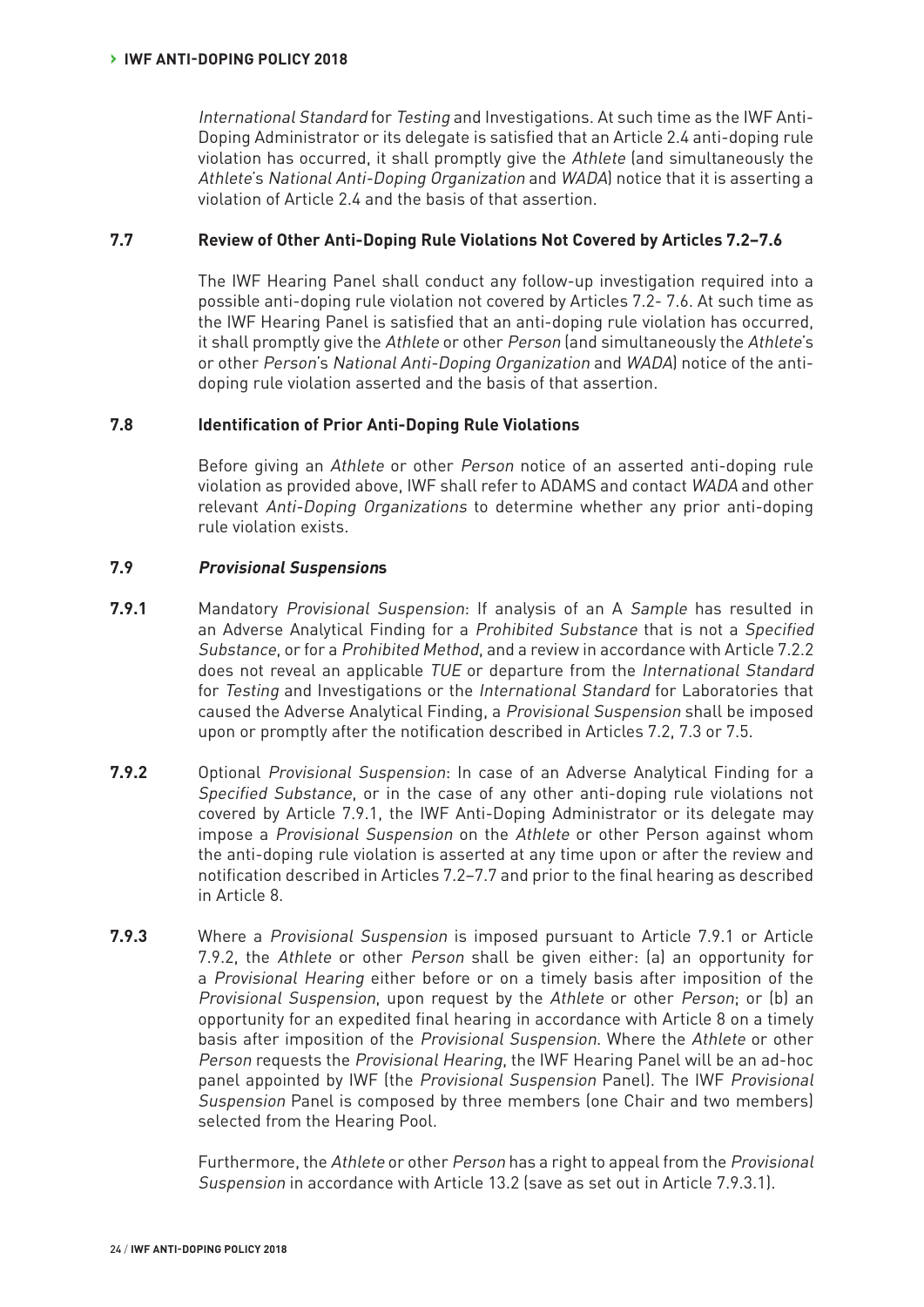*International Standard* for *Testing* and Investigations. At such time as the IWF Anti-Doping Administrator or its delegate is satisfied that an Article 2.4 anti-doping rule violation has occurred, it shall promptly give the *Athlete* (and simultaneously the *Athlete*'s *National Anti-Doping Organization* and *WADA*) notice that it is asserting a violation of Article 2.4 and the basis of that assertion.

### 7.7 Review of Other Anti-Doping Rule Violations Not Covered by Articles 7.2–7.6

The IWF Hearing Panel shall conduct any follow-up investigation required into a possible anti-doping rule violation not covered by Articles 7.2- 7.6. At such time as the IWF Hearing Panel is satisfied that an anti-doping rule violation has occurred, it shall promptly give the *Athlete* or other *Person* (and simultaneously the *Athlete*'s or other *Person*'s *National Anti-Doping Organization* and *WADA*) notice of the anti-doping rule violation asserted and the basis of that assertion.

### 7.8 Identification of Prior Anti-Doping Rule Violations

Before giving an *Athlete* or other *Person* notice of an asserted anti-doping rule violation as provided above, IWF shall refer to ADAMS and contact *WADA* and other relevant *Anti-Doping Organizations* to determine whether any prior anti-doping rule violation exists.

### 7.9 *Provisional Suspension*s

**7.9.1** Mandatory *Provisional Suspension*: If analysis of an A *Sample* has resulted in an Adverse Analytical Finding for a *Prohibited Substance* that is not a *Specified Substance*, or for a *Prohibited Method*, and a review in accordance with Article 7.2.2 does not reveal an applicable *TUE* or departure from the *International Standard* for *Testing* and Investigations or the *International Standard* for Laboratories that caused the Adverse Analytical Finding, a *Provisional Suspension* shall be imposed upon or promptly after the notification described in Articles 7.2, 7.3 or 7.5.

**7.9.2** Optional *Provisional Suspension*: In case of an Adverse Analytical Finding for a *Specified Substance*, or in the case of any other anti-doping rule violations not covered by Article 7.9.1, the IWF Anti-Doping Administrator or its delegate may impose a *Provisional Suspension* on the *Athlete* or other Person against whom the anti-doping rule violation is asserted at any time upon or after the review and notification described in Articles 7.2–7.7 and prior to the final hearing as described in Article 8.

**7.9.3** Where a *Provisional Suspension* is imposed pursuant to Article 7.9.1 or Article 7.9.2, the *Athlete* or other *Person* shall be given either: (a) an opportunity for a *Provisional Hearing* either before or on a timely basis after imposition of the *Provisional Suspension*, upon request by the *Athlete* or other *Person*; or (b) an opportunity for an expedited final hearing in accordance with Article 8 on a timely basis after imposition of the *Provisional Suspension*. Where the *Athlete* or other *Person* requests the *Provisional Hearing*, the IWF Hearing Panel will be an ad-hoc panel appointed by IWF (the *Provisional Suspension* Panel). The IWF *Provisional Suspension* Panel is composed by three members (one Chair and two members) selected from the Hearing Pool.

Furthermore, the *Athlete* or other *Person* has a right to appeal from the *Provisional Suspension* in accordance with Article 13.2 (save as set out in Article 7.9.3.1).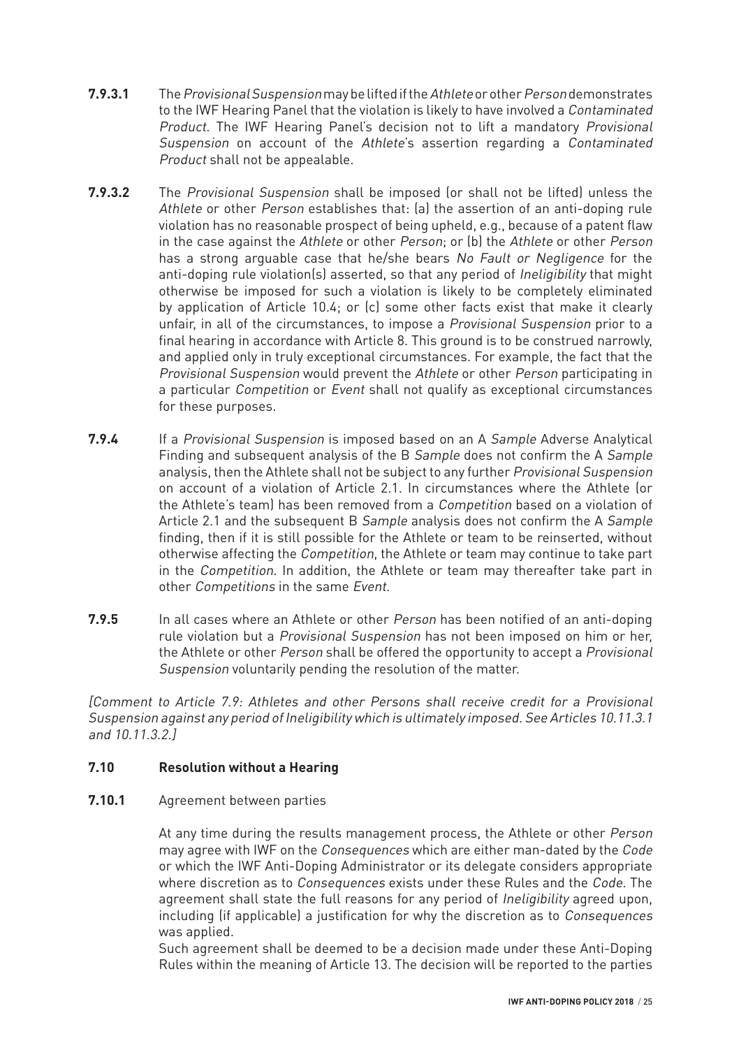**7.9.3.1** The *Provisional Suspension* may be lifted if the *Athlete* or other *Person* demonstrates to the IWF Hearing Panel that the violation is likely to have involved a *Contaminated Product*. The IWF Hearing Panel's decision not to lift a mandatory *Provisional Suspension* on account of the *Athlete*'s assertion regarding a *Contaminated Product* shall not be appealable.

**7.9.3.2** The *Provisional Suspension* shall be imposed (or shall not be lifted) unless the *Athlete* or other *Person* establishes that: (a) the assertion of an anti-doping rule violation has no reasonable prospect of being upheld, e.g., because of a patent flaw in the case against the *Athlete* or other *Person*; or (b) the *Athlete* or other *Person* has a strong arguable case that he/she bears *No Fault or Negligence* for the anti-doping rule violation(s) asserted, so that any period of *Ineligibility* that might otherwise be imposed for such a violation is likely to be completely eliminated by application of Article 10.4; or (c) some other facts exist that make it clearly unfair, in all of the circumstances, to impose a *Provisional Suspension* prior to a final hearing in accordance with Article 8. This ground is to be construed narrowly, and applied only in truly exceptional circumstances. For example, the fact that the *Provisional Suspension* would prevent the *Athlete* or other *Person* participating in a particular *Competition* or *Event* shall not qualify as exceptional circumstances for these purposes.

**7.9.4** If a *Provisional Suspension* is imposed based on an A *Sample* Adverse Analytical Finding and subsequent analysis of the B *Sample* does not confirm the A *Sample* analysis, then the Athlete shall not be subject to any further *Provisional Suspension* on account of a violation of Article 2.1. In circumstances where the Athlete (or the Athlete's team) has been removed from a *Competition* based on a violation of Article 2.1 and the subsequent B *Sample* analysis does not confirm the A *Sample* finding, then if it is still possible for the Athlete or team to be reinserted, without otherwise affecting the *Competition*, the Athlete or team may continue to take part in the *Competition*. In addition, the Athlete or team may thereafter take part in other *Competitions* in the same *Event*.

**7.9.5** In all cases where an Athlete or other *Person* has been notified of an anti-doping rule violation but a *Provisional Suspension* has not been imposed on him or her, the Athlete or other *Person* shall be offered the opportunity to accept a *Provisional Suspension* voluntarily pending the resolution of the matter.

*[Comment to Article 7.9: Athletes and other Persons shall receive credit for a Provisional Suspension against any period of Ineligibility which is ultimately imposed. See Articles 10.11.3.1 and 10.11.3.2.]*

### 7.10 Resolution without a Hearing

**7.10.1** Agreement between parties

At any time during the results management process, the Athlete or other *Person* may agree with IWF on the *Consequences* which are either man-dated by the *Code* or which the IWF Anti-Doping Administrator or its delegate considers appropriate where discretion as to *Consequences* exists under these Rules and the *Code*. The agreement shall state the full reasons for any period of *Ineligibility* agreed upon, including (if applicable) a justification for why the discretion as to *Consequences* was applied.

Such agreement shall be deemed to be a decision made under these Anti-Doping Rules within the meaning of Article 13. The decision will be reported to the parties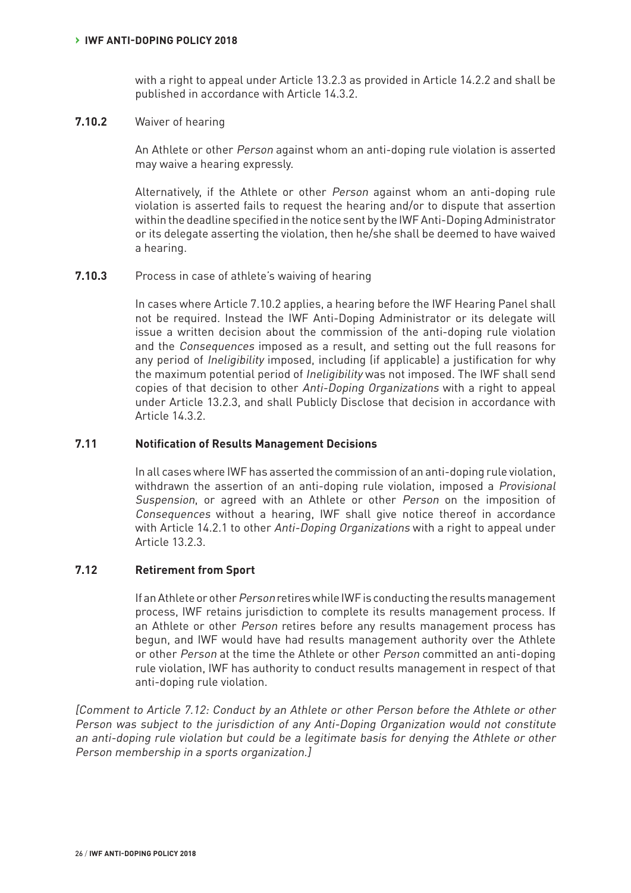with a right to appeal under Article 13.2.3 as provided in Article 14.2.2 and shall be published in accordance with Article 14.3.2.

**7.10.2** Waiver of hearing

An Athlete or other *Person* against whom an anti-doping rule violation is asserted may waive a hearing expressly.

Alternatively, if the Athlete or other *Person* against whom an anti-doping rule violation is asserted fails to request the hearing and/or to dispute that assertion within the deadline specified in the notice sent by the IWF Anti-Doping Administrator or its delegate asserting the violation, then he/she shall be deemed to have waived a hearing.

**7.10.3** Process in case of athlete's waiving of hearing

In cases where Article 7.10.2 applies, a hearing before the IWF Hearing Panel shall not be required. Instead the IWF Anti-Doping Administrator or its delegate will issue a written decision about the commission of the anti-doping rule violation and the *Consequences* imposed as a result, and setting out the full reasons for any period of *Ineligibility* imposed, including (if applicable) a justification for why the maximum potential period of *Ineligibility* was not imposed. The IWF shall send copies of that decision to other *Anti-Doping Organizations* with a right to appeal under Article 13.2.3, and shall Publicly Disclose that decision in accordance with Article 14.3.2.

### 7.11 Notification of Results Management Decisions

In all cases where IWF has asserted the commission of an anti-doping rule violation, withdrawn the assertion of an anti-doping rule violation, imposed a *Provisional Suspension*, or agreed with an Athlete or other *Person* on the imposition of *Consequences* without a hearing, IWF shall give notice thereof in accordance with Article 14.2.1 to other *Anti-Doping Organizations* with a right to appeal under Article 13.2.3.

### 7.12 Retirement from Sport

If an Athlete or other *Person* retires while IWF is conducting the results management process, IWF retains jurisdiction to complete its results management process. If an Athlete or other *Person* retires before any results management process has begun, and IWF would have had results management authority over the Athlete or other *Person* at the time the Athlete or other *Person* committed an anti-doping rule violation, IWF has authority to conduct results management in respect of that anti-doping rule violation.

*[Comment to Article 7.12: Conduct by an Athlete or other Person before the Athlete or other Person was subject to the jurisdiction of any Anti-Doping Organization would not constitute an anti-doping rule violation but could be a legitimate basis for denying the Athlete or other Person membership in a sports organization.]*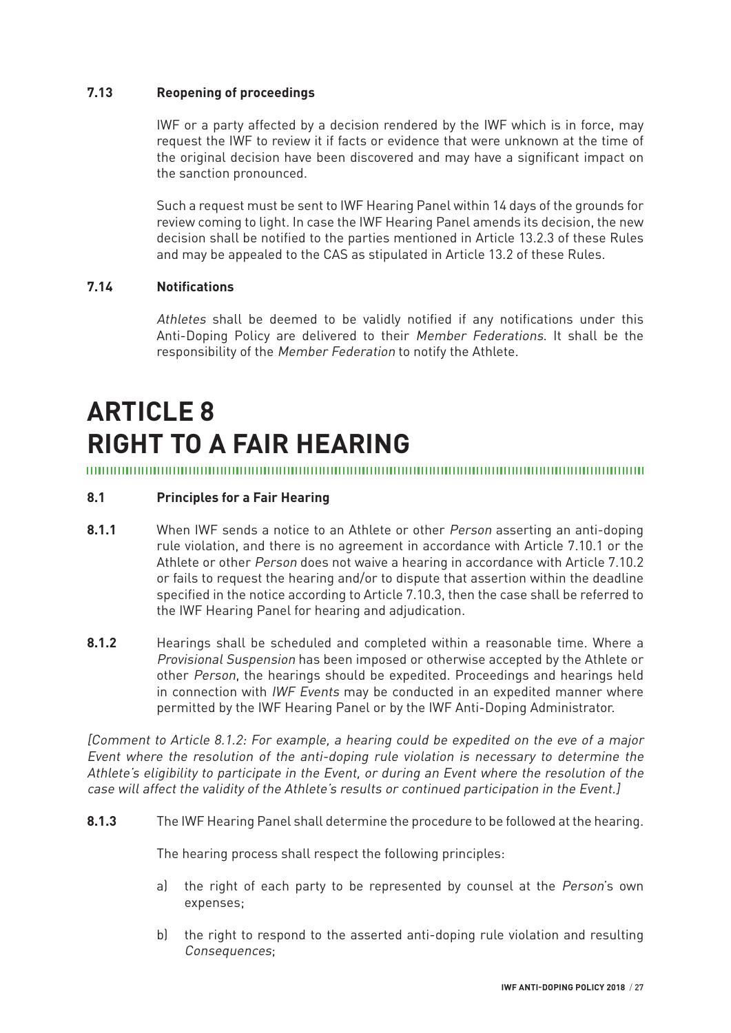### 7.13 Reopening of proceedings

IWF or a party affected by a decision rendered by the IWF which is in force, may request the IWF to review it if facts or evidence that were unknown at the time of the original decision have been discovered and may have a significant impact on the sanction pronounced.

Such a request must be sent to IWF Hearing Panel within 14 days of the grounds for review coming to light. In case the IWF Hearing Panel amends its decision, the new decision shall be notified to the parties mentioned in Article 13.2.3 of these Rules and may be appealed to the CAS as stipulated in Article 13.2 of these Rules.

### 7.14 Notifications

*Athletes* shall be deemed to be validly notified if any notifications under this Anti-Doping Policy are delivered to their *Member Federations*. It shall be the responsibility of the *Member Federation* to notify the Athlete.

# ARTICLE 8 RIGHT TO A FAIR HEARING

### 8.1 Principles for a Fair Hearing

**8.1.1** When IWF sends a notice to an Athlete or other *Person* asserting an anti-doping rule violation, and there is no agreement in accordance with Article 7.10.1 or the Athlete or other *Person* does not waive a hearing in accordance with Article 7.10.2 or fails to request the hearing and/or to dispute that assertion within the deadline specified in the notice according to Article 7.10.3, then the case shall be referred to the IWF Hearing Panel for hearing and adjudication.

**8.1.2** Hearings shall be scheduled and completed within a reasonable time. Where a *Provisional Suspension* has been imposed or otherwise accepted by the Athlete or other *Person*, the hearings should be expedited. Proceedings and hearings held in connection with *IWF Events* may be conducted in an expedited manner where permitted by the IWF Hearing Panel or by the IWF Anti-Doping Administrator.

*[Comment to Article 8.1.2: For example, a hearing could be expedited on the eve of a major Event where the resolution of the anti-doping rule violation is necessary to determine the Athlete's eligibility to participate in the Event, or during an Event where the resolution of the case will affect the validity of the Athlete's results or continued participation in the Event.]*

**8.1.3** The IWF Hearing Panel shall determine the procedure to be followed at the hearing.

The hearing process shall respect the following principles:

a) the right of each party to be represented by counsel at the *Person*'s own expenses;

b) the right to respond to the asserted anti-doping rule violation and resulting *Consequences*;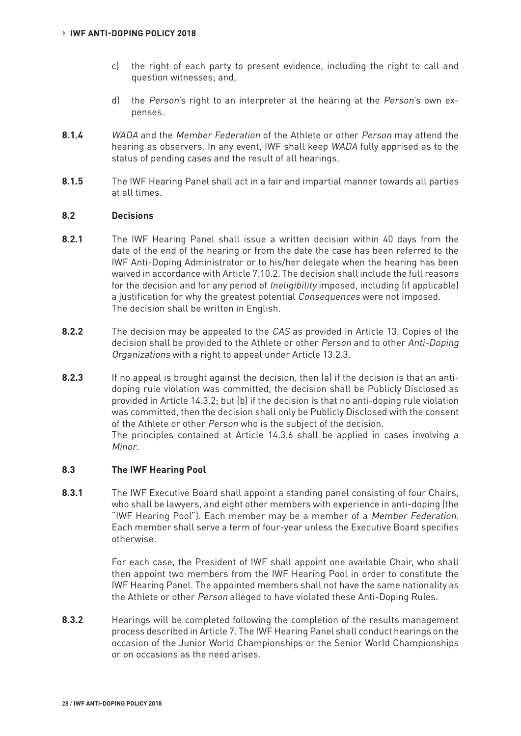c) the right of each party to present evidence, including the right to call and question witnesses; and,

d) the *Person*'s right to an interpreter at the hearing at the *Person*'s own expenses.

**8.1.4** *WADA* and the *Member Federation* of the Athlete or other *Person* may attend the hearing as observers. In any event, IWF shall keep *WADA* fully apprised as to the status of pending cases and the result of all hearings.

**8.1.5** The IWF Hearing Panel shall act in a fair and impartial manner towards all parties at all times.

### 8.2 Decisions

**8.2.1** The IWF Hearing Panel shall issue a written decision within 40 days from the date of the end of the hearing or from the date the case has been referred to the IWF Anti-Doping Administrator or to his/her delegate when the hearing has been waived in accordance with Article 7.10.2. The decision shall include the full reasons for the decision and for any period of *Ineligibility* imposed, including (if applicable) a justification for why the greatest potential *Consequences* were not imposed. The decision shall be written in English.

**8.2.2** The decision may be appealed to the *CAS* as provided in Article 13. Copies of the decision shall be provided to the Athlete or other *Person* and to other *Anti-Doping Organizations* with a right to appeal under Article 13.2.3.

**8.2.3** If no appeal is brought against the decision, then (a) if the decision is that an anti-doping rule violation was committed, the decision shall be Publicly Disclosed as provided in Article 14.3.2; but (b) if the decision is that no anti-doping rule violation was committed, then the decision shall only be Publicly Disclosed with the consent of the Athlete or other *Person* who is the subject of the decision. The principles contained at Article 14.3.6 shall be applied in cases involving a *Minor*.

### 8.3 The IWF Hearing Pool

**8.3.1** The IWF Executive Board shall appoint a standing panel consisting of four Chairs, who shall be lawyers, and eight other members with experience in anti-doping (the "IWF Hearing Pool"). Each member may be a member of a *Member Federation*. Each member shall serve a term of four-year unless the Executive Board specifies otherwise.

For each case, the President of IWF shall appoint one available Chair, who shall then appoint two members from the IWF Hearing Pool in order to constitute the IWF Hearing Panel. The appointed members shall not have the same nationality as the Athlete or other *Person* alleged to have violated these Anti-Doping Rules.

**8.3.2** Hearings will be completed following the completion of the results management process described in Article 7. The IWF Hearing Panel shall conduct hearings on the occasion of the Junior World Championships or the Senior World Championships or on occasions as the need arises.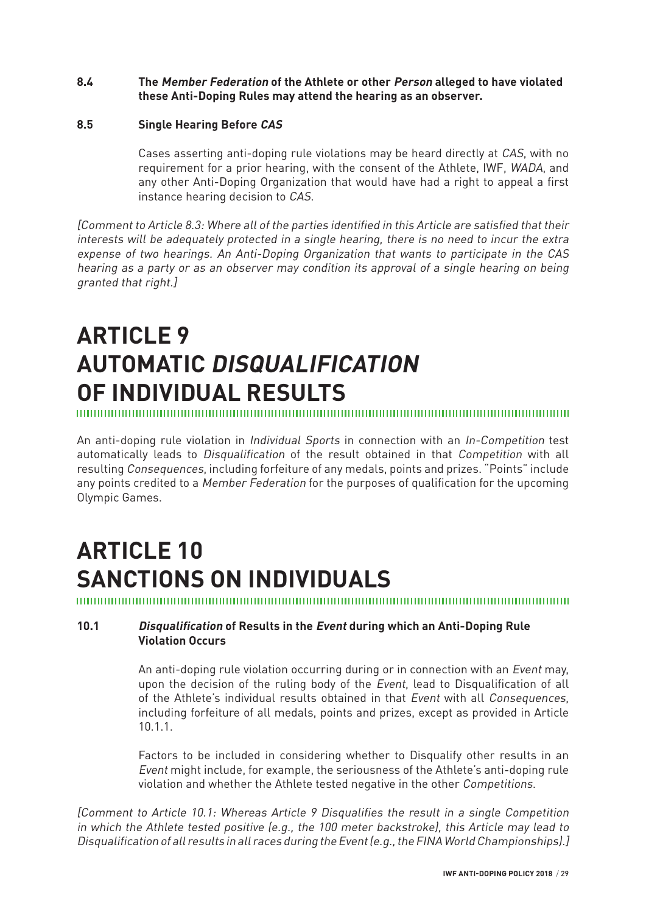**8.4 The *Member Federation* of the Athlete or other *Person* alleged to have violated these Anti-Doping Rules may attend the hearing as an observer.**

**8.5 Single Hearing Before *CAS***

Cases asserting anti-doping rule violations may be heard directly at *CAS*, with no requirement for a prior hearing, with the consent of the Athlete, IWF, *WADA*, and any other Anti-Doping Organization that would have had a right to appeal a first instance hearing decision to *CAS*.

*[Comment to Article 8.3: Where all of the parties identified in this Article are satisfied that their interests will be adequately protected in a single hearing, there is no need to incur the extra expense of two hearings. An Anti-Doping Organization that wants to participate in the CAS hearing as a party or as an observer may condition its approval of a single hearing on being granted that right.]*

# ARTICLE 9 AUTOMATIC *DISQUALIFICATION* OF INDIVIDUAL RESULTS

An anti-doping rule violation in *Individual Sports* in connection with an *In-Competition* test automatically leads to *Disqualification* of the result obtained in that *Competition* with all resulting *Consequences*, including forfeiture of any medals, points and prizes. "Points" include any points credited to a *Member Federation* for the purposes of qualification for the upcoming Olympic Games.

# ARTICLE 10 SANCTIONS ON INDIVIDUALS

**10.1 *Disqualification* of Results in the *Event* during which an Anti-Doping Rule Violation Occurs**

An anti-doping rule violation occurring during or in connection with an *Event* may, upon the decision of the ruling body of the *Event*, lead to Disqualification of all of the Athlete's individual results obtained in that *Event* with all *Consequences*, including forfeiture of all medals, points and prizes, except as provided in Article 10.1.1.

Factors to be included in considering whether to Disqualify other results in an *Event* might include, for example, the seriousness of the Athlete's anti-doping rule violation and whether the Athlete tested negative in the other *Competitions*.

*[Comment to Article 10.1: Whereas Article 9 Disqualifies the result in a single Competition in which the Athlete tested positive (e.g., the 100 meter backstroke), this Article may lead to Disqualification of all results in all races during the Event (e.g., the FINA World Championships).]*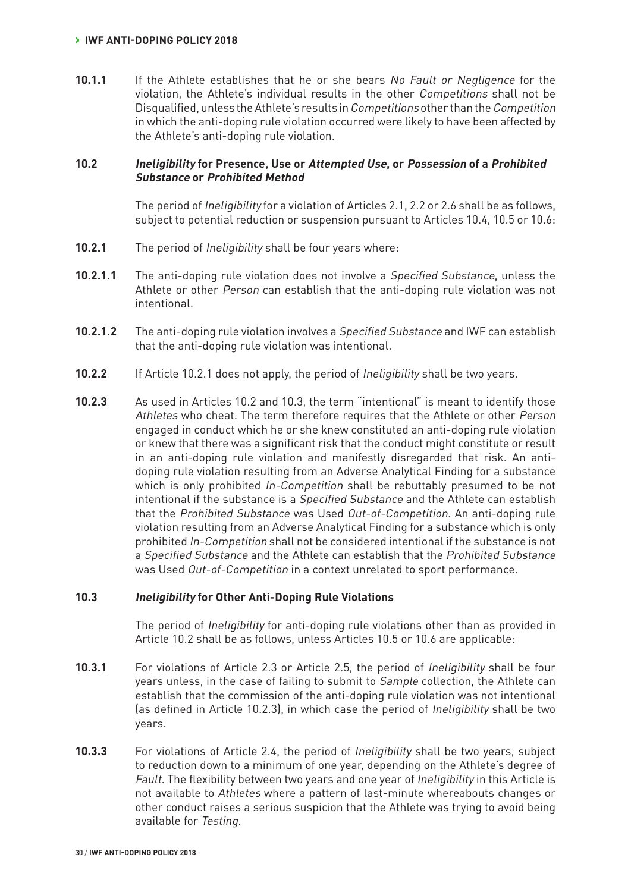**10.1.1** If the Athlete establishes that he or she bears *No Fault or Negligence* for the violation, the Athlete's individual results in the other *Competitions* shall not be Disqualified, unless the Athlete's results in *Competitions* other than the *Competition* in which the anti-doping rule violation occurred were likely to have been affected by the Athlete's anti-doping rule violation.

### 10.2 *Ineligibility* for Presence, Use or *Attempted Use*, or *Possession* of a *Prohibited Substance* or *Prohibited Method*

The period of *Ineligibility* for a violation of Articles 2.1, 2.2 or 2.6 shall be as follows, subject to potential reduction or suspension pursuant to Articles 10.4, 10.5 or 10.6:

**10.2.1** The period of *Ineligibility* shall be four years where:

**10.2.1.1** The anti-doping rule violation does not involve a *Specified Substance*, unless the Athlete or other *Person* can establish that the anti-doping rule violation was not intentional.

**10.2.1.2** The anti-doping rule violation involves a *Specified Substance* and IWF can establish that the anti-doping rule violation was intentional.

**10.2.2** If Article 10.2.1 does not apply, the period of *Ineligibility* shall be two years.

**10.2.3** As used in Articles 10.2 and 10.3, the term "intentional" is meant to identify those *Athletes* who cheat. The term therefore requires that the Athlete or other *Person* engaged in conduct which he or she knew constituted an anti-doping rule violation or knew that there was a significant risk that the conduct might constitute or result in an anti-doping rule violation and manifestly disregarded that risk. An anti-doping rule violation resulting from an Adverse Analytical Finding for a substance which is only prohibited *In-Competition* shall be rebuttably presumed to be not intentional if the substance is a *Specified Substance* and the Athlete can establish that the *Prohibited Substance* was Used *Out-of-Competition*. An anti-doping rule violation resulting from an Adverse Analytical Finding for a substance which is only prohibited *In-Competition* shall not be considered intentional if the substance is not a *Specified Substance* and the Athlete can establish that the *Prohibited Substance* was Used *Out-of-Competition* in a context unrelated to sport performance.

### 10.3 *Ineligibility* for Other Anti-Doping Rule Violations

The period of *Ineligibility* for anti-doping rule violations other than as provided in Article 10.2 shall be as follows, unless Articles 10.5 or 10.6 are applicable:

**10.3.1** For violations of Article 2.3 or Article 2.5, the period of *Ineligibility* shall be four years unless, in the case of failing to submit to *Sample* collection, the Athlete can establish that the commission of the anti-doping rule violation was not intentional (as defined in Article 10.2.3), in which case the period of *Ineligibility* shall be two years.

**10.3.3** For violations of Article 2.4, the period of *Ineligibility* shall be two years, subject to reduction down to a minimum of one year, depending on the Athlete's degree of *Fault*. The flexibility between two years and one year of *Ineligibility* in this Article is not available to *Athletes* where a pattern of last-minute whereabouts changes or other conduct raises a serious suspicion that the Athlete was trying to avoid being available for *Testing*.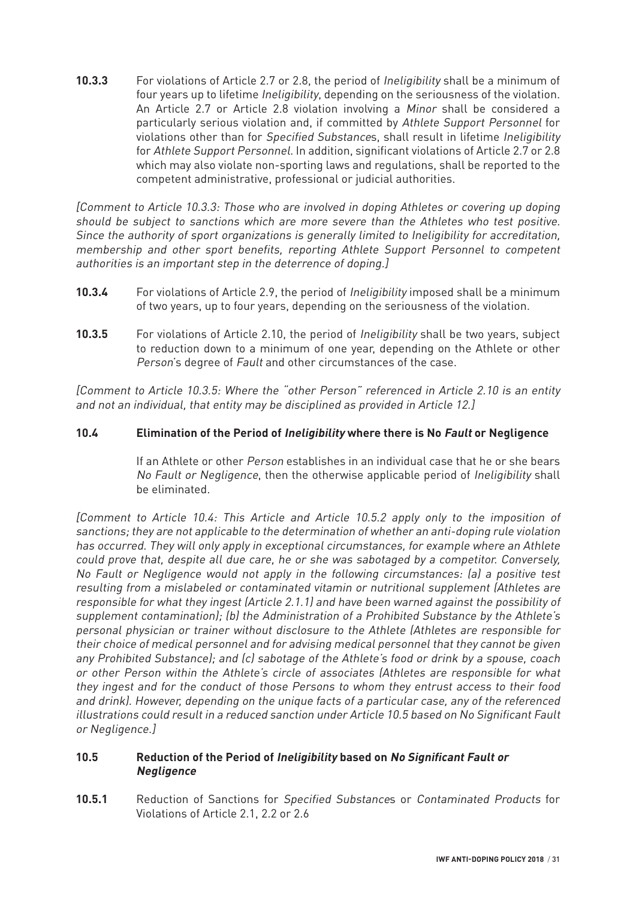**10.3.3** For violations of Article 2.7 or 2.8, the period of *Ineligibility* shall be a minimum of four years up to lifetime *Ineligibility*, depending on the seriousness of the violation. An Article 2.7 or Article 2.8 violation involving a *Minor* shall be considered a particularly serious violation and, if committed by *Athlete Support Personnel* for violations other than for *Specified Substance*s, shall result in lifetime *Ineligibility* for *Athlete Support Personnel*. In addition, significant violations of Article 2.7 or 2.8 which may also violate non-sporting laws and regulations, shall be reported to the competent administrative, professional or judicial authorities.

*[Comment to Article 10.3.3: Those who are involved in doping Athletes or covering up doping should be subject to sanctions which are more severe than the Athletes who test positive. Since the authority of sport organizations is generally limited to Ineligibility for accreditation, membership and other sport benefits, reporting Athlete Support Personnel to competent authorities is an important step in the deterrence of doping.]*

**10.3.4** For violations of Article 2.9, the period of *Ineligibility* imposed shall be a minimum of two years, up to four years, depending on the seriousness of the violation.

**10.3.5** For violations of Article 2.10, the period of *Ineligibility* shall be two years, subject to reduction down to a minimum of one year, depending on the Athlete or other *Person*'s degree of *Fault* and other circumstances of the case.

*[Comment to Article 10.3.5: Where the "other Person" referenced in Article 2.10 is an entity and not an individual, that entity may be disciplined as provided in Article 12.]*

**10.4 Elimination of the Period of *Ineligibility* where there is No *Fault* or Negligence**

If an Athlete or other *Person* establishes in an individual case that he or she bears *No Fault or Negligence*, then the otherwise applicable period of *Ineligibility* shall be eliminated.

*[Comment to Article 10.4: This Article and Article 10.5.2 apply only to the imposition of sanctions; they are not applicable to the determination of whether an anti-doping rule violation has occurred. They will only apply in exceptional circumstances, for example where an Athlete could prove that, despite all due care, he or she was sabotaged by a competitor. Conversely, No Fault or Negligence would not apply in the following circumstances: (a) a positive test resulting from a mislabeled or contaminated vitamin or nutritional supplement (Athletes are responsible for what they ingest (Article 2.1.1) and have been warned against the possibility of supplement contamination); (b) the Administration of a Prohibited Substance by the Athlete's personal physician or trainer without disclosure to the Athlete (Athletes are responsible for their choice of medical personnel and for advising medical personnel that they cannot be given any Prohibited Substance); and (c) sabotage of the Athlete's food or drink by a spouse, coach or other Person within the Athlete's circle of associates (Athletes are responsible for what they ingest and for the conduct of those Persons to whom they entrust access to their food and drink). However, depending on the unique facts of a particular case, any of the referenced illustrations could result in a reduced sanction under Article 10.5 based on No Significant Fault or Negligence.]*

**10.5 Reduction of the Period of *Ineligibility* based on *No Significant Fault or Negligence***

**10.5.1** Reduction of Sanctions for *Specified Substance*s or *Contaminated Products* for Violations of Article 2.1, 2.2 or 2.6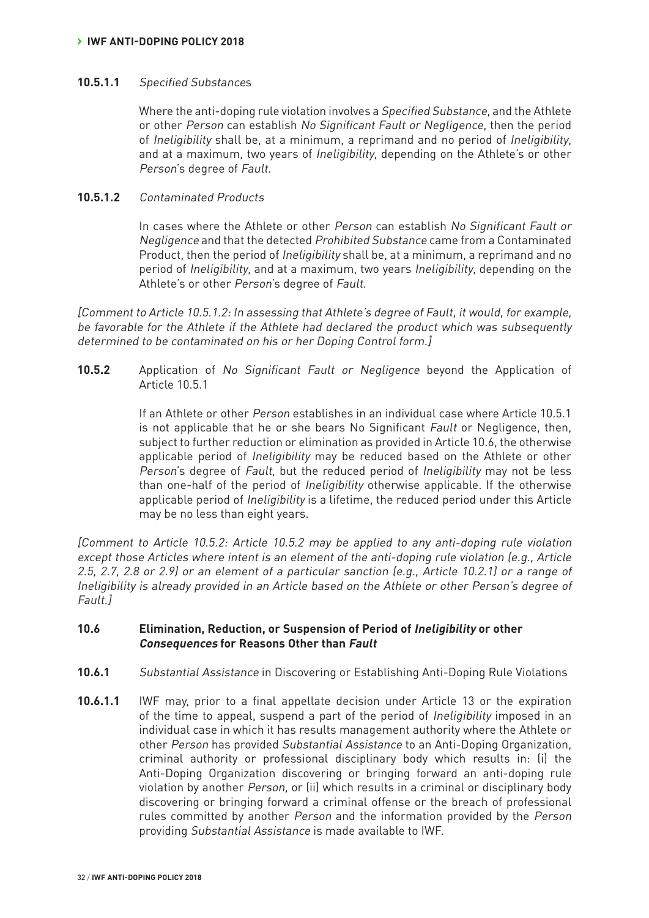**10.5.1.1** *Specified Substance*s

Where the anti-doping rule violation involves a *Specified Substance*, and the Athlete or other *Person* can establish *No Significant Fault or Negligence*, then the period of *Ineligibility* shall be, at a minimum, a reprimand and no period of *Ineligibility*, and at a maximum, two years of *Ineligibility*, depending on the Athlete's or other *Person*'s degree of *Fault*.

**10.5.1.2** *Contaminated Products*

In cases where the Athlete or other *Person* can establish *No Significant Fault or Negligence* and that the detected *Prohibited Substance* came from a Contaminated Product, then the period of *Ineligibility* shall be, at a minimum, a reprimand and no period of *Ineligibility*, and at a maximum, two years *Ineligibility*, depending on the Athlete's or other *Person*'s degree of *Fault*.

*[Comment to Article 10.5.1.2: In assessing that Athlete's degree of Fault, it would, for example, be favorable for the Athlete if the Athlete had declared the product which was subsequently determined to be contaminated on his or her Doping Control form.]*

**10.5.2** Application of *No Significant Fault or Negligence* beyond the Application of Article 10.5.1

If an Athlete or other *Person* establishes in an individual case where Article 10.5.1 is not applicable that he or she bears No Significant *Fault* or Negligence, then, subject to further reduction or elimination as provided in Article 10.6, the otherwise applicable period of *Ineligibility* may be reduced based on the Athlete or other *Person*'s degree of *Fault*, but the reduced period of *Ineligibility* may not be less than one-half of the period of *Ineligibility* otherwise applicable. If the otherwise applicable period of *Ineligibility* is a lifetime, the reduced period under this Article may be no less than eight years.

*[Comment to Article 10.5.2: Article 10.5.2 may be applied to any anti-doping rule violation except those Articles where intent is an element of the anti-doping rule violation (e.g., Article 2.5, 2.7, 2.8 or 2.9) or an element of a particular sanction (e.g., Article 10.2.1) or a range of Ineligibility is already provided in an Article based on the Athlete or other Person's degree of Fault.]*

### 10.6 Elimination, Reduction, or Suspension of Period of *Ineligibility* or other *Consequences* for Reasons Other than *Fault*

**10.6.1** *Substantial Assistance* in Discovering or Establishing Anti-Doping Rule Violations

**10.6.1.1** IWF may, prior to a final appellate decision under Article 13 or the expiration of the time to appeal, suspend a part of the period of *Ineligibility* imposed in an individual case in which it has results management authority where the Athlete or other *Person* has provided *Substantial Assistance* to an Anti-Doping Organization, criminal authority or professional disciplinary body which results in: (i) the Anti-Doping Organization discovering or bringing forward an anti-doping rule violation by another *Person*, or (ii) which results in a criminal or disciplinary body discovering or bringing forward a criminal offense or the breach of professional rules committed by another *Person* and the information provided by the *Person* providing *Substantial Assistance* is made available to IWF.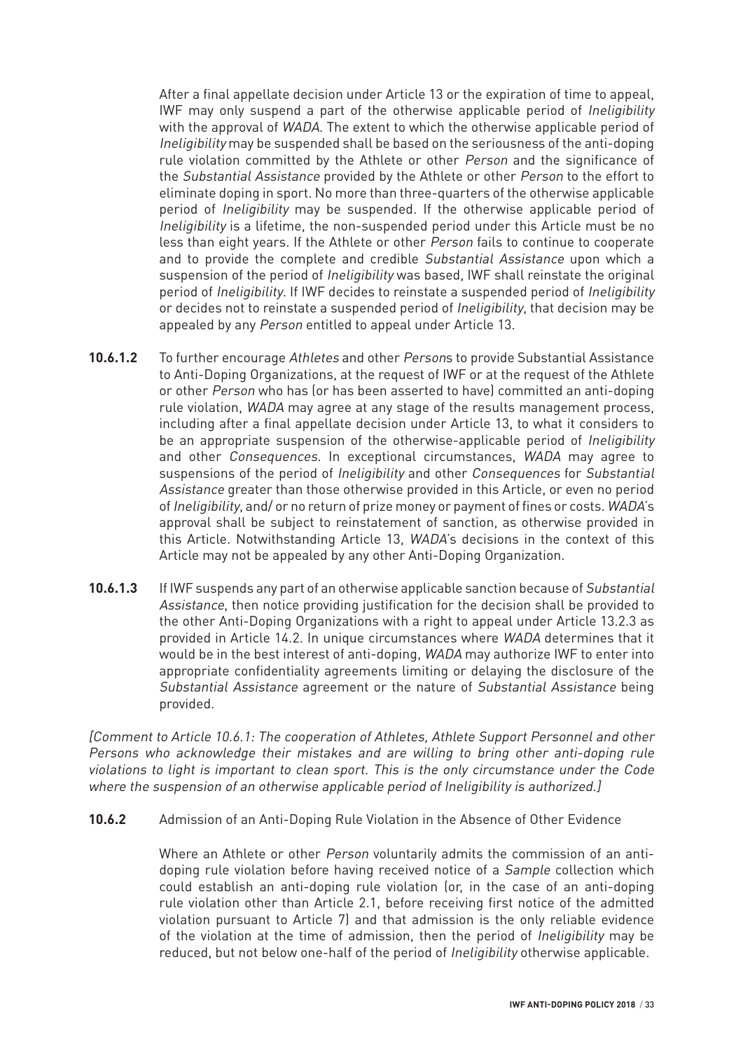After a final appellate decision under Article 13 or the expiration of time to appeal, IWF may only suspend a part of the otherwise applicable period of *Ineligibility* with the approval of *WADA*. The extent to which the otherwise applicable period of *Ineligibility* may be suspended shall be based on the seriousness of the anti-doping rule violation committed by the Athlete or other *Person* and the significance of the *Substantial Assistance* provided by the Athlete or other *Person* to the effort to eliminate doping in sport. No more than three-quarters of the otherwise applicable period of *Ineligibility* may be suspended. If the otherwise applicable period of *Ineligibility* is a lifetime, the non-suspended period under this Article must be no less than eight years. If the Athlete or other *Person* fails to continue to cooperate and to provide the complete and credible *Substantial Assistance* upon which a suspension of the period of *Ineligibility* was based, IWF shall reinstate the original period of *Ineligibility*. If IWF decides to reinstate a suspended period of *Ineligibility* or decides not to reinstate a suspended period of *Ineligibility*, that decision may be appealed by any *Person* entitled to appeal under Article 13.

**10.6.1.2** To further encourage *Athletes* and other *Person*s to provide Substantial Assistance to Anti-Doping Organizations, at the request of IWF or at the request of the Athlete or other *Person* who has (or has been asserted to have) committed an anti-doping rule violation, *WADA* may agree at any stage of the results management process, including after a final appellate decision under Article 13, to what it considers to be an appropriate suspension of the otherwise-applicable period of *Ineligibility* and other *Consequences*. In exceptional circumstances, *WADA* may agree to suspensions of the period of *Ineligibility* and other *Consequences* for *Substantial Assistance* greater than those otherwise provided in this Article, or even no period of *Ineligibility*, and/ or no return of prize money or payment of fines or costs. *WADA*'s approval shall be subject to reinstatement of sanction, as otherwise provided in this Article. Notwithstanding Article 13, *WADA*'s decisions in the context of this Article may not be appealed by any other Anti-Doping Organization.

**10.6.1.3** If IWF suspends any part of an otherwise applicable sanction because of *Substantial Assistance*, then notice providing justification for the decision shall be provided to the other Anti-Doping Organizations with a right to appeal under Article 13.2.3 as provided in Article 14.2. In unique circumstances where *WADA* determines that it would be in the best interest of anti-doping, *WADA* may authorize IWF to enter into appropriate confidentiality agreements limiting or delaying the disclosure of the *Substantial Assistance* agreement or the nature of *Substantial Assistance* being provided.

*[Comment to Article 10.6.1: The cooperation of Athletes, Athlete Support Personnel and other Persons who acknowledge their mistakes and are willing to bring other anti-doping rule violations to light is important to clean sport. This is the only circumstance under the Code where the suspension of an otherwise applicable period of Ineligibility is authorized.]*

**10.6.2** Admission of an Anti-Doping Rule Violation in the Absence of Other Evidence

Where an Athlete or other *Person* voluntarily admits the commission of an anti-doping rule violation before having received notice of a *Sample* collection which could establish an anti-doping rule violation (or, in the case of an anti-doping rule violation other than Article 2.1, before receiving first notice of the admitted violation pursuant to Article 7) and that admission is the only reliable evidence of the violation at the time of admission, then the period of *Ineligibility* may be reduced, but not below one-half of the period of *Ineligibility* otherwise applicable.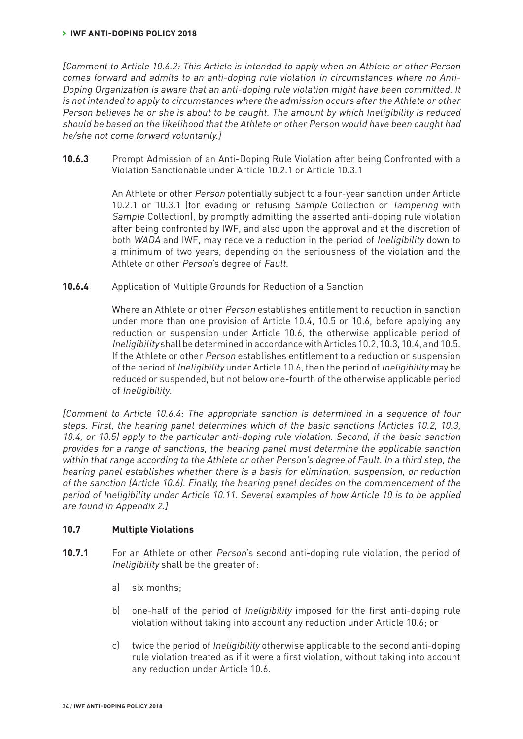*[Comment to Article 10.6.2: This Article is intended to apply when an Athlete or other Person comes forward and admits to an anti-doping rule violation in circumstances where no Anti-Doping Organization is aware that an anti-doping rule violation might have been committed. It is not intended to apply to circumstances where the admission occurs after the Athlete or other Person believes he or she is about to be caught. The amount by which Ineligibility is reduced should be based on the likelihood that the Athlete or other Person would have been caught had he/she not come forward voluntarily.]*

**10.6.3** Prompt Admission of an Anti-Doping Rule Violation after being Confronted with a Violation Sanctionable under Article 10.2.1 or Article 10.3.1

An Athlete or other *Person* potentially subject to a four-year sanction under Article 10.2.1 or 10.3.1 (for evading or refusing *Sample* Collection or *Tampering* with *Sample* Collection), by promptly admitting the asserted anti-doping rule violation after being confronted by IWF, and also upon the approval and at the discretion of both *WADA* and IWF, may receive a reduction in the period of *Ineligibility* down to a minimum of two years, depending on the seriousness of the violation and the Athlete or other *Person*'s degree of *Fault*.

**10.6.4** Application of Multiple Grounds for Reduction of a Sanction

Where an Athlete or other *Person* establishes entitlement to reduction in sanction under more than one provision of Article 10.4, 10.5 or 10.6, before applying any reduction or suspension under Article 10.6, the otherwise applicable period of *Ineligibility* shall be determined in accordance with Articles 10.2, 10.3, 10.4, and 10.5. If the Athlete or other *Person* establishes entitlement to a reduction or suspension of the period of *Ineligibility* under Article 10.6, then the period of *Ineligibility* may be reduced or suspended, but not below one-fourth of the otherwise applicable period of *Ineligibility*.

*[Comment to Article 10.6.4: The appropriate sanction is determined in a sequence of four steps. First, the hearing panel determines which of the basic sanctions (Articles 10.2, 10.3, 10.4, or 10.5) apply to the particular anti-doping rule violation. Second, if the basic sanction provides for a range of sanctions, the hearing panel must determine the applicable sanction within that range according to the Athlete or other Person's degree of Fault. In a third step, the hearing panel establishes whether there is a basis for elimination, suspension, or reduction of the sanction (Article 10.6). Finally, the hearing panel decides on the commencement of the period of Ineligibility under Article 10.11. Several examples of how Article 10 is to be applied are found in Appendix 2.]*

### 10.7 Multiple Violations

**10.7.1** For an Athlete or other *Person*'s second anti-doping rule violation, the period of *Ineligibility* shall be the greater of:

a) six months;

b) one-half of the period of *Ineligibility* imposed for the first anti-doping rule violation without taking into account any reduction under Article 10.6; or

c) twice the period of *Ineligibility* otherwise applicable to the second anti-doping rule violation treated as if it were a first violation, without taking into account any reduction under Article 10.6.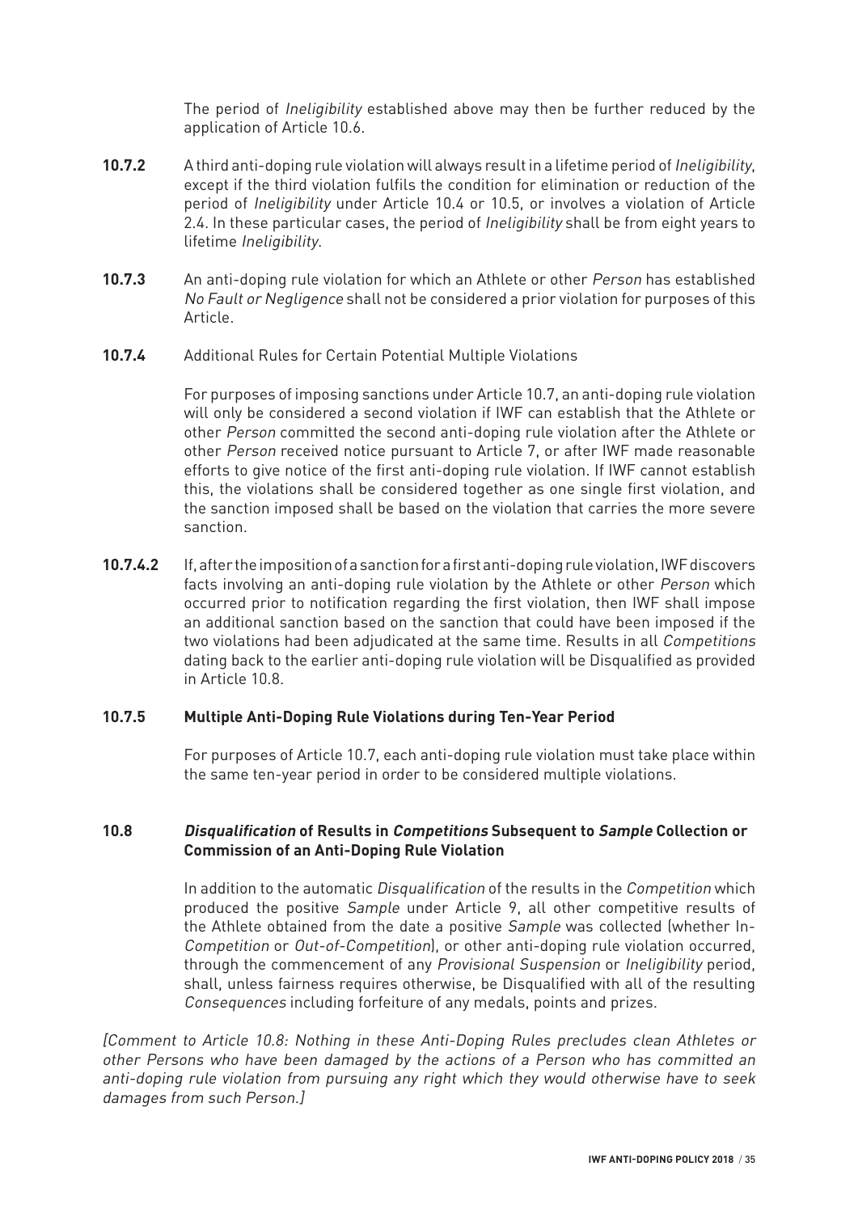The period of *Ineligibility* established above may then be further reduced by the application of Article 10.6.

**10.7.2** A third anti-doping rule violation will always result in a lifetime period of *Ineligibility*, except if the third violation fulfils the condition for elimination or reduction of the period of *Ineligibility* under Article 10.4 or 10.5, or involves a violation of Article 2.4. In these particular cases, the period of *Ineligibility* shall be from eight years to lifetime *Ineligibility*.

**10.7.3** An anti-doping rule violation for which an Athlete or other *Person* has established *No Fault or Negligence* shall not be considered a prior violation for purposes of this Article.

**10.7.4** Additional Rules for Certain Potential Multiple Violations

For purposes of imposing sanctions under Article 10.7, an anti-doping rule violation will only be considered a second violation if IWF can establish that the Athlete or other *Person* committed the second anti-doping rule violation after the Athlete or other *Person* received notice pursuant to Article 7, or after IWF made reasonable efforts to give notice of the first anti-doping rule violation. If IWF cannot establish this, the violations shall be considered together as one single first violation, and the sanction imposed shall be based on the violation that carries the more severe sanction.

**10.7.4.2** If, after the imposition of a sanction for a first anti-doping rule violation, IWF discovers facts involving an anti-doping rule violation by the Athlete or other *Person* which occurred prior to notification regarding the first violation, then IWF shall impose an additional sanction based on the sanction that could have been imposed if the two violations had been adjudicated at the same time. Results in all *Competitions* dating back to the earlier anti-doping rule violation will be Disqualified as provided in Article 10.8.

**10.7.5 Multiple Anti-Doping Rule Violations during Ten-Year Period**

For purposes of Article 10.7, each anti-doping rule violation must take place within the same ten-year period in order to be considered multiple violations.

**10.8 *Disqualification* of Results in *Competitions* Subsequent to *Sample* Collection or Commission of an Anti-Doping Rule Violation**

In addition to the automatic *Disqualification* of the results in the *Competition* which produced the positive *Sample* under Article 9, all other competitive results of the Athlete obtained from the date a positive *Sample* was collected (whether In-*Competition* or *Out-of-Competition*), or other anti-doping rule violation occurred, through the commencement of any *Provisional Suspension* or *Ineligibility* period, shall, unless fairness requires otherwise, be Disqualified with all of the resulting *Consequences* including forfeiture of any medals, points and prizes.

*[Comment to Article 10.8: Nothing in these Anti-Doping Rules precludes clean Athletes or other Persons who have been damaged by the actions of a Person who has committed an anti-doping rule violation from pursuing any right which they would otherwise have to seek damages from such Person.]*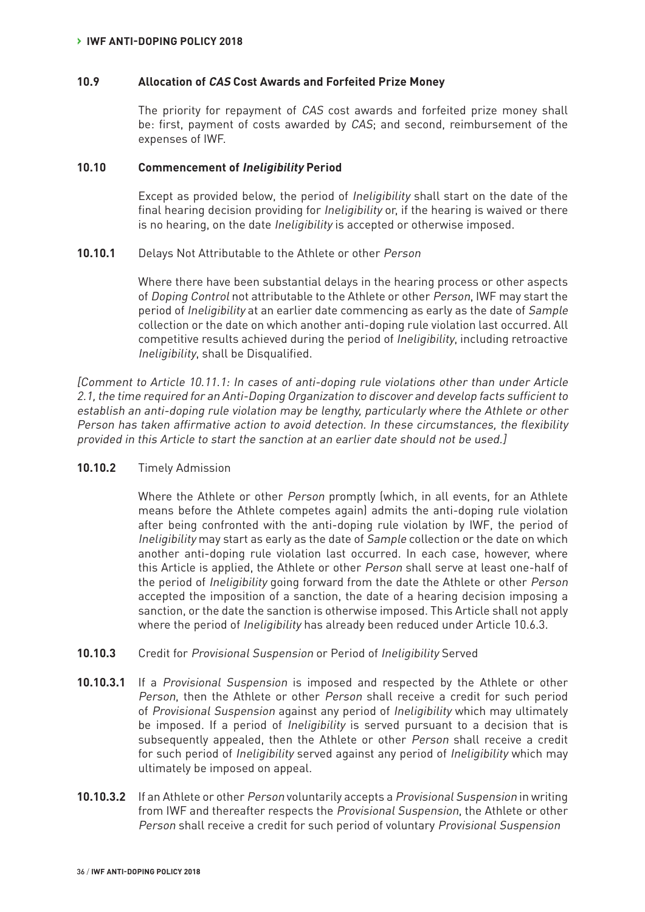### 10.9 Allocation of *CAS* Cost Awards and Forfeited Prize Money

The priority for repayment of *CAS* cost awards and forfeited prize money shall be: first, payment of costs awarded by *CAS*; and second, reimbursement of the expenses of IWF.

### 10.10 Commencement of *Ineligibility* Period

Except as provided below, the period of *Ineligibility* shall start on the date of the final hearing decision providing for *Ineligibility* or, if the hearing is waived or there is no hearing, on the date *Ineligibility* is accepted or otherwise imposed.

**10.10.1** Delays Not Attributable to the Athlete or other *Person*

Where there have been substantial delays in the hearing process or other aspects of *Doping Control* not attributable to the Athlete or other *Person*, IWF may start the period of *Ineligibility* at an earlier date commencing as early as the date of *Sample* collection or the date on which another anti-doping rule violation last occurred. All competitive results achieved during the period of *Ineligibility*, including retroactive *Ineligibility*, shall be Disqualified.

*[Comment to Article 10.11.1: In cases of anti-doping rule violations other than under Article 2.1, the time required for an Anti-Doping Organization to discover and develop facts sufficient to establish an anti-doping rule violation may be lengthy, particularly where the Athlete or other Person has taken affirmative action to avoid detection. In these circumstances, the flexibility provided in this Article to start the sanction at an earlier date should not be used.]*

**10.10.2** Timely Admission

Where the Athlete or other *Person* promptly (which, in all events, for an Athlete means before the Athlete competes again) admits the anti-doping rule violation after being confronted with the anti-doping rule violation by IWF, the period of *Ineligibility* may start as early as the date of *Sample* collection or the date on which another anti-doping rule violation last occurred. In each case, however, where this Article is applied, the Athlete or other *Person* shall serve at least one-half of the period of *Ineligibility* going forward from the date the Athlete or other *Person* accepted the imposition of a sanction, the date of a hearing decision imposing a sanction, or the date the sanction is otherwise imposed. This Article shall not apply where the period of *Ineligibility* has already been reduced under Article 10.6.3.

**10.10.3** Credit for *Provisional Suspension* or Period of *Ineligibility* Served

**10.10.3.1** If a *Provisional Suspension* is imposed and respected by the Athlete or other *Person*, then the Athlete or other *Person* shall receive a credit for such period of *Provisional Suspension* against any period of *Ineligibility* which may ultimately be imposed. If a period of *Ineligibility* is served pursuant to a decision that is subsequently appealed, then the Athlete or other *Person* shall receive a credit for such period of *Ineligibility* served against any period of *Ineligibility* which may ultimately be imposed on appeal.

**10.10.3.2** If an Athlete or other *Person* voluntarily accepts a *Provisional Suspension* in writing from IWF and thereafter respects the *Provisional Suspension*, the Athlete or other *Person* shall receive a credit for such period of voluntary *Provisional Suspension*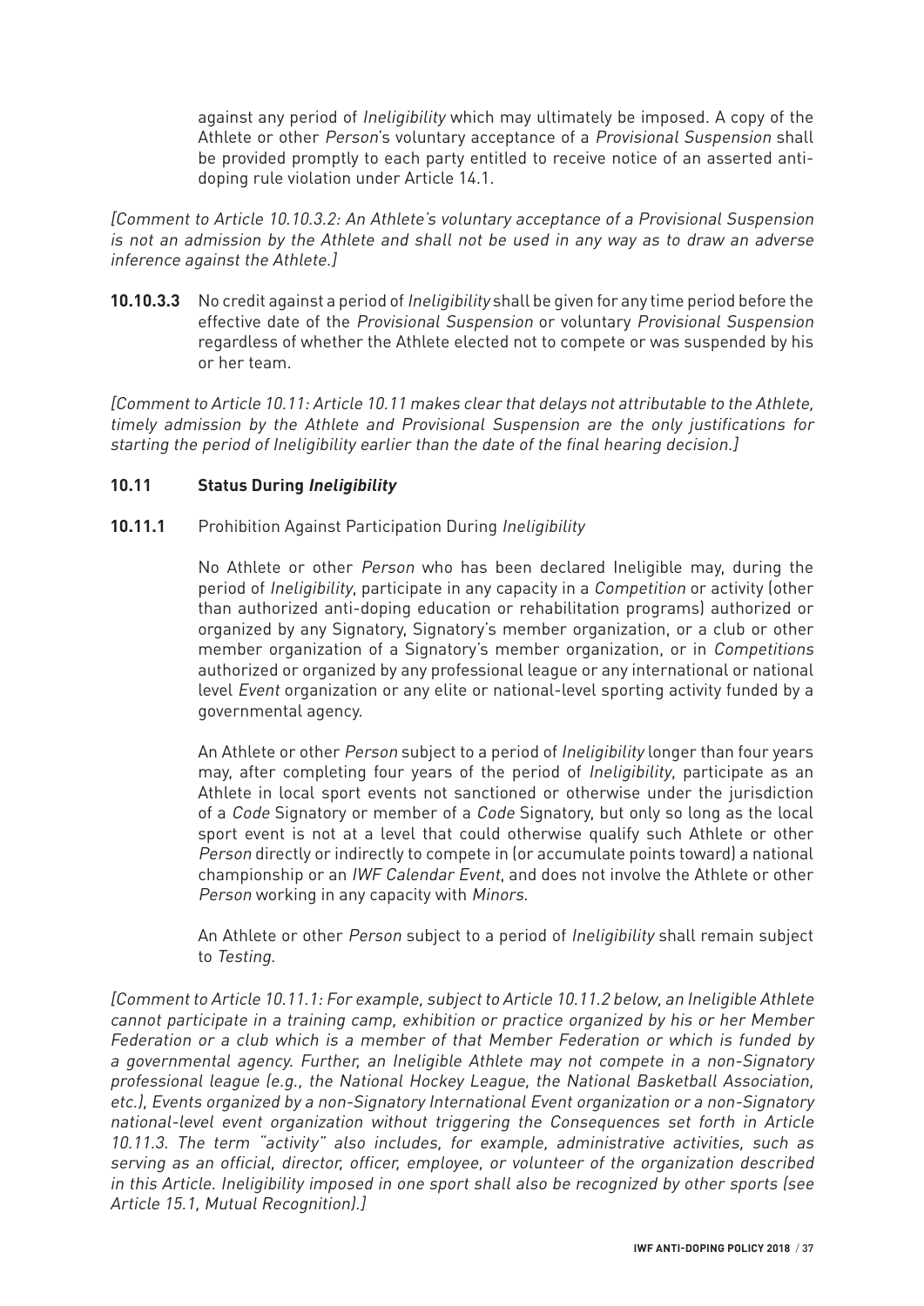against any period of *Ineligibility* which may ultimately be imposed. A copy of the Athlete or other *Person*'s voluntary acceptance of a *Provisional Suspension* shall be provided promptly to each party entitled to receive notice of an asserted anti-doping rule violation under Article 14.1.

*[Comment to Article 10.10.3.2: An Athlete's voluntary acceptance of a Provisional Suspension is not an admission by the Athlete and shall not be used in any way as to draw an adverse inference against the Athlete.]*

**10.10.3.3** No credit against a period of *Ineligibility* shall be given for any time period before the effective date of the *Provisional Suspension* or voluntary *Provisional Suspension* regardless of whether the Athlete elected not to compete or was suspended by his or her team.

*[Comment to Article 10.11: Article 10.11 makes clear that delays not attributable to the Athlete, timely admission by the Athlete and Provisional Suspension are the only justifications for starting the period of Ineligibility earlier than the date of the final hearing decision.]*

### 10.11 Status During *Ineligibility*

**10.11.1** Prohibition Against Participation During *Ineligibility*

No Athlete or other *Person* who has been declared Ineligible may, during the period of *Ineligibility*, participate in any capacity in a *Competition* or activity (other than authorized anti-doping education or rehabilitation programs) authorized or organized by any Signatory, Signatory's member organization, or a club or other member organization of a Signatory's member organization, or in *Competitions* authorized or organized by any professional league or any international or national level *Event* organization or any elite or national-level sporting activity funded by a governmental agency.

An Athlete or other *Person* subject to a period of *Ineligibility* longer than four years may, after completing four years of the period of *Ineligibility*, participate as an Athlete in local sport events not sanctioned or otherwise under the jurisdiction of a *Code* Signatory or member of a *Code* Signatory, but only so long as the local sport event is not at a level that could otherwise qualify such Athlete or other *Person* directly or indirectly to compete in (or accumulate points toward) a national championship or an *IWF Calendar Event*, and does not involve the Athlete or other *Person* working in any capacity with *Minors*.

An Athlete or other *Person* subject to a period of *Ineligibility* shall remain subject to *Testing*.

*[Comment to Article 10.11.1: For example, subject to Article 10.11.2 below, an Ineligible Athlete cannot participate in a training camp, exhibition or practice organized by his or her Member Federation or a club which is a member of that Member Federation or which is funded by a governmental agency. Further, an Ineligible Athlete may not compete in a non-Signatory professional league (e.g., the National Hockey League, the National Basketball Association, etc.), Events organized by a non-Signatory International Event organization or a non-Signatory national-level event organization without triggering the Consequences set forth in Article 10.11.3. The term "activity" also includes, for example, administrative activities, such as serving as an official, director, officer, employee, or volunteer of the organization described in this Article. Ineligibility imposed in one sport shall also be recognized by other sports (see Article 15.1, Mutual Recognition).]*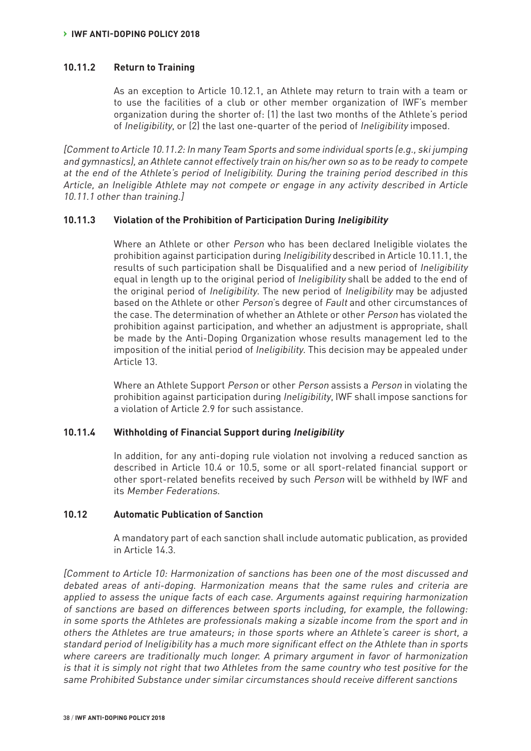#### 10.11.2 Return to Training

As an exception to Article 10.12.1, an Athlete may return to train with a team or to use the facilities of a club or other member organization of IWF's member organization during the shorter of: (1) the last two months of the Athlete's period of *Ineligibility*, or (2) the last one-quarter of the period of *Ineligibility* imposed.

*[Comment to Article 10.11.2: In many Team Sports and some individual sports (e.g., ski jumping and gymnastics), an Athlete cannot effectively train on his/her own so as to be ready to compete at the end of the Athlete's period of Ineligibility. During the training period described in this Article, an Ineligible Athlete may not compete or engage in any activity described in Article 10.11.1 other than training.]*

#### 10.11.3 Violation of the Prohibition of Participation During *Ineligibility*

Where an Athlete or other *Person* who has been declared Ineligible violates the prohibition against participation during *Ineligibility* described in Article 10.11.1, the results of such participation shall be Disqualified and a new period of *Ineligibility* equal in length up to the original period of *Ineligibility* shall be added to the end of the original period of *Ineligibility*. The new period of *Ineligibility* may be adjusted based on the Athlete or other *Person*'s degree of *Fault* and other circumstances of the case. The determination of whether an Athlete or other *Person* has violated the prohibition against participation, and whether an adjustment is appropriate, shall be made by the Anti-Doping Organization whose results management led to the imposition of the initial period of *Ineligibility*. This decision may be appealed under Article 13.

Where an Athlete Support *Person* or other *Person* assists a *Person* in violating the prohibition against participation during *Ineligibility*, IWF shall impose sanctions for a violation of Article 2.9 for such assistance.

#### 10.11.4 Withholding of Financial Support during *Ineligibility*

In addition, for any anti-doping rule violation not involving a reduced sanction as described in Article 10.4 or 10.5, some or all sport-related financial support or other sport-related benefits received by such *Person* will be withheld by IWF and its *Member Federations*.

### 10.12 Automatic Publication of Sanction

A mandatory part of each sanction shall include automatic publication, as provided in Article 14.3.

*[Comment to Article 10: Harmonization of sanctions has been one of the most discussed and debated areas of anti-doping. Harmonization means that the same rules and criteria are applied to assess the unique facts of each case. Arguments against requiring harmonization of sanctions are based on differences between sports including, for example, the following: in some sports the Athletes are professionals making a sizable income from the sport and in others the Athletes are true amateurs; in those sports where an Athlete's career is short, a standard period of Ineligibility has a much more significant effect on the Athlete than in sports where careers are traditionally much longer. A primary argument in favor of harmonization is that it is simply not right that two Athletes from the same country who test positive for the same Prohibited Substance under similar circumstances should receive different sanctions*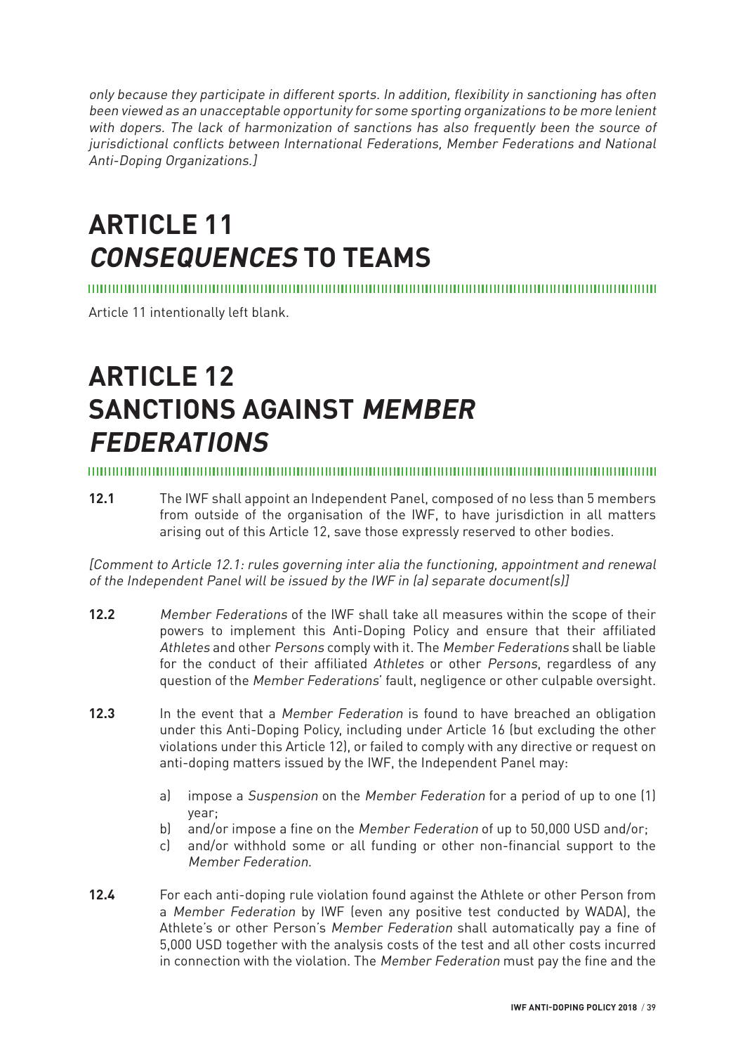*only because they participate in different sports. In addition, flexibility in sanctioning has often been viewed as an unacceptable opportunity for some sporting organizations to be more lenient with dopers. The lack of harmonization of sanctions has also frequently been the source of jurisdictional conflicts between International Federations, Member Federations and National Anti-Doping Organizations.]*

# ARTICLE 11 *CONSEQUENCES* TO TEAMS

Article 11 intentionally left blank.

# ARTICLE 12 SANCTIONS AGAINST *MEMBER FEDERATIONS*

**12.1** The IWF shall appoint an Independent Panel, composed of no less than 5 members from outside of the organisation of the IWF, to have jurisdiction in all matters arising out of this Article 12, save those expressly reserved to other bodies.

*[Comment to Article 12.1: rules governing inter alia the functioning, appointment and renewal of the Independent Panel will be issued by the IWF in (a) separate document(s)]*

**12.2** *Member Federations* of the IWF shall take all measures within the scope of their powers to implement this Anti-Doping Policy and ensure that their affiliated *Athletes* and other *Persons* comply with it. The *Member Federations* shall be liable for the conduct of their affiliated *Athletes* or other *Persons*, regardless of any question of the *Member Federations*' fault, negligence or other culpable oversight.

**12.3** In the event that a *Member Federation* is found to have breached an obligation under this Anti-Doping Policy, including under Article 16 (but excluding the other violations under this Article 12), or failed to comply with any directive or request on anti-doping matters issued by the IWF, the Independent Panel may:

a) impose a *Suspension* on the *Member Federation* for a period of up to one (1) year;
b) and/or impose a fine on the *Member Federation* of up to 50,000 USD and/or;
c) and/or withhold some or all funding or other non-financial support to the *Member Federation*.

**12.4** For each anti-doping rule violation found against the Athlete or other Person from a *Member Federation* by IWF (even any positive test conducted by WADA), the Athlete's or other Person's *Member Federation* shall automatically pay a fine of 5,000 USD together with the analysis costs of the test and all other costs incurred in connection with the violation. The *Member Federation* must pay the fine and the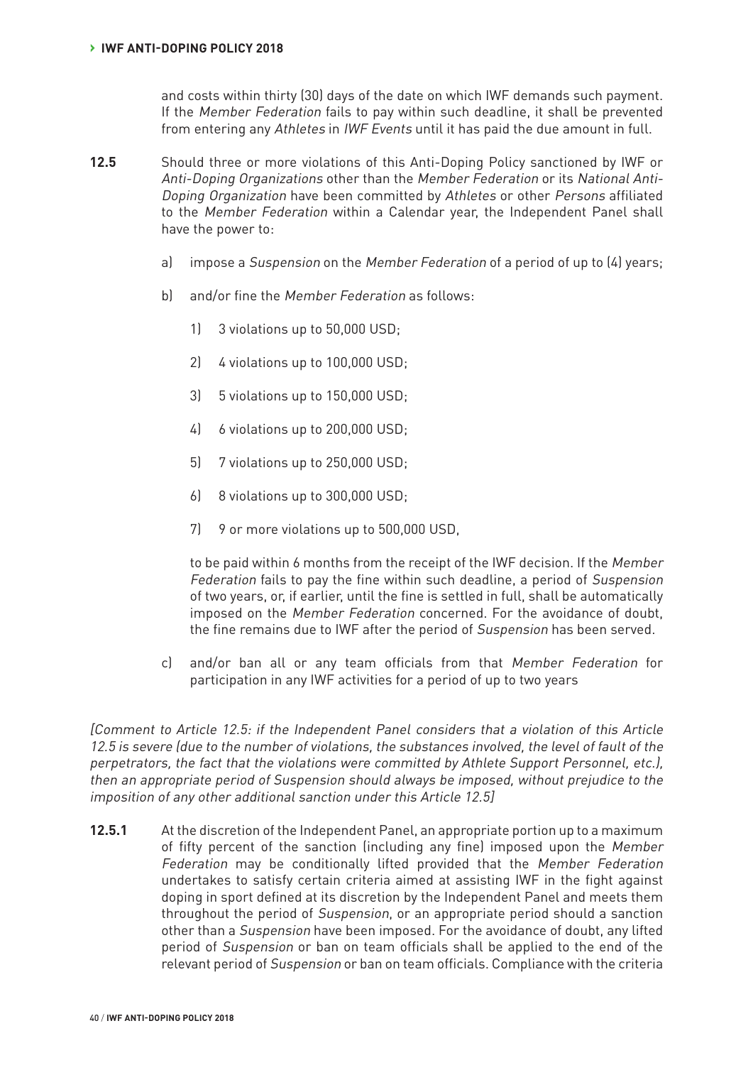and costs within thirty (30) days of the date on which IWF demands such payment. If the *Member Federation* fails to pay within such deadline, it shall be prevented from entering any *Athletes* in *IWF Events* until it has paid the due amount in full.

**12.5** Should three or more violations of this Anti-Doping Policy sanctioned by IWF or *Anti-Doping Organizations* other than the *Member Federation* or its *National Anti-Doping Organization* have been committed by *Athletes* or other *Persons* affiliated to the *Member Federation* within a Calendar year, the Independent Panel shall have the power to:

a) impose a *Suspension* on the *Member Federation* of a period of up to (4) years;

b) and/or fine the *Member Federation* as follows:

1) 3 violations up to 50,000 USD;

2) 4 violations up to 100,000 USD;

3) 5 violations up to 150,000 USD;

4) 6 violations up to 200,000 USD;

5) 7 violations up to 250,000 USD;

6) 8 violations up to 300,000 USD;

7) 9 or more violations up to 500,000 USD,

to be paid within 6 months from the receipt of the IWF decision. If the *Member Federation* fails to pay the fine within such deadline, a period of *Suspension* of two years, or, if earlier, until the fine is settled in full, shall be automatically imposed on the *Member Federation* concerned. For the avoidance of doubt, the fine remains due to IWF after the period of *Suspension* has been served.

c) and/or ban all or any team officials from that *Member Federation* for participation in any IWF activities for a period of up to two years

*[Comment to Article 12.5: if the Independent Panel considers that a violation of this Article 12.5 is severe (due to the number of violations, the substances involved, the level of fault of the perpetrators, the fact that the violations were committed by Athlete Support Personnel, etc.), then an appropriate period of Suspension should always be imposed, without prejudice to the imposition of any other additional sanction under this Article 12.5]*

**12.5.1** At the discretion of the Independent Panel, an appropriate portion up to a maximum of fifty percent of the sanction (including any fine) imposed upon the *Member Federation* may be conditionally lifted provided that the *Member Federation* undertakes to satisfy certain criteria aimed at assisting IWF in the fight against doping in sport defined at its discretion by the Independent Panel and meets them throughout the period of *Suspension*, or an appropriate period should a sanction other than a *Suspension* have been imposed. For the avoidance of doubt, any lifted period of *Suspension* or ban on team officials shall be applied to the end of the relevant period of *Suspension* or ban on team officials. Compliance with the criteria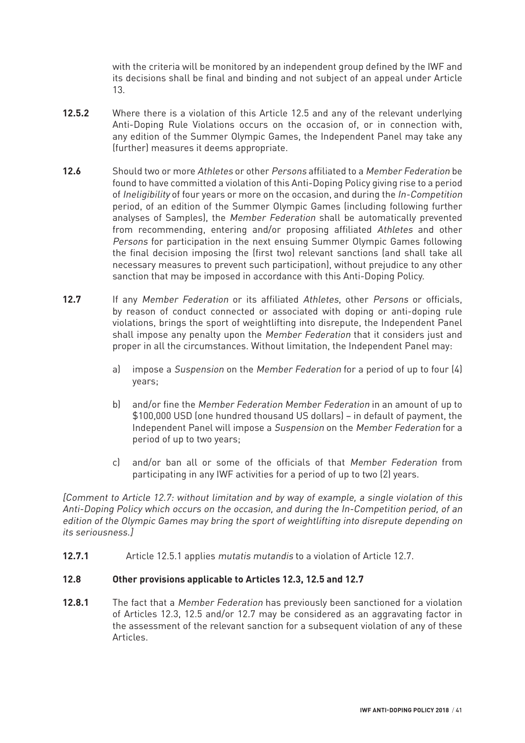with the criteria will be monitored by an independent group defined by the IWF and its decisions shall be final and binding and not subject of an appeal under Article 13.

**12.5.2** Where there is a violation of this Article 12.5 and any of the relevant underlying Anti-Doping Rule Violations occurs on the occasion of, or in connection with, any edition of the Summer Olympic Games, the Independent Panel may take any (further) measures it deems appropriate.

**12.6** Should two or more *Athletes* or other *Persons* affiliated to a *Member Federation* be found to have committed a violation of this Anti-Doping Policy giving rise to a period of *Ineligibility* of four years or more on the occasion, and during the *In-Competition* period, of an edition of the Summer Olympic Games (including following further analyses of Samples), the *Member Federation* shall be automatically prevented from recommending, entering and/or proposing affiliated *Athletes* and other *Persons* for participation in the next ensuing Summer Olympic Games following the final decision imposing the (first two) relevant sanctions (and shall take all necessary measures to prevent such participation), without prejudice to any other sanction that may be imposed in accordance with this Anti-Doping Policy.

**12.7** If any *Member Federation* or its affiliated *Athletes*, other *Persons* or officials, by reason of conduct connected or associated with doping or anti-doping rule violations, brings the sport of weightlifting into disrepute, the Independent Panel shall impose any penalty upon the *Member Federation* that it considers just and proper in all the circumstances. Without limitation, the Independent Panel may:

a) impose a *Suspension* on the *Member Federation* for a period of up to four (4) years;

b) and/or fine the *Member Federation Member Federation* in an amount of up to $100,000 USD (one hundred thousand US dollars) – in default of payment, the Independent Panel will impose a *Suspension* on the *Member Federation* for a period of up to two years;

c) and/or ban all or some of the officials of that *Member Federation* from participating in any IWF activities for a period of up to two (2) years.

*[Comment to Article 12.7: without limitation and by way of example, a single violation of this Anti-Doping Policy which occurs on the occasion, and during the In-Competition period, of an edition of the Olympic Games may bring the sport of weightlifting into disrepute depending on its seriousness.]*

**12.7.1** Article 12.5.1 applies *mutatis mutandis* to a violation of Article 12.7.

**12.8 Other provisions applicable to Articles 12.3, 12.5 and 12.7**

**12.8.1** The fact that a *Member Federation* has previously been sanctioned for a violation of Articles 12.3, 12.5 and/or 12.7 may be considered as an aggravating factor in the assessment of the relevant sanction for a subsequent violation of any of these Articles.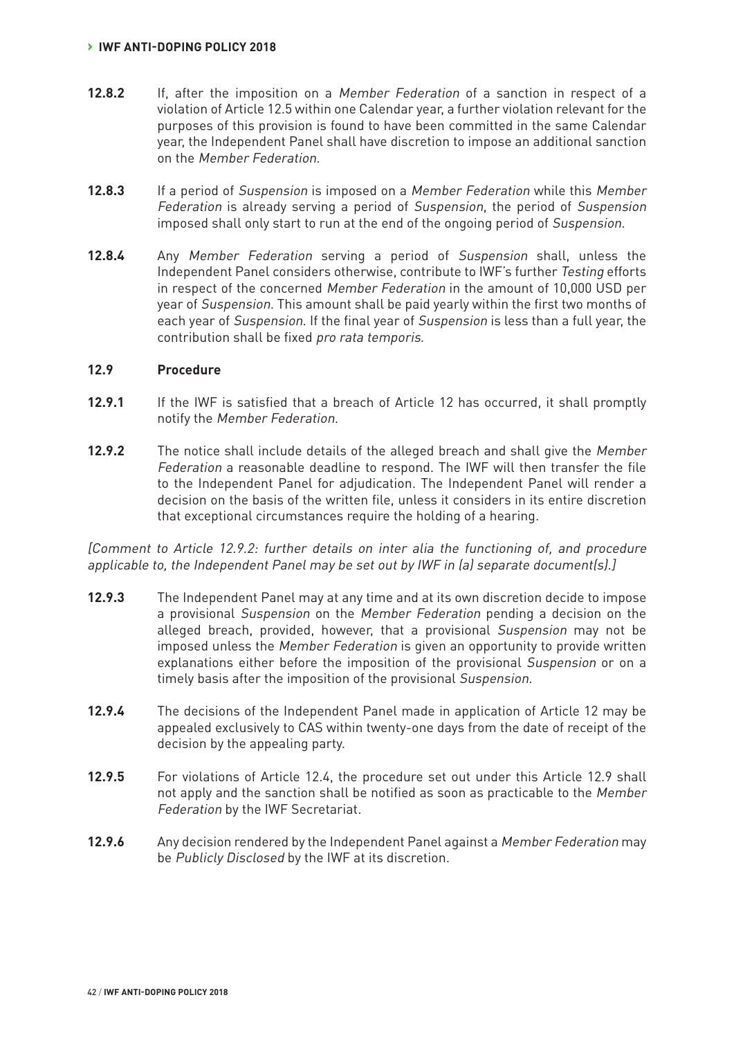**12.8.2** If, after the imposition on a *Member Federation* of a sanction in respect of a violation of Article 12.5 within one Calendar year, a further violation relevant for the purposes of this provision is found to have been committed in the same Calendar year, the Independent Panel shall have discretion to impose an additional sanction on the *Member Federation*.

**12.8.3** If a period of *Suspension* is imposed on a *Member Federation* while this *Member Federation* is already serving a period of *Suspension*, the period of *Suspension* imposed shall only start to run at the end of the ongoing period of *Suspension*.

**12.8.4** Any *Member Federation* serving a period of *Suspension* shall, unless the Independent Panel considers otherwise, contribute to IWF's further *Testing* efforts in respect of the concerned *Member Federation* in the amount of 10,000 USD per year of *Suspension*. This amount shall be paid yearly within the first two months of each year of *Suspension*. If the final year of *Suspension* is less than a full year, the contribution shall be fixed *pro rata temporis*.

### 12.9 Procedure

**12.9.1** If the IWF is satisfied that a breach of Article 12 has occurred, it shall promptly notify the *Member Federation*.

**12.9.2** The notice shall include details of the alleged breach and shall give the *Member Federation* a reasonable deadline to respond. The IWF will then transfer the file to the Independent Panel for adjudication. The Independent Panel will render a decision on the basis of the written file, unless it considers in its entire discretion that exceptional circumstances require the holding of a hearing.

*[Comment to Article 12.9.2: further details on inter alia the functioning of, and procedure applicable to, the Independent Panel may be set out by IWF in (a) separate document(s).]*

**12.9.3** The Independent Panel may at any time and at its own discretion decide to impose a provisional *Suspension* on the *Member Federation* pending a decision on the alleged breach, provided, however, that a provisional *Suspension* may not be imposed unless the *Member Federation* is given an opportunity to provide written explanations either before the imposition of the provisional *Suspension* or on a timely basis after the imposition of the provisional *Suspension*.

**12.9.4** The decisions of the Independent Panel made in application of Article 12 may be appealed exclusively to CAS within twenty-one days from the date of receipt of the decision by the appealing party.

**12.9.5** For violations of Article 12.4, the procedure set out under this Article 12.9 shall not apply and the sanction shall be notified as soon as practicable to the *Member Federation* by the IWF Secretariat.

**12.9.6** Any decision rendered by the Independent Panel against a *Member Federation* may be *Publicly Disclosed* by the IWF at its discretion.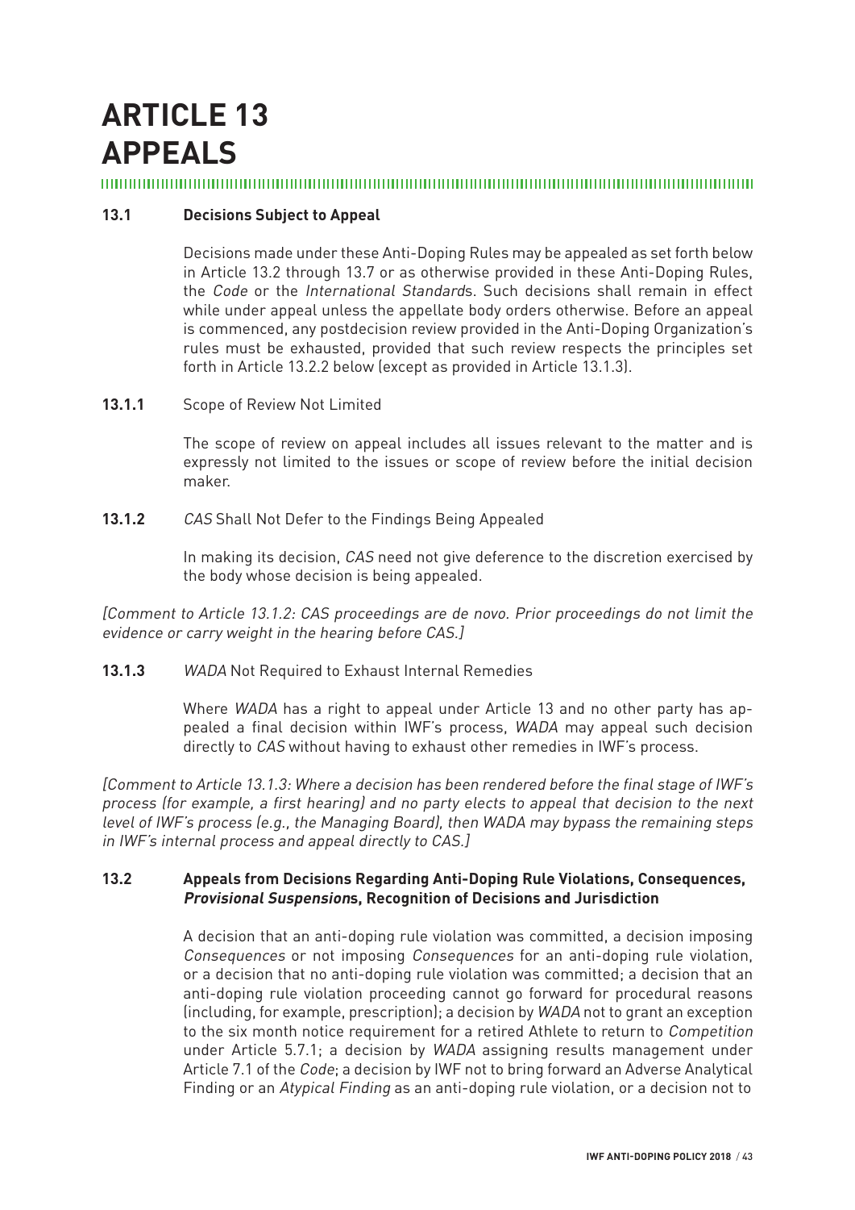# ARTICLE 13
# APPEALS

### 13.1 Decisions Subject to Appeal

Decisions made under these Anti-Doping Rules may be appealed as set forth below in Article 13.2 through 13.7 or as otherwise provided in these Anti-Doping Rules, the *Code* or the *International Standard*s. Such decisions shall remain in effect while under appeal unless the appellate body orders otherwise. Before an appeal is commenced, any postdecision review provided in the Anti-Doping Organization's rules must be exhausted, provided that such review respects the principles set forth in Article 13.2.2 below (except as provided in Article 13.1.3).

**13.1.1** Scope of Review Not Limited

The scope of review on appeal includes all issues relevant to the matter and is expressly not limited to the issues or scope of review before the initial decision maker.

**13.1.2** *CAS* Shall Not Defer to the Findings Being Appealed

In making its decision, *CAS* need not give deference to the discretion exercised by the body whose decision is being appealed.

*[Comment to Article 13.1.2: CAS proceedings are de novo. Prior proceedings do not limit the evidence or carry weight in the hearing before CAS.]*

**13.1.3** *WADA* Not Required to Exhaust Internal Remedies

Where *WADA* has a right to appeal under Article 13 and no other party has appealed a final decision within IWF's process, *WADA* may appeal such decision directly to *CAS* without having to exhaust other remedies in IWF's process.

*[Comment to Article 13.1.3: Where a decision has been rendered before the final stage of IWF's process (for example, a first hearing) and no party elects to appeal that decision to the next level of IWF's process (e.g., the Managing Board), then WADA may bypass the remaining steps in IWF's internal process and appeal directly to CAS.]*

### 13.2 Appeals from Decisions Regarding Anti-Doping Rule Violations, Consequences, *Provisional Suspension*s, Recognition of Decisions and Jurisdiction

A decision that an anti-doping rule violation was committed, a decision imposing *Consequences* or not imposing *Consequences* for an anti-doping rule violation, or a decision that no anti-doping rule violation was committed; a decision that an anti-doping rule violation proceeding cannot go forward for procedural reasons (including, for example, prescription); a decision by *WADA* not to grant an exception to the six month notice requirement for a retired Athlete to return to *Competition* under Article 5.7.1; a decision by *WADA* assigning results management under Article 7.1 of the *Code*; a decision by IWF not to bring forward an Adverse Analytical Finding or an *Atypical Finding* as an anti-doping rule violation, or a decision not to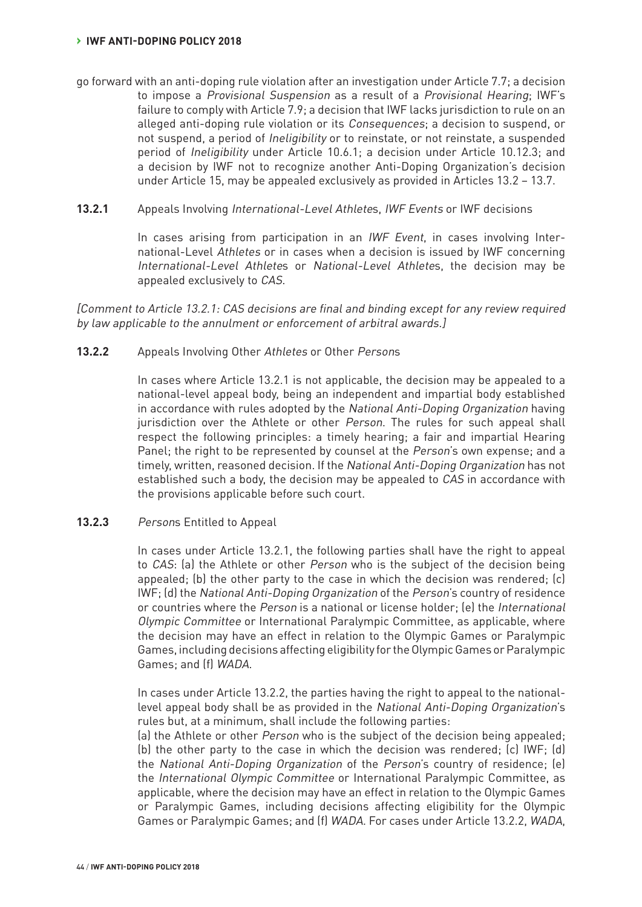go forward with an anti-doping rule violation after an investigation under Article 7.7; a decision to impose a *Provisional Suspension* as a result of a *Provisional Hearing*; IWF's failure to comply with Article 7.9; a decision that IWF lacks jurisdiction to rule on an alleged anti-doping rule violation or its *Consequences*; a decision to suspend, or not suspend, a period of *Ineligibility* or to reinstate, or not reinstate, a suspended period of *Ineligibility* under Article 10.6.1; a decision under Article 10.12.3; and a decision by IWF not to recognize another Anti-Doping Organization's decision under Article 15, may be appealed exclusively as provided in Articles 13.2 – 13.7.

**13.2.1** Appeals Involving *International-Level Athlete*s, *IWF Events* or IWF decisions

In cases arising from participation in an *IWF Event*, in cases involving International-Level *Athletes* or in cases when a decision is issued by IWF concerning *International-Level Athlete*s or *National-Level Athlete*s, the decision may be appealed exclusively to *CAS*.

*[Comment to Article 13.2.1: CAS decisions are final and binding except for any review required by law applicable to the annulment or enforcement of arbitral awards.]*

**13.2.2** Appeals Involving Other *Athletes* or Other *Person*s

In cases where Article 13.2.1 is not applicable, the decision may be appealed to a national-level appeal body, being an independent and impartial body established in accordance with rules adopted by the *National Anti-Doping Organization* having jurisdiction over the Athlete or other *Person*. The rules for such appeal shall respect the following principles: a timely hearing; a fair and impartial Hearing Panel; the right to be represented by counsel at the *Person*'s own expense; and a timely, written, reasoned decision. If the *National Anti-Doping Organization* has not established such a body, the decision may be appealed to *CAS* in accordance with the provisions applicable before such court.

**13.2.3** *Person*s Entitled to Appeal

In cases under Article 13.2.1, the following parties shall have the right to appeal to *CAS*: (a) the Athlete or other *Person* who is the subject of the decision being appealed; (b) the other party to the case in which the decision was rendered; (c) IWF; (d) the *National Anti-Doping Organization* of the *Person*'s country of residence or countries where the *Person* is a national or license holder; (e) the *International Olympic Committee* or International Paralympic Committee, as applicable, where the decision may have an effect in relation to the Olympic Games or Paralympic Games, including decisions affecting eligibility for the Olympic Games or Paralympic Games; and (f) *WADA*.

In cases under Article 13.2.2, the parties having the right to appeal to the national-level appeal body shall be as provided in the *National Anti-Doping Organization*'s rules but, at a minimum, shall include the following parties:
(a) the Athlete or other *Person* who is the subject of the decision being appealed; (b) the other party to the case in which the decision was rendered; (c) IWF; (d) the *National Anti-Doping Organization* of the *Person*'s country of residence; (e) the *International Olympic Committee* or International Paralympic Committee, as applicable, where the decision may have an effect in relation to the Olympic Games or Paralympic Games, including decisions affecting eligibility for the Olympic Games or Paralympic Games; and (f) *WADA*. For cases under Article 13.2.2, *WADA*,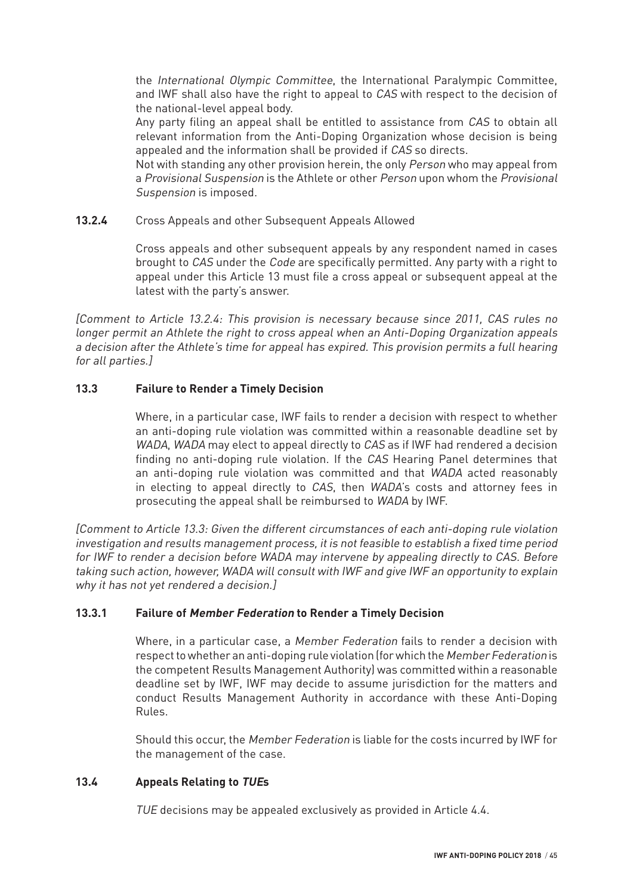the *International Olympic Committee*, the International Paralympic Committee, and IWF shall also have the right to appeal to *CAS* with respect to the decision of the national-level appeal body.

Any party filing an appeal shall be entitled to assistance from *CAS* to obtain all relevant information from the Anti-Doping Organization whose decision is being appealed and the information shall be provided if *CAS* so directs.

Not with standing any other provision herein, the only *Person* who may appeal from a *Provisional Suspension* is the Athlete or other *Person* upon whom the *Provisional Suspension* is imposed.

**13.2.4** Cross Appeals and other Subsequent Appeals Allowed

Cross appeals and other subsequent appeals by any respondent named in cases brought to *CAS* under the *Code* are specifically permitted. Any party with a right to appeal under this Article 13 must file a cross appeal or subsequent appeal at the latest with the party's answer.

*[Comment to Article 13.2.4: This provision is necessary because since 2011, CAS rules no longer permit an Athlete the right to cross appeal when an Anti-Doping Organization appeals a decision after the Athlete's time for appeal has expired. This provision permits a full hearing for all parties.]*

### 13.3 Failure to Render a Timely Decision

Where, in a particular case, IWF fails to render a decision with respect to whether an anti-doping rule violation was committed within a reasonable deadline set by *WADA*, *WADA* may elect to appeal directly to *CAS* as if IWF had rendered a decision finding no anti-doping rule violation. If the *CAS* Hearing Panel determines that an anti-doping rule violation was committed and that *WADA* acted reasonably in electing to appeal directly to *CAS*, then *WADA*'s costs and attorney fees in prosecuting the appeal shall be reimbursed to *WADA* by IWF.

*[Comment to Article 13.3: Given the different circumstances of each anti-doping rule violation investigation and results management process, it is not feasible to establish a fixed time period for IWF to render a decision before WADA may intervene by appealing directly to CAS. Before taking such action, however, WADA will consult with IWF and give IWF an opportunity to explain why it has not yet rendered a decision.]*

#### 13.3.1 Failure of *Member Federation* to Render a Timely Decision

Where, in a particular case, a *Member Federation* fails to render a decision with respect to whether an anti-doping rule violation (for which the *Member Federation* is the competent Results Management Authority) was committed within a reasonable deadline set by IWF, IWF may decide to assume jurisdiction for the matters and conduct Results Management Authority in accordance with these Anti-Doping Rules.

Should this occur, the *Member Federation* is liable for the costs incurred by IWF for the management of the case.

### 13.4 Appeals Relating to *TUE*s

*TUE* decisions may be appealed exclusively as provided in Article 4.4.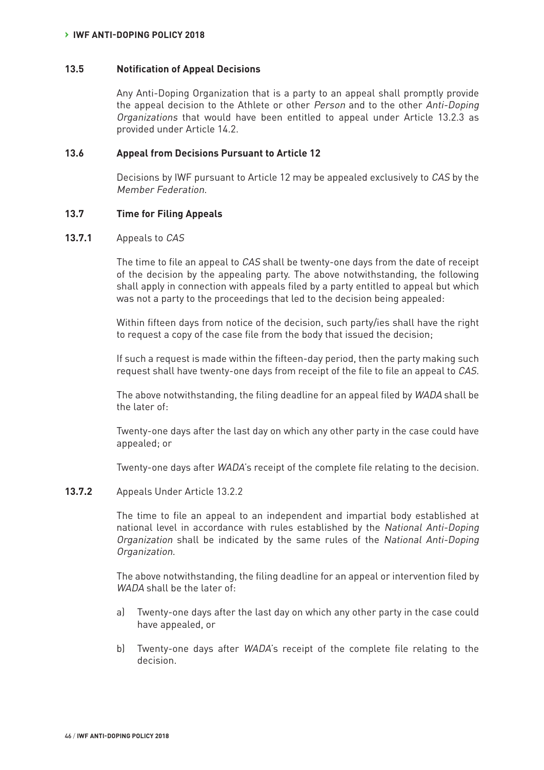### 13.5 Notification of Appeal Decisions

Any Anti-Doping Organization that is a party to an appeal shall promptly provide the appeal decision to the Athlete or other *Person* and to the other *Anti-Doping Organizations* that would have been entitled to appeal under Article 13.2.3 as provided under Article 14.2.

### 13.6 Appeal from Decisions Pursuant to Article 12

Decisions by IWF pursuant to Article 12 may be appealed exclusively to *CAS* by the *Member Federation*.

### 13.7 Time for Filing Appeals

**13.7.1** Appeals to *CAS*

The time to file an appeal to *CAS* shall be twenty-one days from the date of receipt of the decision by the appealing party. The above notwithstanding, the following shall apply in connection with appeals filed by a party entitled to appeal but which was not a party to the proceedings that led to the decision being appealed:

Within fifteen days from notice of the decision, such party/ies shall have the right to request a copy of the case file from the body that issued the decision;

If such a request is made within the fifteen-day period, then the party making such request shall have twenty-one days from receipt of the file to file an appeal to *CAS*.

The above notwithstanding, the filing deadline for an appeal filed by *WADA* shall be the later of:

Twenty-one days after the last day on which any other party in the case could have appealed; or

Twenty-one days after *WADA*'s receipt of the complete file relating to the decision.

**13.7.2** Appeals Under Article 13.2.2

The time to file an appeal to an independent and impartial body established at national level in accordance with rules established by the *National Anti-Doping Organization* shall be indicated by the same rules of the *National Anti-Doping Organization*.

The above notwithstanding, the filing deadline for an appeal or intervention filed by *WADA* shall be the later of:

a) Twenty-one days after the last day on which any other party in the case could have appealed, or

b) Twenty-one days after *WADA*'s receipt of the complete file relating to the decision.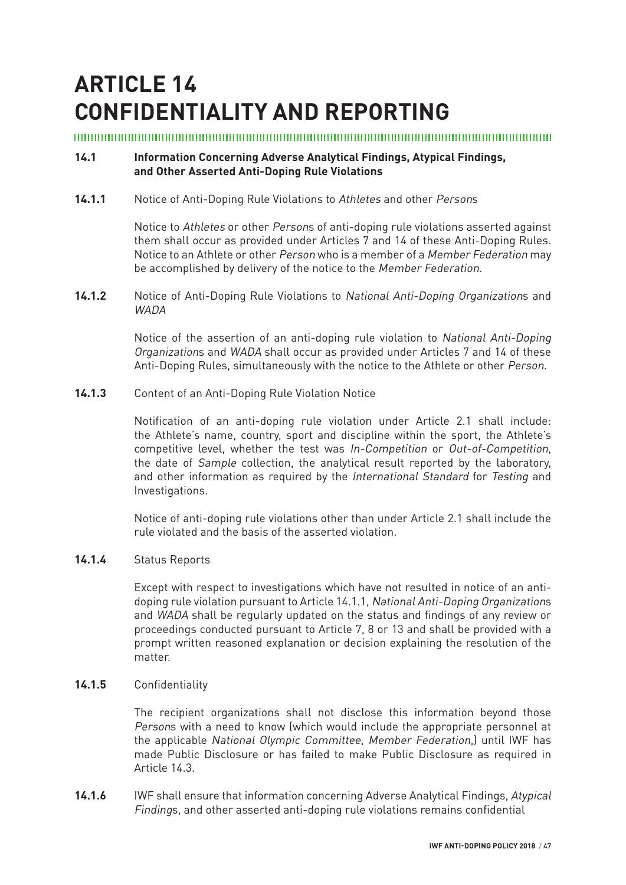# ARTICLE 14 CONFIDENTIALITY AND REPORTING

**14.1 Information Concerning Adverse Analytical Findings, Atypical Findings, and Other Asserted Anti-Doping Rule Violations**

**14.1.1** Notice of Anti-Doping Rule Violations to *Athletes* and other *Person*s

Notice to *Athletes* or other *Person*s of anti-doping rule violations asserted against them shall occur as provided under Articles 7 and 14 of these Anti-Doping Rules. Notice to an Athlete or other *Person* who is a member of a *Member Federation* may be accomplished by delivery of the notice to the *Member Federation.*

**14.1.2** Notice of Anti-Doping Rule Violations to *National Anti-Doping Organization*s and *WADA*

Notice of the assertion of an anti-doping rule violation to *National Anti-Doping Organization*s and *WADA* shall occur as provided under Articles 7 and 14 of these Anti-Doping Rules, simultaneously with the notice to the Athlete or other *Person.*

**14.1.3** Content of an Anti-Doping Rule Violation Notice

Notification of an anti-doping rule violation under Article 2.1 shall include: the Athlete's name, country, sport and discipline within the sport, the Athlete's competitive level, whether the test was *In-Competition* or *Out-of-Competition*, the date of *Sample* collection, the analytical result reported by the laboratory, and other information as required by the *International Standard* for *Testing* and Investigations.

Notice of anti-doping rule violations other than under Article 2.1 shall include the rule violated and the basis of the asserted violation.

**14.1.4** Status Reports

Except with respect to investigations which have not resulted in notice of an anti-doping rule violation pursuant to Article 14.1.1, *National Anti-Doping Organization*s and *WADA* shall be regularly updated on the status and findings of any review or proceedings conducted pursuant to Article 7, 8 or 13 and shall be provided with a prompt written reasoned explanation or decision explaining the resolution of the matter.

**14.1.5** Confidentiality

The recipient organizations shall not disclose this information beyond those *Person*s with a need to know (which would include the appropriate personnel at the applicable *National Olympic Committee*, *Member Federation*,) until IWF has made Public Disclosure or has failed to make Public Disclosure as required in Article 14.3.

**14.1.6** IWF shall ensure that information concerning Adverse Analytical Findings, *Atypical Finding*s, and other asserted anti-doping rule violations remains confidential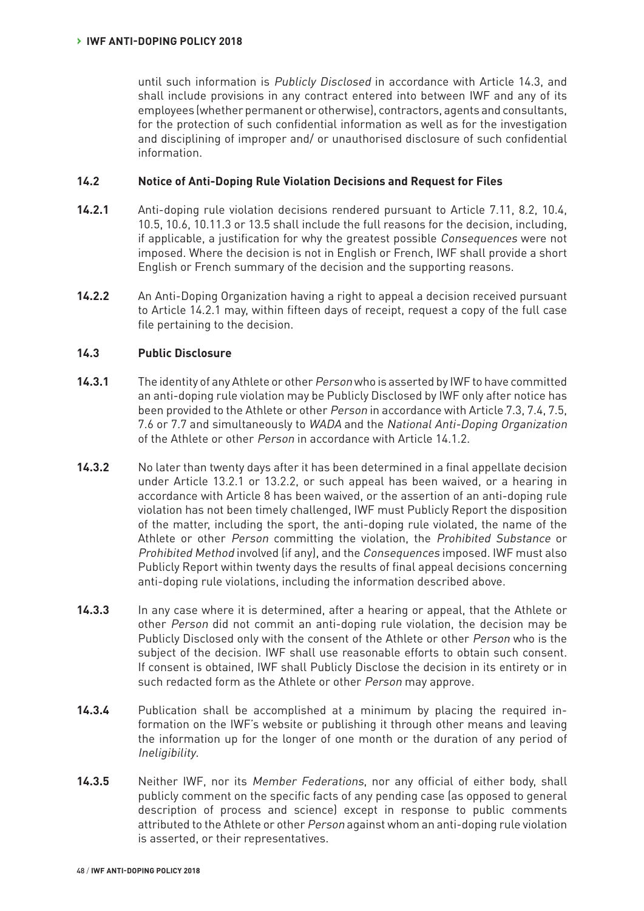until such information is *Publicly Disclosed* in accordance with Article 14.3, and shall include provisions in any contract entered into between IWF and any of its employees (whether permanent or otherwise), contractors, agents and consultants, for the protection of such confidential information as well as for the investigation and disciplining of improper and/ or unauthorised disclosure of such confidential information.

### 14.2 Notice of Anti-Doping Rule Violation Decisions and Request for Files

**14.2.1** Anti-doping rule violation decisions rendered pursuant to Article 7.11, 8.2, 10.4, 10.5, 10.6, 10.11.3 or 13.5 shall include the full reasons for the decision, including, if applicable, a justification for why the greatest possible *Consequences* were not imposed. Where the decision is not in English or French, IWF shall provide a short English or French summary of the decision and the supporting reasons.

**14.2.2** An Anti-Doping Organization having a right to appeal a decision received pursuant to Article 14.2.1 may, within fifteen days of receipt, request a copy of the full case file pertaining to the decision.

### 14.3 Public Disclosure

**14.3.1** The identity of any Athlete or other *Person* who is asserted by IWF to have committed an anti-doping rule violation may be Publicly Disclosed by IWF only after notice has been provided to the Athlete or other *Person* in accordance with Article 7.3, 7.4, 7.5, 7.6 or 7.7 and simultaneously to *WADA* and the *National Anti-Doping Organization* of the Athlete or other *Person* in accordance with Article 14.1.2.

**14.3.2** No later than twenty days after it has been determined in a final appellate decision under Article 13.2.1 or 13.2.2, or such appeal has been waived, or a hearing in accordance with Article 8 has been waived, or the assertion of an anti-doping rule violation has not been timely challenged, IWF must Publicly Report the disposition of the matter, including the sport, the anti-doping rule violated, the name of the Athlete or other *Person* committing the violation, the *Prohibited Substance* or *Prohibited Method* involved (if any), and the *Consequences* imposed. IWF must also Publicly Report within twenty days the results of final appeal decisions concerning anti-doping rule violations, including the information described above.

**14.3.3** In any case where it is determined, after a hearing or appeal, that the Athlete or other *Person* did not commit an anti-doping rule violation, the decision may be Publicly Disclosed only with the consent of the Athlete or other *Person* who is the subject of the decision. IWF shall use reasonable efforts to obtain such consent. If consent is obtained, IWF shall Publicly Disclose the decision in its entirety or in such redacted form as the Athlete or other *Person* may approve.

**14.3.4** Publication shall be accomplished at a minimum by placing the required information on the IWF's website or publishing it through other means and leaving the information up for the longer of one month or the duration of any period of *Ineligibility*.

**14.3.5** Neither IWF, nor its *Member Federations*, nor any official of either body, shall publicly comment on the specific facts of any pending case (as opposed to general description of process and science) except in response to public comments attributed to the Athlete or other *Person* against whom an anti-doping rule violation is asserted, or their representatives.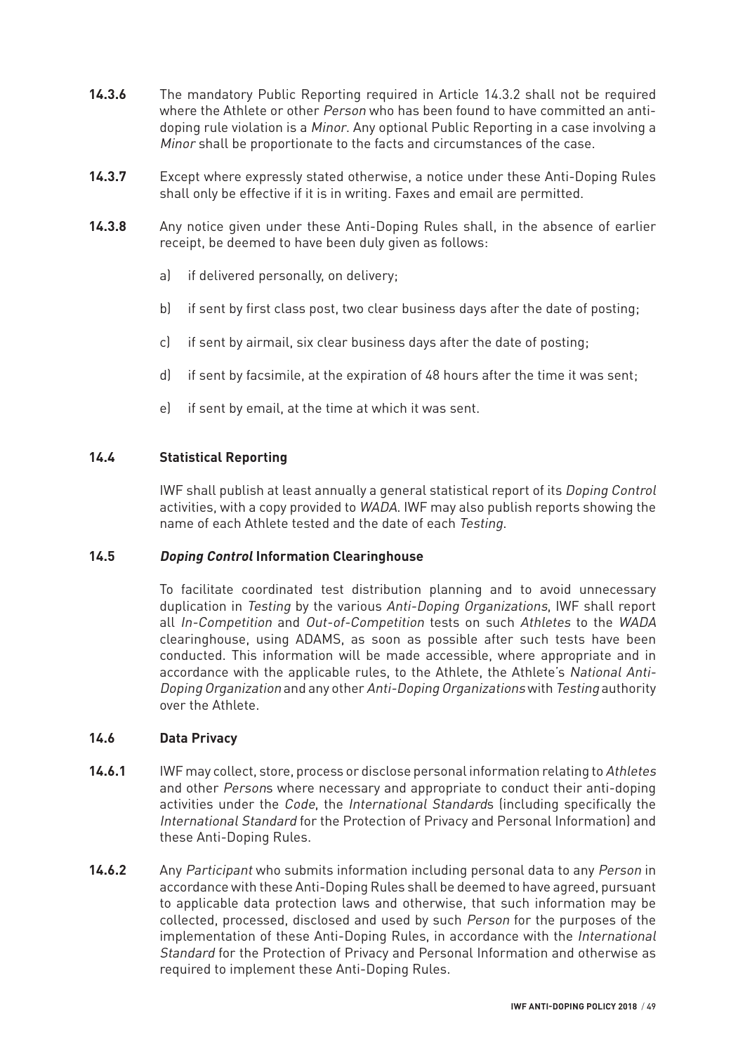**14.3.6** The mandatory Public Reporting required in Article 14.3.2 shall not be required where the Athlete or other *Person* who has been found to have committed an anti-doping rule violation is a *Minor*. Any optional Public Reporting in a case involving a *Minor* shall be proportionate to the facts and circumstances of the case.

**14.3.7** Except where expressly stated otherwise, a notice under these Anti-Doping Rules shall only be effective if it is in writing. Faxes and email are permitted.

**14.3.8** Any notice given under these Anti-Doping Rules shall, in the absence of earlier receipt, be deemed to have been duly given as follows:

a) if delivered personally, on delivery;

b) if sent by first class post, two clear business days after the date of posting;

c) if sent by airmail, six clear business days after the date of posting;

d) if sent by facsimile, at the expiration of 48 hours after the time it was sent;

e) if sent by email, at the time at which it was sent.

### 14.4 Statistical Reporting

IWF shall publish at least annually a general statistical report of its *Doping Control* activities, with a copy provided to *WADA*. IWF may also publish reports showing the name of each Athlete tested and the date of each *Testing*.

### 14.5 *Doping Control* Information Clearinghouse

To facilitate coordinated test distribution planning and to avoid unnecessary duplication in *Testing* by the various *Anti-Doping Organizations*, IWF shall report all *In-Competition* and *Out-of-Competition* tests on such *Athletes* to the *WADA* clearinghouse, using ADAMS, as soon as possible after such tests have been conducted. This information will be made accessible, where appropriate and in accordance with the applicable rules, to the Athlete, the Athlete's *National Anti-Doping Organization* and any other *Anti-Doping Organizations* with *Testing* authority over the Athlete.

### 14.6 Data Privacy

**14.6.1** IWF may collect, store, process or disclose personal information relating to *Athletes* and other *Person*s where necessary and appropriate to conduct their anti-doping activities under the *Code*, the *International Standard*s (including specifically the *International Standard* for the Protection of Privacy and Personal Information) and these Anti-Doping Rules.

**14.6.2** Any *Participant* who submits information including personal data to any *Person* in accordance with these Anti-Doping Rules shall be deemed to have agreed, pursuant to applicable data protection laws and otherwise, that such information may be collected, processed, disclosed and used by such *Person* for the purposes of the implementation of these Anti-Doping Rules, in accordance with the *International Standard* for the Protection of Privacy and Personal Information and otherwise as required to implement these Anti-Doping Rules.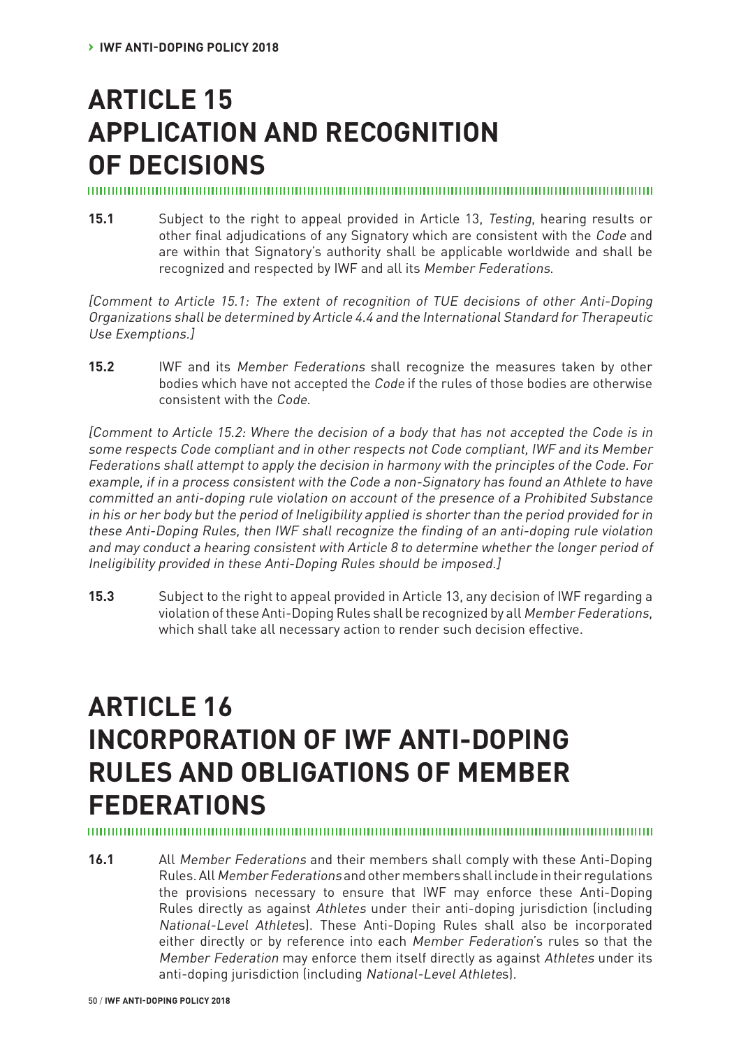# ARTICLE 15 APPLICATION AND RECOGNITION OF DECISIONS

**15.1** Subject to the right to appeal provided in Article 13, *Testing*, hearing results or other final adjudications of any Signatory which are consistent with the *Code* and are within that Signatory's authority shall be applicable worldwide and shall be recognized and respected by IWF and all its *Member Federations*.

*[Comment to Article 15.1: The extent of recognition of TUE decisions of other Anti-Doping Organizations shall be determined by Article 4.4 and the International Standard for Therapeutic Use Exemptions.]*

**15.2** IWF and its *Member Federations* shall recognize the measures taken by other bodies which have not accepted the *Code* if the rules of those bodies are otherwise consistent with the *Code*.

*[Comment to Article 15.2: Where the decision of a body that has not accepted the Code is in some respects Code compliant and in other respects not Code compliant, IWF and its Member Federations shall attempt to apply the decision in harmony with the principles of the Code. For example, if in a process consistent with the Code a non-Signatory has found an Athlete to have committed an anti-doping rule violation on account of the presence of a Prohibited Substance in his or her body but the period of Ineligibility applied is shorter than the period provided for in these Anti-Doping Rules, then IWF shall recognize the finding of an anti-doping rule violation and may conduct a hearing consistent with Article 8 to determine whether the longer period of Ineligibility provided in these Anti-Doping Rules should be imposed.]*

**15.3** Subject to the right to appeal provided in Article 13, any decision of IWF regarding a violation of these Anti-Doping Rules shall be recognized by all *Member Federations*, which shall take all necessary action to render such decision effective.

# ARTICLE 16 INCORPORATION OF IWF ANTI-DOPING RULES AND OBLIGATIONS OF MEMBER FEDERATIONS

**16.1** All *Member Federations* and their members shall comply with these Anti-Doping Rules. All *Member Federations* and other members shall include in their regulations the provisions necessary to ensure that IWF may enforce these Anti-Doping Rules directly as against *Athletes* under their anti-doping jurisdiction (including *National-Level Athletes*). These Anti-Doping Rules shall also be incorporated either directly or by reference into each *Member Federation*'s rules so that the *Member Federation* may enforce them itself directly as against *Athletes* under its anti-doping jurisdiction (including *National-Level Athletes*).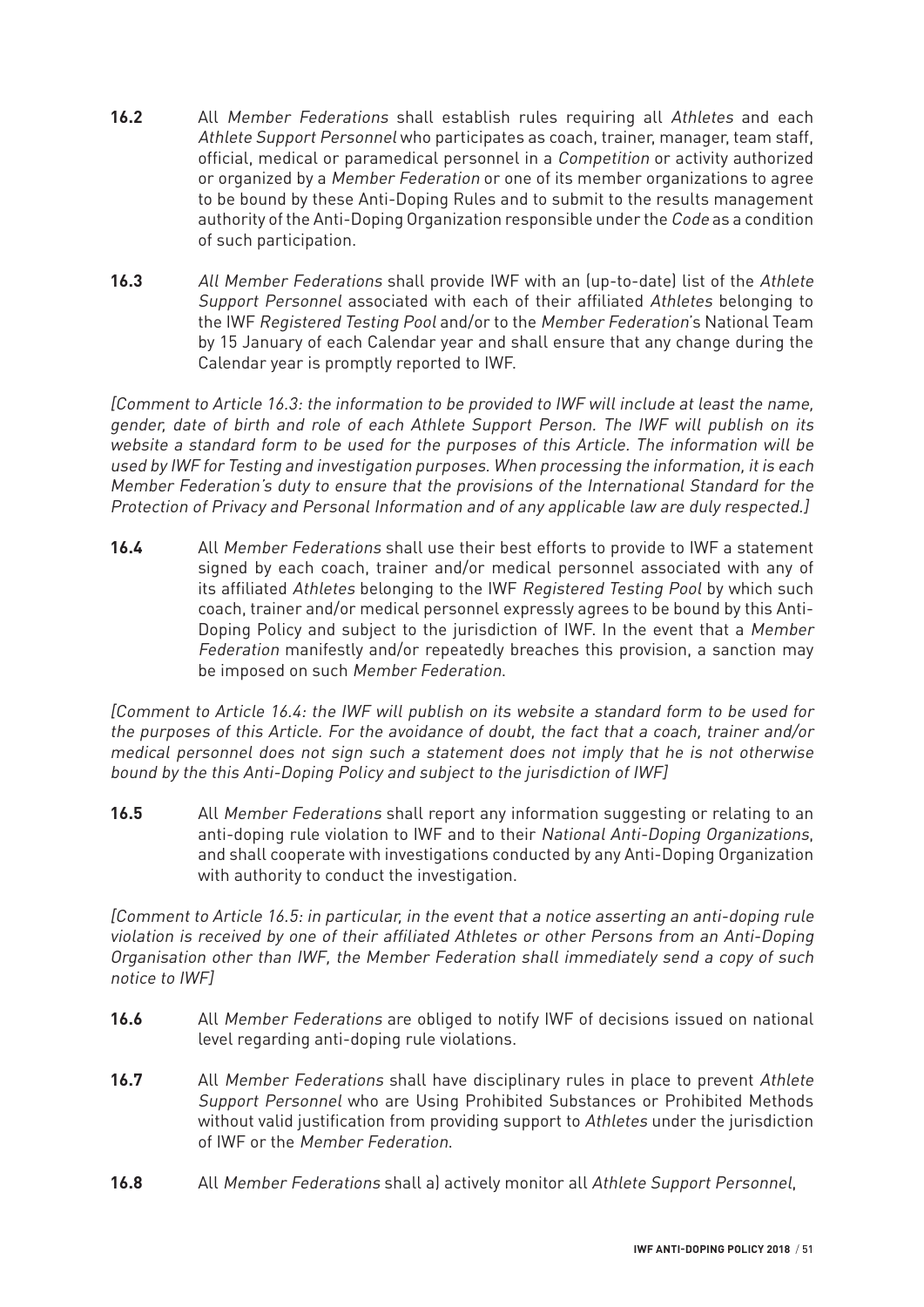**16.2** All *Member Federations* shall establish rules requiring all *Athletes* and each *Athlete Support Personnel* who participates as coach, trainer, manager, team staff, official, medical or paramedical personnel in a *Competition* or activity authorized or organized by a *Member Federation* or one of its member organizations to agree to be bound by these Anti-Doping Rules and to submit to the results management authority of the Anti-Doping Organization responsible under the *Code* as a condition of such participation.

**16.3** *All Member Federations* shall provide IWF with an (up-to-date) list of the *Athlete Support Personnel* associated with each of their affiliated *Athletes* belonging to the IWF *Registered Testing Pool* and/or to the *Member Federation*'s National Team by 15 January of each Calendar year and shall ensure that any change during the Calendar year is promptly reported to IWF.

*[Comment to Article 16.3: the information to be provided to IWF will include at least the name, gender, date of birth and role of each Athlete Support Person. The IWF will publish on its website a standard form to be used for the purposes of this Article. The information will be used by IWF for Testing and investigation purposes. When processing the information, it is each Member Federation's duty to ensure that the provisions of the International Standard for the Protection of Privacy and Personal Information and of any applicable law are duly respected.]*

**16.4** All *Member Federations* shall use their best efforts to provide to IWF a statement signed by each coach, trainer and/or medical personnel associated with any of its affiliated *Athletes* belonging to the IWF *Registered Testing Pool* by which such coach, trainer and/or medical personnel expressly agrees to be bound by this Anti-Doping Policy and subject to the jurisdiction of IWF. In the event that a *Member Federation* manifestly and/or repeatedly breaches this provision, a sanction may be imposed on such *Member Federation*.

*[Comment to Article 16.4: the IWF will publish on its website a standard form to be used for the purposes of this Article. For the avoidance of doubt, the fact that a coach, trainer and/or medical personnel does not sign such a statement does not imply that he is not otherwise bound by the this Anti-Doping Policy and subject to the jurisdiction of IWF]*

**16.5** All *Member Federations* shall report any information suggesting or relating to an anti-doping rule violation to IWF and to their *National Anti-Doping Organizations*, and shall cooperate with investigations conducted by any Anti-Doping Organization with authority to conduct the investigation.

*[Comment to Article 16.5: in particular, in the event that a notice asserting an anti-doping rule violation is received by one of their affiliated Athletes or other Persons from an Anti-Doping Organisation other than IWF, the Member Federation shall immediately send a copy of such notice to IWF]*

**16.6** All *Member Federations* are obliged to notify IWF of decisions issued on national level regarding anti-doping rule violations.

**16.7** All *Member Federations* shall have disciplinary rules in place to prevent *Athlete Support Personnel* who are Using Prohibited Substances or Prohibited Methods without valid justification from providing support to *Athletes* under the jurisdiction of IWF or the *Member Federation*.

**16.8** All *Member Federations* shall a) actively monitor all *Athlete Support Personnel*,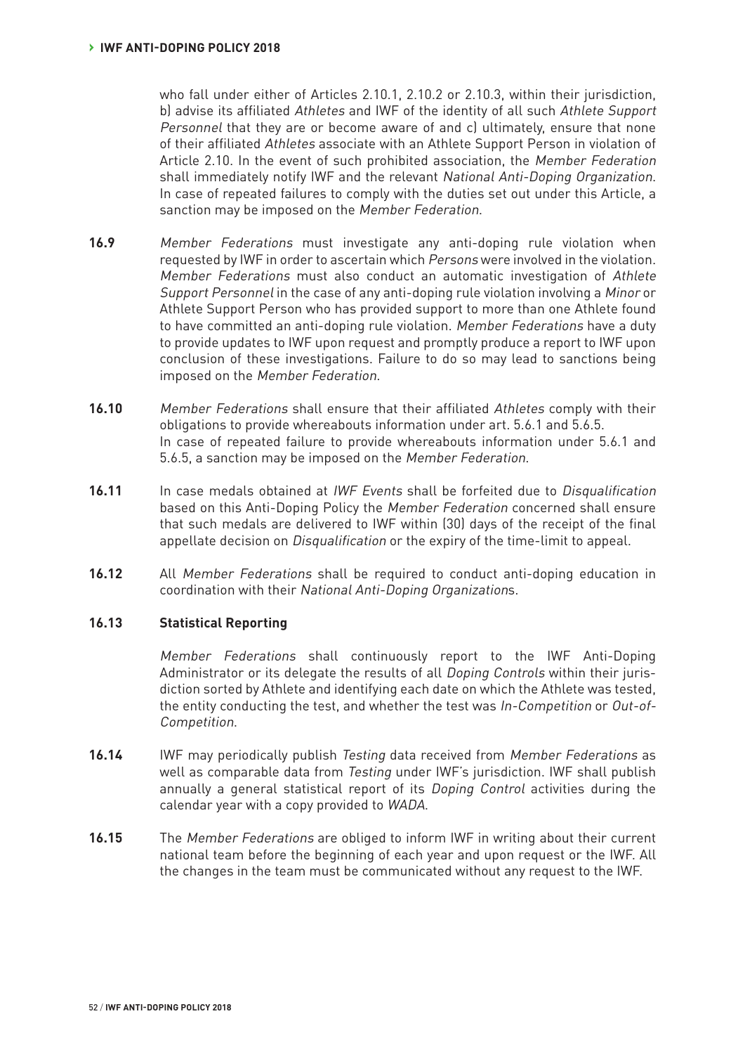who fall under either of Articles 2.10.1, 2.10.2 or 2.10.3, within their jurisdiction, b) advise its affiliated *Athletes* and IWF of the identity of all such *Athlete Support Personnel* that they are or become aware of and c) ultimately, ensure that none of their affiliated *Athletes* associate with an Athlete Support Person in violation of Article 2.10. In the event of such prohibited association, the *Member Federation* shall immediately notify IWF and the relevant *National Anti-Doping Organization*. In case of repeated failures to comply with the duties set out under this Article, a sanction may be imposed on the *Member Federation*.

**16.9** *Member Federations* must investigate any anti-doping rule violation when requested by IWF in order to ascertain which *Persons* were involved in the violation. *Member Federations* must also conduct an automatic investigation of *Athlete Support Personnel* in the case of any anti-doping rule violation involving a *Minor* or Athlete Support Person who has provided support to more than one Athlete found to have committed an anti-doping rule violation. *Member Federations* have a duty to provide updates to IWF upon request and promptly produce a report to IWF upon conclusion of these investigations. Failure to do so may lead to sanctions being imposed on the *Member Federation*.

**16.10** *Member Federations* shall ensure that their affiliated *Athletes* comply with their obligations to provide whereabouts information under art. 5.6.1 and 5.6.5.
In case of repeated failure to provide whereabouts information under 5.6.1 and 5.6.5, a sanction may be imposed on the *Member Federation*.

**16.11** In case medals obtained at *IWF Events* shall be forfeited due to *Disqualification* based on this Anti-Doping Policy the *Member Federation* concerned shall ensure that such medals are delivered to IWF within (30) days of the receipt of the final appellate decision on *Disqualification* or the expiry of the time-limit to appeal.

**16.12** All *Member Federations* shall be required to conduct anti-doping education in coordination with their *National Anti-Doping Organization*s.

**16.13 Statistical Reporting**

*Member Federations* shall continuously report to the IWF Anti-Doping Administrator or its delegate the results of all *Doping Controls* within their jurisdiction sorted by Athlete and identifying each date on which the Athlete was tested, the entity conducting the test, and whether the test was *In-Competition* or *Out-of-Competition*.

**16.14** IWF may periodically publish *Testing* data received from *Member Federations* as well as comparable data from *Testing* under IWF's jurisdiction. IWF shall publish annually a general statistical report of its *Doping Control* activities during the calendar year with a copy provided to *WADA*.

**16.15** The *Member Federations* are obliged to inform IWF in writing about their current national team before the beginning of each year and upon request or the IWF. All the changes in the team must be communicated without any request to the IWF.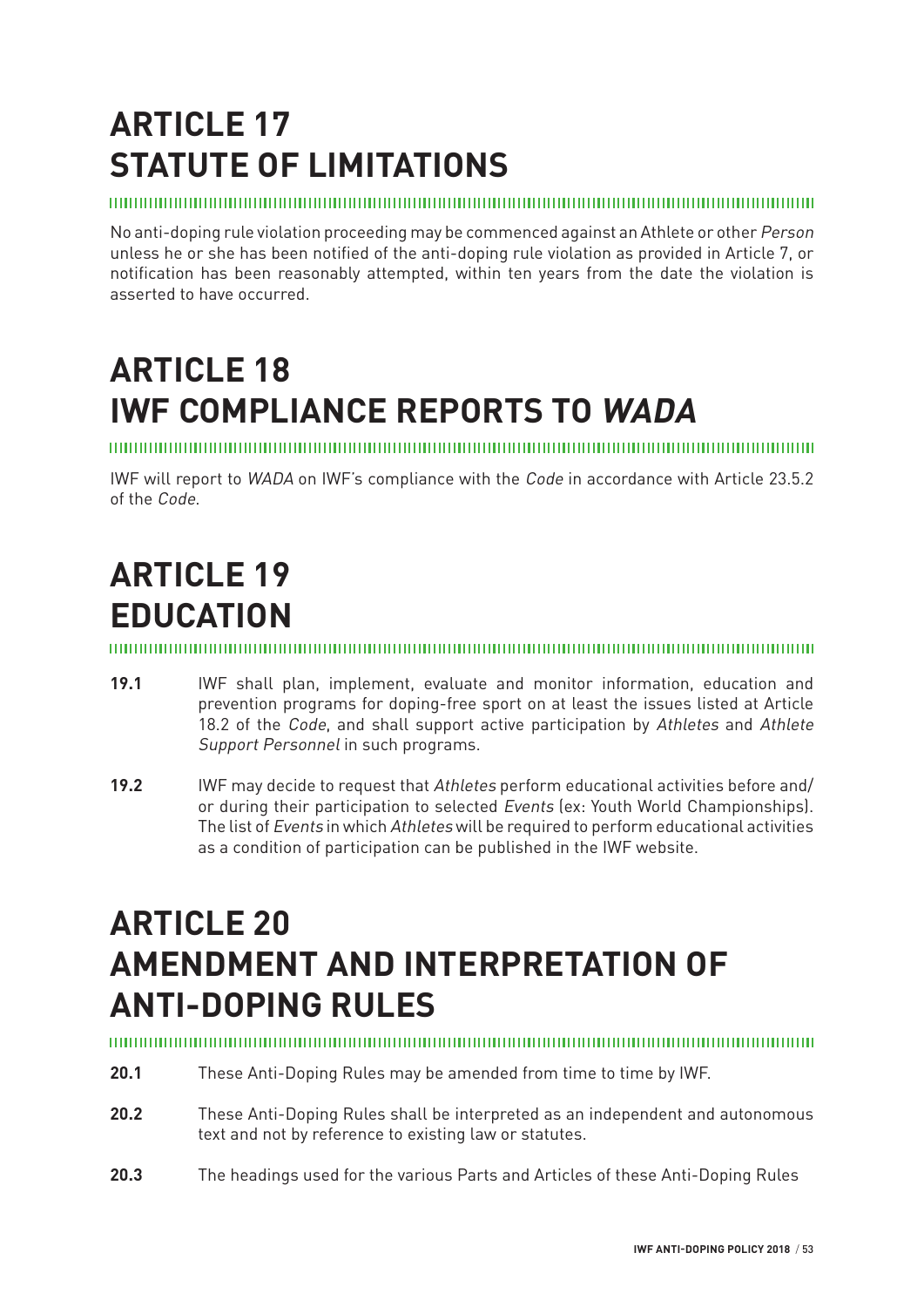# ARTICLE 17 STATUTE OF LIMITATIONS

No anti-doping rule violation proceeding may be commenced against an Athlete or other *Person* unless he or she has been notified of the anti-doping rule violation as provided in Article 7, or notification has been reasonably attempted, within ten years from the date the violation is asserted to have occurred.

# ARTICLE 18 IWF COMPLIANCE REPORTS TO *WADA*

IWF will report to *WADA* on IWF's compliance with the *Code* in accordance with Article 23.5.2 of the *Code*.

# ARTICLE 19 EDUCATION

**19.1** IWF shall plan, implement, evaluate and monitor information, education and prevention programs for doping-free sport on at least the issues listed at Article 18.2 of the *Code*, and shall support active participation by *Athletes* and *Athlete Support Personnel* in such programs.

**19.2** IWF may decide to request that *Athletes* perform educational activities before and/or during their participation to selected *Events* (ex: Youth World Championships). The list of *Events* in which *Athletes* will be required to perform educational activities as a condition of participation can be published in the IWF website.

# ARTICLE 20 AMENDMENT AND INTERPRETATION OF ANTI-DOPING RULES

**20.1** These Anti-Doping Rules may be amended from time to time by IWF.

**20.2** These Anti-Doping Rules shall be interpreted as an independent and autonomous text and not by reference to existing law or statutes.

**20.3** The headings used for the various Parts and Articles of these Anti-Doping Rules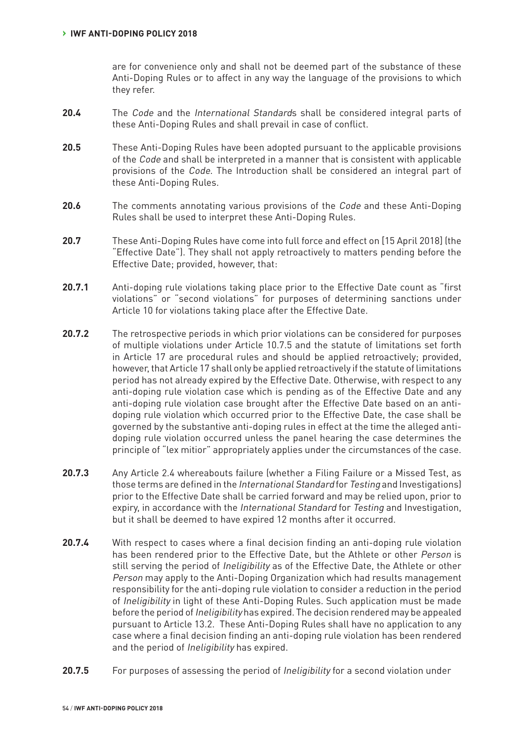are for convenience only and shall not be deemed part of the substance of these Anti-Doping Rules or to affect in any way the language of the provisions to which they refer.

**20.4** The *Code* and the *International Standard*s shall be considered integral parts of these Anti-Doping Rules and shall prevail in case of conflict.

**20.5** These Anti-Doping Rules have been adopted pursuant to the applicable provisions of the *Code* and shall be interpreted in a manner that is consistent with applicable provisions of the *Code*. The Introduction shall be considered an integral part of these Anti-Doping Rules.

**20.6** The comments annotating various provisions of the *Code* and these Anti-Doping Rules shall be used to interpret these Anti-Doping Rules.

**20.7** These Anti-Doping Rules have come into full force and effect on [15 April 2018] (the "Effective Date"). They shall not apply retroactively to matters pending before the Effective Date; provided, however, that:

**20.7.1** Anti-doping rule violations taking place prior to the Effective Date count as "first violations" or "second violations" for purposes of determining sanctions under Article 10 for violations taking place after the Effective Date.

**20.7.2** The retrospective periods in which prior violations can be considered for purposes of multiple violations under Article 10.7.5 and the statute of limitations set forth in Article 17 are procedural rules and should be applied retroactively; provided, however, that Article 17 shall only be applied retroactively if the statute of limitations period has not already expired by the Effective Date. Otherwise, with respect to any anti-doping rule violation case which is pending as of the Effective Date and any anti-doping rule violation case brought after the Effective Date based on an anti-doping rule violation which occurred prior to the Effective Date, the case shall be governed by the substantive anti-doping rules in effect at the time the alleged anti-doping rule violation occurred unless the panel hearing the case determines the principle of "lex mitior" appropriately applies under the circumstances of the case.

**20.7.3** Any Article 2.4 whereabouts failure (whether a Filing Failure or a Missed Test, as those terms are defined in the *International Standard* for *Testing* and Investigations) prior to the Effective Date shall be carried forward and may be relied upon, prior to expiry, in accordance with the *International Standard* for *Testing* and Investigation, but it shall be deemed to have expired 12 months after it occurred.

**20.7.4** With respect to cases where a final decision finding an anti-doping rule violation has been rendered prior to the Effective Date, but the Athlete or other *Person* is still serving the period of *Ineligibility* as of the Effective Date, the Athlete or other *Person* may apply to the Anti-Doping Organization which had results management responsibility for the anti-doping rule violation to consider a reduction in the period of *Ineligibility* in light of these Anti-Doping Rules. Such application must be made before the period of *Ineligibility* has expired. The decision rendered may be appealed pursuant to Article 13.2. These Anti-Doping Rules shall have no application to any case where a final decision finding an anti-doping rule violation has been rendered and the period of *Ineligibility* has expired.

**20.7.5** For purposes of assessing the period of *Ineligibility* for a second violation under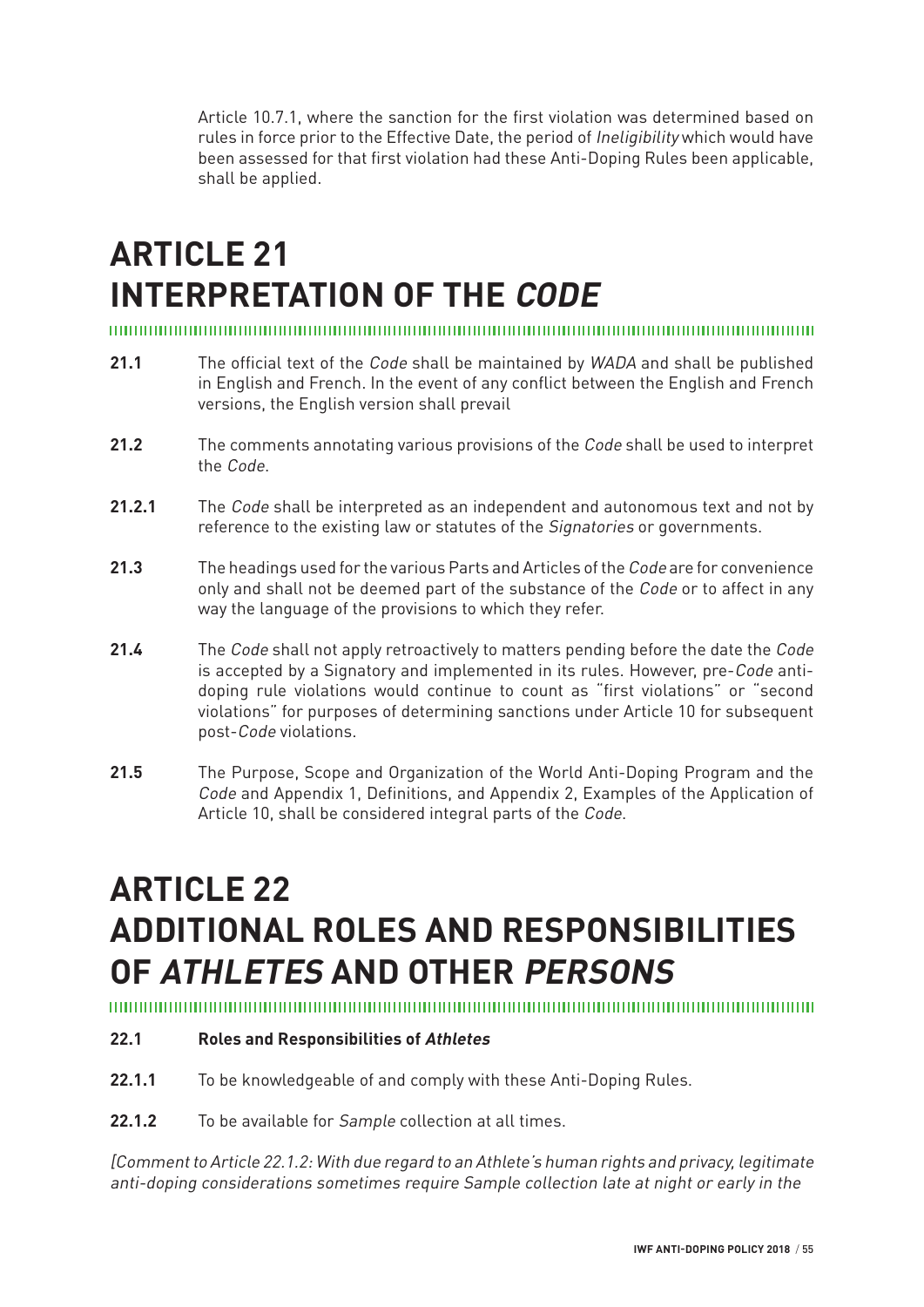Article 10.7.1, where the sanction for the first violation was determined based on rules in force prior to the Effective Date, the period of *Ineligibility* which would have been assessed for that first violation had these Anti-Doping Rules been applicable, shall be applied.

# ARTICLE 21 INTERPRETATION OF THE *CODE*

**21.1** The official text of the *Code* shall be maintained by *WADA* and shall be published in English and French. In the event of any conflict between the English and French versions, the English version shall prevail

**21.2** The comments annotating various provisions of the *Code* shall be used to interpret the *Code*.

**21.2.1** The *Code* shall be interpreted as an independent and autonomous text and not by reference to the existing law or statutes of the *Signatories* or governments.

**21.3** The headings used for the various Parts and Articles of the *Code* are for convenience only and shall not be deemed part of the substance of the *Code* or to affect in any way the language of the provisions to which they refer.

**21.4** The *Code* shall not apply retroactively to matters pending before the date the *Code* is accepted by a Signatory and implemented in its rules. However, pre-*Code* anti-doping rule violations would continue to count as "first violations" or "second violations" for purposes of determining sanctions under Article 10 for subsequent post-*Code* violations.

**21.5** The Purpose, Scope and Organization of the World Anti-Doping Program and the *Code* and Appendix 1, Definitions, and Appendix 2, Examples of the Application of Article 10, shall be considered integral parts of the *Code*.

# ARTICLE 22 ADDITIONAL ROLES AND RESPONSIBILITIES OF *ATHLETES* AND OTHER *PERSONS*

**22.1 Roles and Responsibilities of *Athletes***

**22.1.1** To be knowledgeable of and comply with these Anti-Doping Rules.

**22.1.2** To be available for *Sample* collection at all times.

*[Comment to Article 22.1.2: With due regard to an Athlete's human rights and privacy, legitimate anti-doping considerations sometimes require Sample collection late at night or early in the*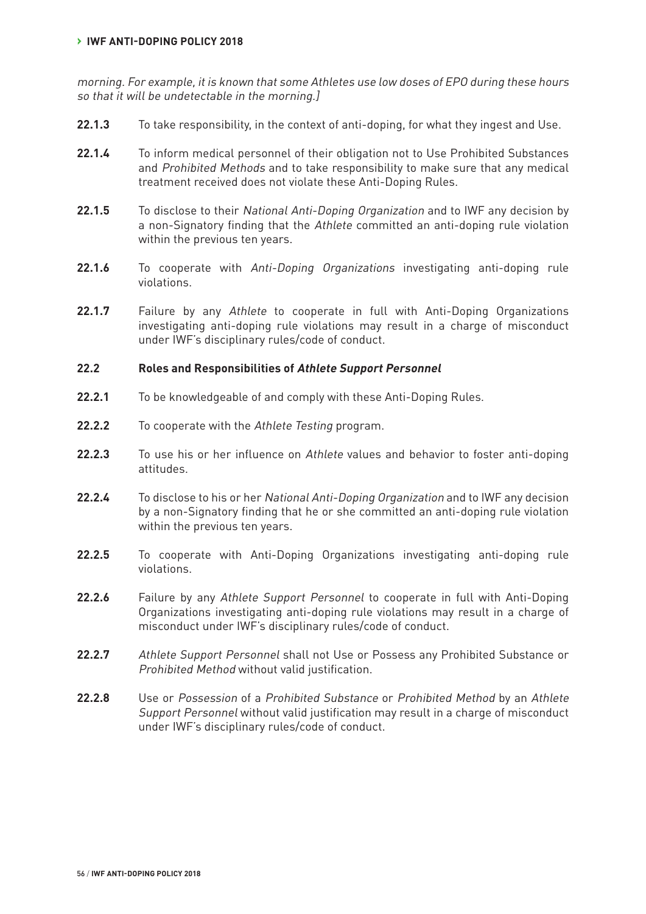*morning. For example, it is known that some Athletes use low doses of EPO during these hours so that it will be undetectable in the morning.]*

**22.1.3** To take responsibility, in the context of anti-doping, for what they ingest and Use.

**22.1.4** To inform medical personnel of their obligation not to Use Prohibited Substances and *Prohibited Methods* and to take responsibility to make sure that any medical treatment received does not violate these Anti-Doping Rules.

**22.1.5** To disclose to their *National Anti-Doping Organization* and to IWF any decision by a non-Signatory finding that the *Athlete* committed an anti-doping rule violation within the previous ten years.

**22.1.6** To cooperate with *Anti-Doping Organizations* investigating anti-doping rule violations.

**22.1.7** Failure by any *Athlete* to cooperate in full with Anti-Doping Organizations investigating anti-doping rule violations may result in a charge of misconduct under IWF's disciplinary rules/code of conduct.

### 22.2 Roles and Responsibilities of *Athlete Support Personnel*

**22.2.1** To be knowledgeable of and comply with these Anti-Doping Rules.

**22.2.2** To cooperate with the *Athlete Testing* program.

**22.2.3** To use his or her influence on *Athlete* values and behavior to foster anti-doping attitudes.

**22.2.4** To disclose to his or her *National Anti-Doping Organization* and to IWF any decision by a non-Signatory finding that he or she committed an anti-doping rule violation within the previous ten years.

**22.2.5** To cooperate with Anti-Doping Organizations investigating anti-doping rule violations.

**22.2.6** Failure by any *Athlete Support Personnel* to cooperate in full with Anti-Doping Organizations investigating anti-doping rule violations may result in a charge of misconduct under IWF's disciplinary rules/code of conduct.

**22.2.7** *Athlete Support Personnel* shall not Use or Possess any Prohibited Substance or *Prohibited Method* without valid justification.

**22.2.8** Use or *Possession* of a *Prohibited Substance* or *Prohibited Method* by an *Athlete Support Personnel* without valid justification may result in a charge of misconduct under IWF's disciplinary rules/code of conduct.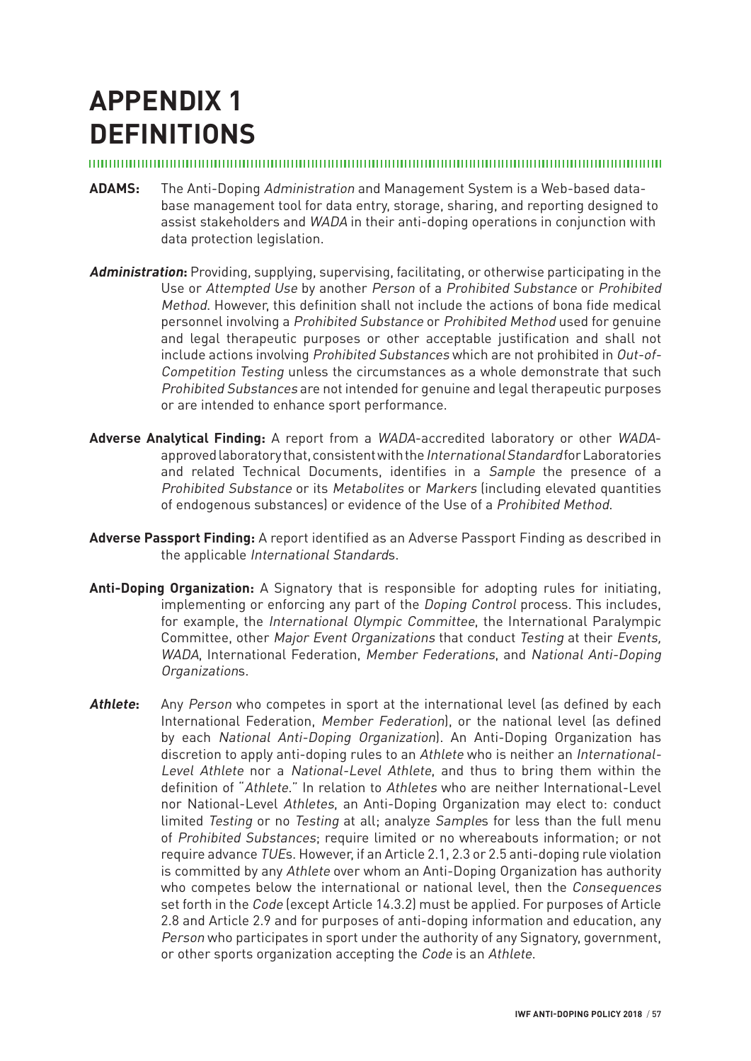# APPENDIX 1 DEFINITIONS

**ADAMS:** The Anti-Doping *Administration* and Management System is a Web-based database management tool for data entry, storage, sharing, and reporting designed to assist stakeholders and *WADA* in their anti-doping operations in conjunction with data protection legislation.

***Administration*:** Providing, supplying, supervising, facilitating, or otherwise participating in the Use or *Attempted Use* by another *Person* of a *Prohibited Substance* or *Prohibited Method*. However, this definition shall not include the actions of bona fide medical personnel involving a *Prohibited Substance* or *Prohibited Method* used for genuine and legal therapeutic purposes or other acceptable justification and shall not include actions involving *Prohibited Substances* which are not prohibited in *Out-of-Competition Testing* unless the circumstances as a whole demonstrate that such *Prohibited Substances* are not intended for genuine and legal therapeutic purposes or are intended to enhance sport performance.

**Adverse Analytical Finding:** A report from a *WADA*-accredited laboratory or other *WADA*-approved laboratory that, consistent with the *International Standard* for Laboratories and related Technical Documents, identifies in a *Sample* the presence of a *Prohibited Substance* or its *Metabolites* or *Markers* (including elevated quantities of endogenous substances) or evidence of the Use of a *Prohibited Method*.

**Adverse Passport Finding:** A report identified as an Adverse Passport Finding as described in the applicable *International Standard*s.

**Anti-Doping Organization:** A Signatory that is responsible for adopting rules for initiating, implementing or enforcing any part of the *Doping Control* process. This includes, for example, the *International Olympic Committee*, the International Paralympic Committee, other *Major Event Organizations* that conduct *Testing* at their *Events, WADA*, International Federation, *Member Federations*, and *National Anti-Doping Organization*s.

***Athlete*:** Any *Person* who competes in sport at the international level (as defined by each International Federation, *Member Federation*), or the national level (as defined by each *National Anti-Doping Organization*). An Anti-Doping Organization has discretion to apply anti-doping rules to an *Athlete* who is neither an *International-Level Athlete* nor a *National-Level Athlete*, and thus to bring them within the definition of "*Athlete*." In relation to *Athletes* who are neither International-Level nor National-Level *Athletes*, an Anti-Doping Organization may elect to: conduct limited *Testing* or no *Testing* at all; analyze *Sample*s for less than the full menu of *Prohibited Substances*; require limited or no whereabouts information; or not require advance *TUE*s. However, if an Article 2.1, 2.3 or 2.5 anti-doping rule violation is committed by any *Athlete* over whom an Anti-Doping Organization has authority who competes below the international or national level, then the *Consequences* set forth in the *Code* (except Article 14.3.2) must be applied. For purposes of Article 2.8 and Article 2.9 and for purposes of anti-doping information and education, any *Person* who participates in sport under the authority of any Signatory, government, or other sports organization accepting the *Code* is an *Athlete*.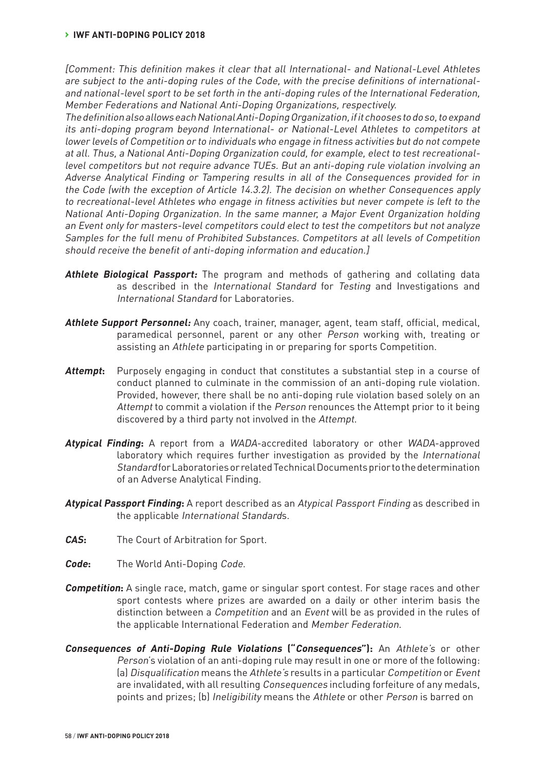*[Comment: This definition makes it clear that all International- and National-Level Athletes are subject to the anti-doping rules of the Code, with the precise definitions of international- and national-level sport to be set forth in the anti-doping rules of the International Federation, Member Federations and National Anti-Doping Organizations, respectively.*
*The definition also allows each National Anti-Doping Organization, if it chooses to do so, to expand its anti-doping program beyond International- or National-Level Athletes to competitors at lower levels of Competition or to individuals who engage in fitness activities but do not compete at all. Thus, a National Anti-Doping Organization could, for example, elect to test recreational-level competitors but not require advance TUEs. But an anti-doping rule violation involving an Adverse Analytical Finding or Tampering results in all of the Consequences provided for in the Code (with the exception of Article 14.3.2). The decision on whether Consequences apply to recreational-level Athletes who engage in fitness activities but never compete is left to the National Anti-Doping Organization. In the same manner, a Major Event Organization holding an Event only for masters-level competitors could elect to test the competitors but not analyze Samples for the full menu of Prohibited Substances. Competitors at all levels of Competition should receive the benefit of anti-doping information and education.]*

***Athlete Biological Passport:*** The program and methods of gathering and collating data as described in the *International Standard* for *Testing* and Investigations and *International Standard* for Laboratories.

***Athlete Support Personnel:*** Any coach, trainer, manager, agent, team staff, official, medical, paramedical personnel, parent or any other *Person* working with, treating or assisting an *Athlete* participating in or preparing for sports Competition.

***Attempt*:** Purposely engaging in conduct that constitutes a substantial step in a course of conduct planned to culminate in the commission of an anti-doping rule violation. Provided, however, there shall be no anti-doping rule violation based solely on an *Attempt* to commit a violation if the *Person* renounces the Attempt prior to it being discovered by a third party not involved in the *Attempt*.

***Atypical Finding*:** A report from a *WADA*-accredited laboratory or other *WADA*-approved laboratory which requires further investigation as provided by the *International Standard* for Laboratories or related Technical Documents prior to the determination of an Adverse Analytical Finding.

***Atypical Passport Finding*:** A report described as an *Atypical Passport Finding* as described in the applicable *International Standard*s.

***CAS*:** The Court of Arbitration for Sport.

***Code*:** The World Anti-Doping *Code*.

***Competition*:** A single race, match, game or singular sport contest. For stage races and other sport contests where prizes are awarded on a daily or other interim basis the distinction between a *Competition* and an *Event* will be as provided in the rules of the applicable International Federation and *Member Federation*.

***Consequences of Anti-Doping Rule Violations* ("*Consequences*"):** An *Athlete's* or other *Person*'s violation of an anti-doping rule may result in one or more of the following: (a) *Disqualification* means the *Athlete's* results in a particular *Competition* or *Event* are invalidated, with all resulting *Consequences* including forfeiture of any medals, points and prizes; (b) *Ineligibility* means the *Athlete* or other *Person* is barred on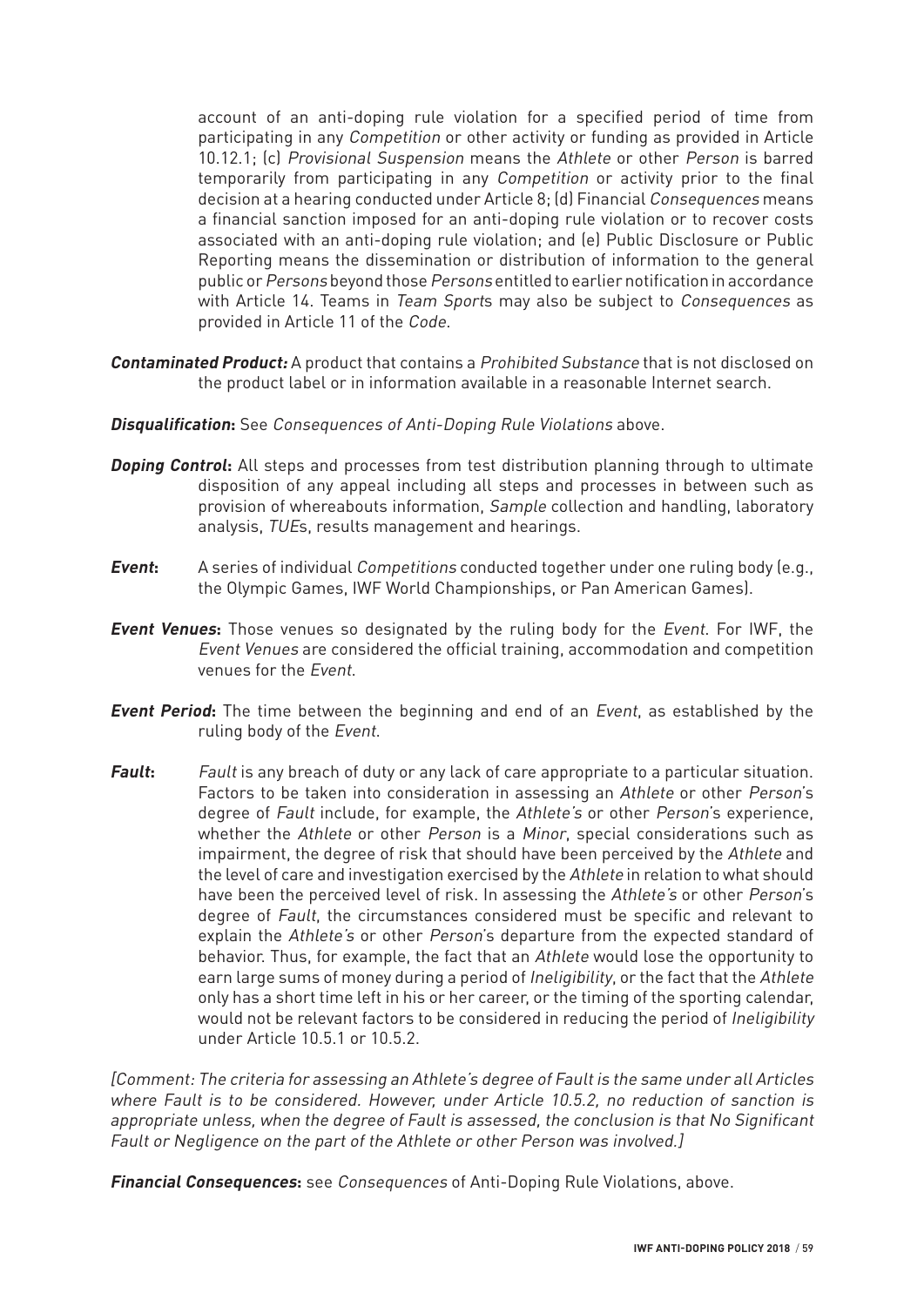account of an anti-doping rule violation for a specified period of time from participating in any *Competition* or other activity or funding as provided in Article 10.12.1; (c) *Provisional Suspension* means the *Athlete* or other *Person* is barred temporarily from participating in any *Competition* or activity prior to the final decision at a hearing conducted under Article 8; (d) Financial *Consequences* means a financial sanction imposed for an anti-doping rule violation or to recover costs associated with an anti-doping rule violation; and (e) Public Disclosure or Public Reporting means the dissemination or distribution of information to the general public or *Persons* beyond those *Persons* entitled to earlier notification in accordance with Article 14. Teams in *Team Sport*s may also be subject to *Consequences* as provided in Article 11 of the *Code*.

***Contaminated Product:*** A product that contains a *Prohibited Substance* that is not disclosed on the product label or in information available in a reasonable Internet search.

***Disqualification*:** See *Consequences of Anti-Doping Rule Violations* above.

***Doping Control*:** All steps and processes from test distribution planning through to ultimate disposition of any appeal including all steps and processes in between such as provision of whereabouts information, *Sample* collection and handling, laboratory analysis, *TUE*s, results management and hearings.

***Event*:** A series of individual *Competitions* conducted together under one ruling body (e.g., the Olympic Games, IWF World Championships, or Pan American Games).

***Event Venues*:** Those venues so designated by the ruling body for the *Event*. For IWF, the *Event Venues* are considered the official training, accommodation and competition venues for the *Event*.

***Event Period*:** The time between the beginning and end of an *Event*, as established by the ruling body of the *Event*.

***Fault*:** *Fault* is any breach of duty or any lack of care appropriate to a particular situation. Factors to be taken into consideration in assessing an *Athlete* or other *Person*'s degree of *Fault* include, for example, the *Athlete's* or other *Person*'s experience, whether the *Athlete* or other *Person* is a *Minor*, special considerations such as impairment, the degree of risk that should have been perceived by the *Athlete* and the level of care and investigation exercised by the *Athlete* in relation to what should have been the perceived level of risk. In assessing the *Athlete's* or other *Person*'s degree of *Fault*, the circumstances considered must be specific and relevant to explain the *Athlete's* or other *Person*'s departure from the expected standard of behavior. Thus, for example, the fact that an *Athlete* would lose the opportunity to earn large sums of money during a period of *Ineligibility*, or the fact that the *Athlete* only has a short time left in his or her career, or the timing of the sporting calendar, would not be relevant factors to be considered in reducing the period of *Ineligibility* under Article 10.5.1 or 10.5.2.

*[Comment: The criteria for assessing an Athlete's degree of Fault is the same under all Articles where Fault is to be considered. However, under Article 10.5.2, no reduction of sanction is appropriate unless, when the degree of Fault is assessed, the conclusion is that No Significant Fault or Negligence on the part of the Athlete or other Person was involved.]*

***Financial Consequences*:** see *Consequences* of Anti-Doping Rule Violations, above.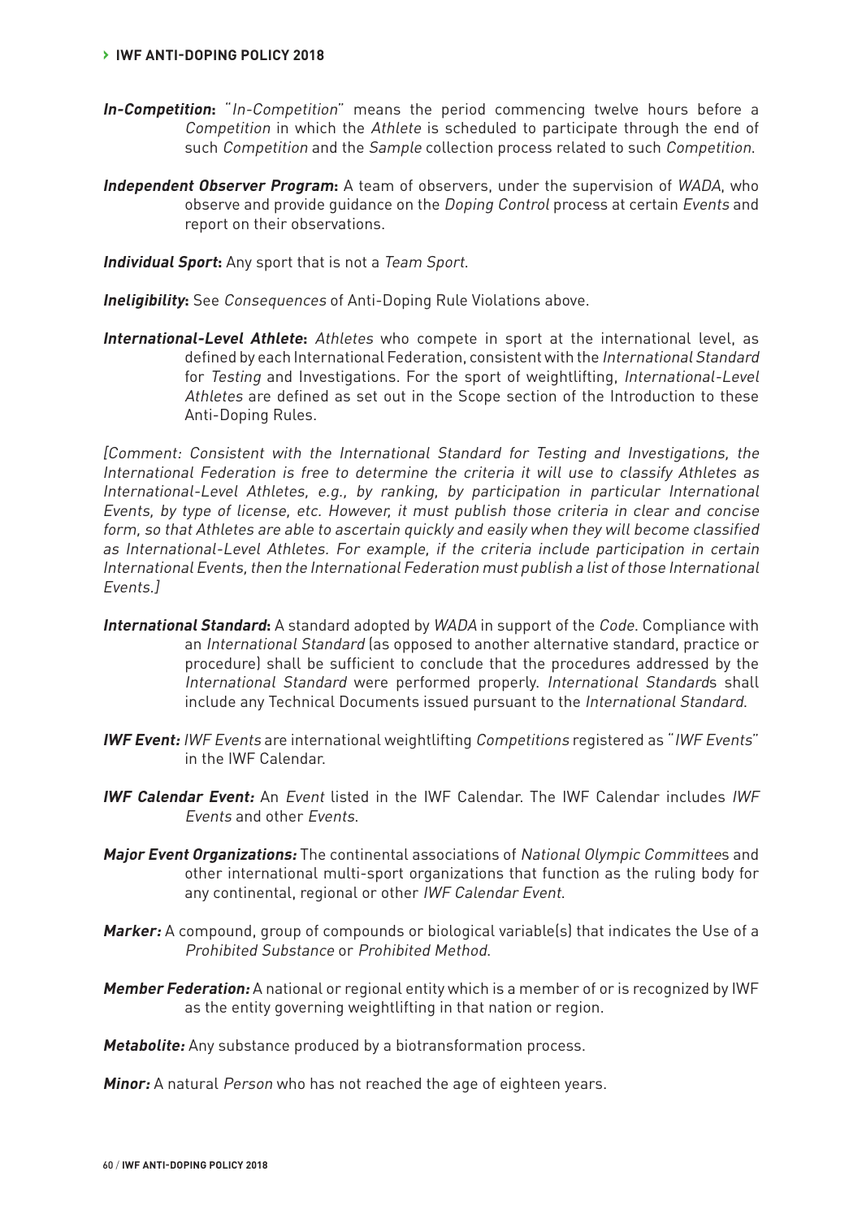***In-Competition*:** "*In-Competition*" means the period commencing twelve hours before a *Competition* in which the *Athlete* is scheduled to participate through the end of such *Competition* and the *Sample* collection process related to such *Competition*.

***Independent Observer Program*:** A team of observers, under the supervision of *WADA*, who observe and provide guidance on the *Doping Control* process at certain *Events* and report on their observations.

***Individual Sport*:** Any sport that is not a *Team Sport*.

***Ineligibility*:** See *Consequences* of Anti-Doping Rule Violations above.

***International-Level Athlete*:** *Athletes* who compete in sport at the international level, as defined by each International Federation, consistent with the *International Standard* for *Testing* and Investigations. For the sport of weightlifting, *International-Level Athletes* are defined as set out in the Scope section of the Introduction to these Anti-Doping Rules.

*[Comment: Consistent with the International Standard for Testing and Investigations, the International Federation is free to determine the criteria it will use to classify Athletes as International-Level Athletes, e.g., by ranking, by participation in particular International Events, by type of license, etc. However, it must publish those criteria in clear and concise form, so that Athletes are able to ascertain quickly and easily when they will become classified as International-Level Athletes. For example, if the criteria include participation in certain International Events, then the International Federation must publish a list of those International Events.]*

***International Standard*:** A standard adopted by *WADA* in support of the *Code*. Compliance with an *International Standard* (as opposed to another alternative standard, practice or procedure) shall be sufficient to conclude that the procedures addressed by the *International Standard* were performed properly. *International Standard*s shall include any Technical Documents issued pursuant to the *International Standard*.

***IWF Event:*** *IWF Events* are international weightlifting *Competitions* registered as "*IWF Events*" in the IWF Calendar.

***IWF Calendar Event:*** An *Event* listed in the IWF Calendar. The IWF Calendar includes *IWF Events* and other *Events*.

***Major Event Organizations:*** The continental associations of *National Olympic Committee*s and other international multi-sport organizations that function as the ruling body for any continental, regional or other *IWF Calendar Event*.

***Marker:*** A compound, group of compounds or biological variable(s) that indicates the Use of a *Prohibited Substance* or *Prohibited Method*.

***Member Federation:*** A national or regional entity which is a member of or is recognized by IWF as the entity governing weightlifting in that nation or region.

***Metabolite:*** Any substance produced by a biotransformation process.

***Minor:*** A natural *Person* who has not reached the age of eighteen years.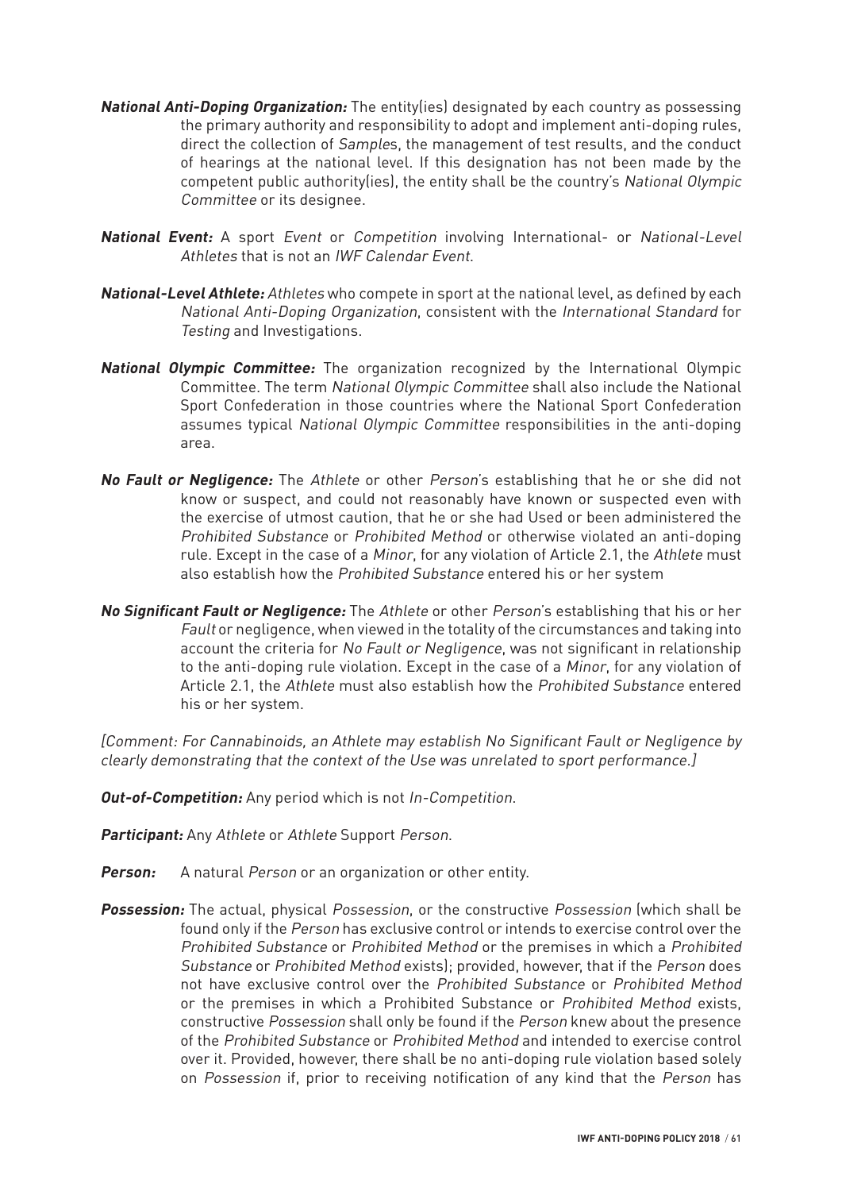***National Anti-Doping Organization:*** The entity(ies) designated by each country as possessing the primary authority and responsibility to adopt and implement anti-doping rules, direct the collection of *Sample*s, the management of test results, and the conduct of hearings at the national level. If this designation has not been made by the competent public authority(ies), the entity shall be the country's *National Olympic Committee* or its designee.

***National Event:*** A sport *Event* or *Competition* involving International- or *National-Level Athletes* that is not an *IWF Calendar Event*.

***National-Level Athlete:*** *Athletes* who compete in sport at the national level, as defined by each *National Anti-Doping Organization*, consistent with the *International Standard* for *Testing* and Investigations.

***National Olympic Committee:*** The organization recognized by the International Olympic Committee. The term *National Olympic Committee* shall also include the National Sport Confederation in those countries where the National Sport Confederation assumes typical *National Olympic Committee* responsibilities in the anti-doping area.

***No Fault or Negligence:*** The *Athlete* or other *Person*'s establishing that he or she did not know or suspect, and could not reasonably have known or suspected even with the exercise of utmost caution, that he or she had Used or been administered the *Prohibited Substance* or *Prohibited Method* or otherwise violated an anti-doping rule. Except in the case of a *Minor*, for any violation of Article 2.1, the *Athlete* must also establish how the *Prohibited Substance* entered his or her system

***No Significant Fault or Negligence:*** The *Athlete* or other *Person*'s establishing that his or her *Fault* or negligence, when viewed in the totality of the circumstances and taking into account the criteria for *No Fault or Negligence*, was not significant in relationship to the anti-doping rule violation. Except in the case of a *Minor*, for any violation of Article 2.1, the *Athlete* must also establish how the *Prohibited Substance* entered his or her system.

*[Comment: For Cannabinoids, an Athlete may establish No Significant Fault or Negligence by clearly demonstrating that the context of the Use was unrelated to sport performance.]*

***Out-of-Competition:*** Any period which is not *In-Competition*.

***Participant:*** Any *Athlete* or *Athlete* Support *Person*.

***Person:*** A natural *Person* or an organization or other entity.

***Possession:*** The actual, physical *Possession*, or the constructive *Possession* (which shall be found only if the *Person* has exclusive control or intends to exercise control over the *Prohibited Substance* or *Prohibited Method* or the premises in which a *Prohibited Substance* or *Prohibited Method* exists); provided, however, that if the *Person* does not have exclusive control over the *Prohibited Substance* or *Prohibited Method* or the premises in which a Prohibited Substance or *Prohibited Method* exists, constructive *Possession* shall only be found if the *Person* knew about the presence of the *Prohibited Substance* or *Prohibited Method* and intended to exercise control over it. Provided, however, there shall be no anti-doping rule violation based solely on *Possession* if, prior to receiving notification of any kind that the *Person* has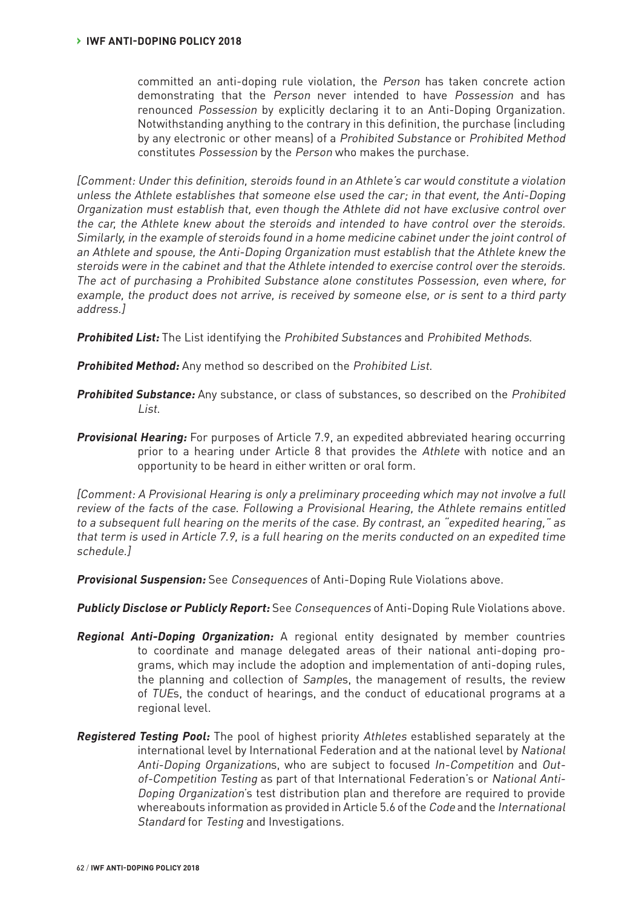committed an anti-doping rule violation, the *Person* has taken concrete action demonstrating that the *Person* never intended to have *Possession* and has renounced *Possession* by explicitly declaring it to an Anti-Doping Organization. Notwithstanding anything to the contrary in this definition, the purchase (including by any electronic or other means) of a *Prohibited Substance* or *Prohibited Method* constitutes *Possession* by the *Person* who makes the purchase.

*[Comment: Under this definition, steroids found in an Athlete's car would constitute a violation unless the Athlete establishes that someone else used the car; in that event, the Anti-Doping Organization must establish that, even though the Athlete did not have exclusive control over the car, the Athlete knew about the steroids and intended to have control over the steroids. Similarly, in the example of steroids found in a home medicine cabinet under the joint control of an Athlete and spouse, the Anti-Doping Organization must establish that the Athlete knew the steroids were in the cabinet and that the Athlete intended to exercise control over the steroids. The act of purchasing a Prohibited Substance alone constitutes Possession, even where, for example, the product does not arrive, is received by someone else, or is sent to a third party address.]*

***Prohibited List:*** The List identifying the *Prohibited Substances* and *Prohibited Methods*.

***Prohibited Method:*** Any method so described on the *Prohibited List*.

***Prohibited Substance:*** Any substance, or class of substances, so described on the *Prohibited List*.

***Provisional Hearing:*** For purposes of Article 7.9, an expedited abbreviated hearing occurring prior to a hearing under Article 8 that provides the *Athlete* with notice and an opportunity to be heard in either written or oral form.

*[Comment: A Provisional Hearing is only a preliminary proceeding which may not involve a full review of the facts of the case. Following a Provisional Hearing, the Athlete remains entitled to a subsequent full hearing on the merits of the case. By contrast, an "expedited hearing," as that term is used in Article 7.9, is a full hearing on the merits conducted on an expedited time schedule.]*

***Provisional Suspension:*** See *Consequences* of Anti-Doping Rule Violations above.

***Publicly Disclose or Publicly Report:*** See *Consequences* of Anti-Doping Rule Violations above.

***Regional Anti-Doping Organization:*** A regional entity designated by member countries to coordinate and manage delegated areas of their national anti-doping programs, which may include the adoption and implementation of anti-doping rules, the planning and collection of *Samples*, the management of results, the review of *TUEs*, the conduct of hearings, and the conduct of educational programs at a regional level.

***Registered Testing Pool:*** The pool of highest priority *Athletes* established separately at the international level by International Federation and at the national level by *National Anti-Doping Organizations*, who are subject to focused *In-Competition* and *Out-of-Competition Testing* as part of that International Federation's or *National Anti-Doping Organization*'s test distribution plan and therefore are required to provide whereabouts information as provided in Article 5.6 of the *Code* and the *International Standard* for *Testing* and Investigations.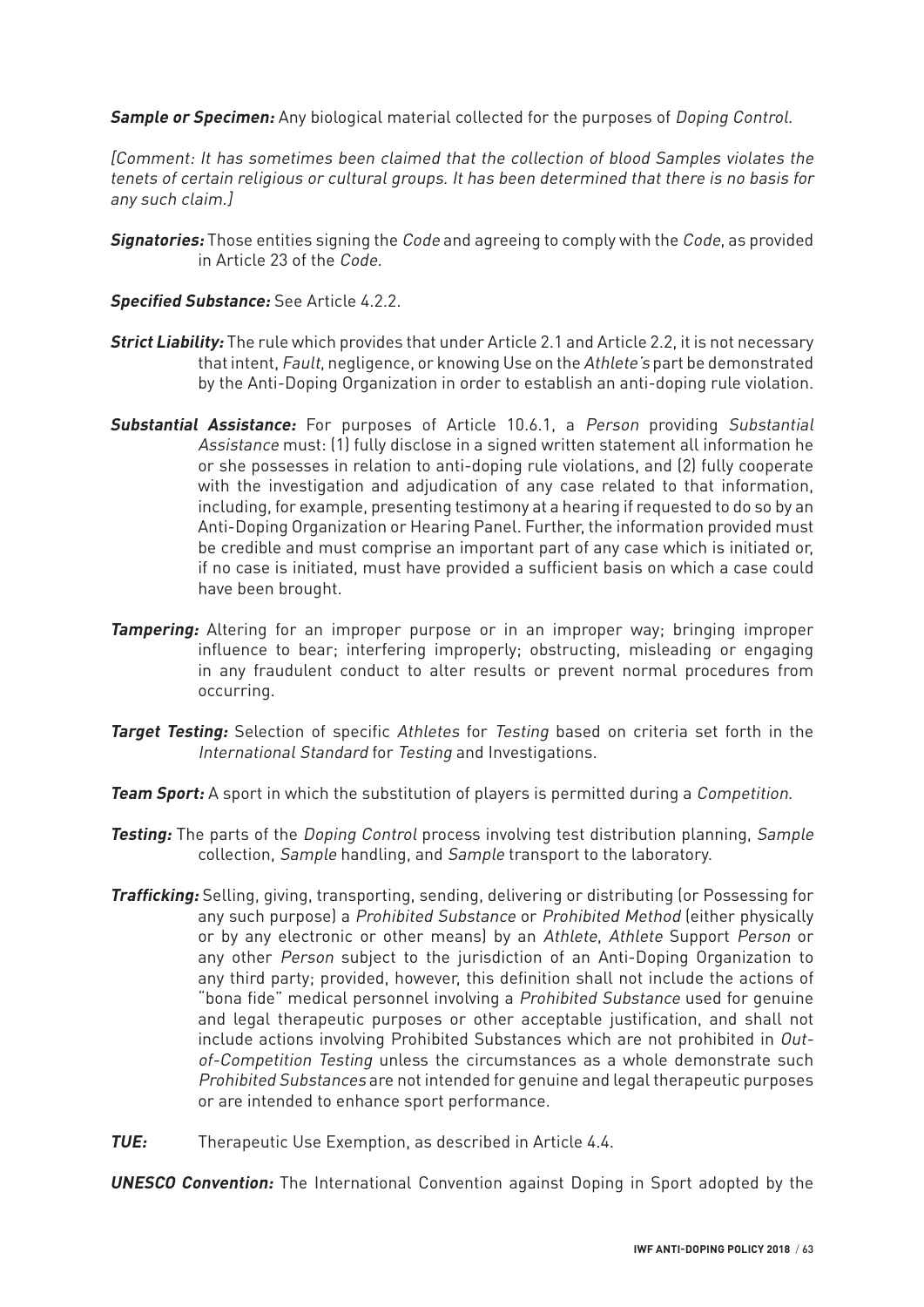***Sample or Specimen:*** Any biological material collected for the purposes of *Doping Control*.

*[Comment: It has sometimes been claimed that the collection of blood Samples violates the tenets of certain religious or cultural groups. It has been determined that there is no basis for any such claim.]*

***Signatories:*** Those entities signing the *Code* and agreeing to comply with the *Code*, as provided in Article 23 of the *Code*.

***Specified Substance:*** See Article 4.2.2.

***Strict Liability:*** The rule which provides that under Article 2.1 and Article 2.2, it is not necessary that intent, *Fault*, negligence, or knowing Use on the *Athlete's* part be demonstrated by the Anti-Doping Organization in order to establish an anti-doping rule violation.

***Substantial Assistance:*** For purposes of Article 10.6.1, a *Person* providing *Substantial Assistance* must: (1) fully disclose in a signed written statement all information he or she possesses in relation to anti-doping rule violations, and (2) fully cooperate with the investigation and adjudication of any case related to that information, including, for example, presenting testimony at a hearing if requested to do so by an Anti-Doping Organization or Hearing Panel. Further, the information provided must be credible and must comprise an important part of any case which is initiated or, if no case is initiated, must have provided a sufficient basis on which a case could have been brought.

***Tampering:*** Altering for an improper purpose or in an improper way; bringing improper influence to bear; interfering improperly; obstructing, misleading or engaging in any fraudulent conduct to alter results or prevent normal procedures from occurring.

***Target Testing:*** Selection of specific *Athletes* for *Testing* based on criteria set forth in the *International Standard* for *Testing* and Investigations.

***Team Sport:*** A sport in which the substitution of players is permitted during a *Competition*.

***Testing:*** The parts of the *Doping Control* process involving test distribution planning, *Sample* collection, *Sample* handling, and *Sample* transport to the laboratory.

***Trafficking:*** Selling, giving, transporting, sending, delivering or distributing (or Possessing for any such purpose) a *Prohibited Substance* or *Prohibited Method* (either physically or by any electronic or other means) by an *Athlete*, *Athlete* Support *Person* or any other *Person* subject to the jurisdiction of an Anti-Doping Organization to any third party; provided, however, this definition shall not include the actions of "bona fide" medical personnel involving a *Prohibited Substance* used for genuine and legal therapeutic purposes or other acceptable justification, and shall not include actions involving Prohibited Substances which are not prohibited in *Out-of-Competition Testing* unless the circumstances as a whole demonstrate such *Prohibited Substances* are not intended for genuine and legal therapeutic purposes or are intended to enhance sport performance.

***TUE:*** Therapeutic Use Exemption, as described in Article 4.4.

***UNESCO Convention:*** The International Convention against Doping in Sport adopted by the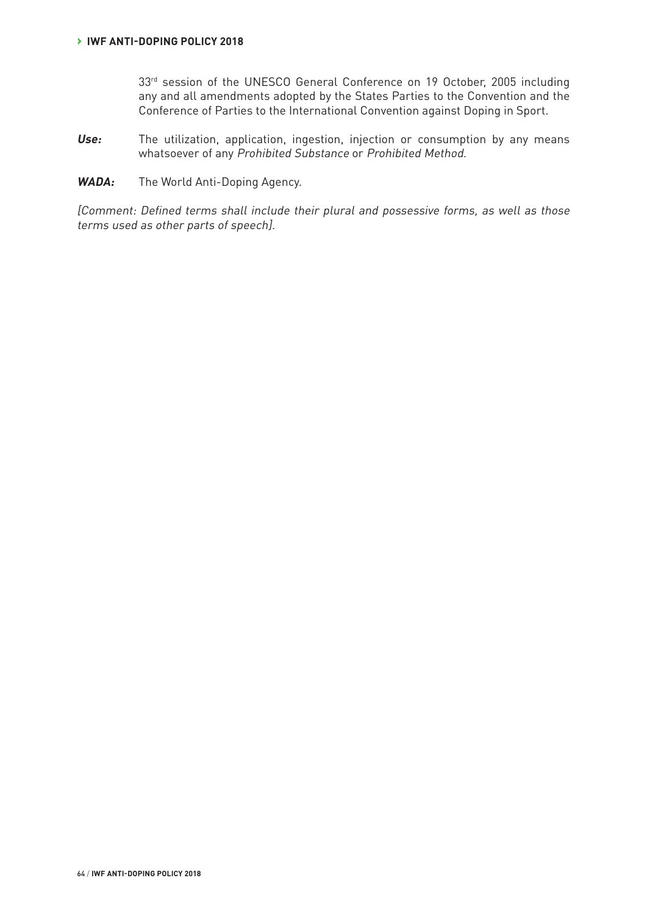33rd session of the UNESCO General Conference on 19 October, 2005 including any and all amendments adopted by the States Parties to the Convention and the Conference of Parties to the International Convention against Doping in Sport.

***Use:*** The utilization, application, ingestion, injection or consumption by any means whatsoever of any *Prohibited Substance* or *Prohibited Method.*

***WADA:*** The World Anti-Doping Agency.

*[Comment: Defined terms shall include their plural and possessive forms, as well as those terms used as other parts of speech].*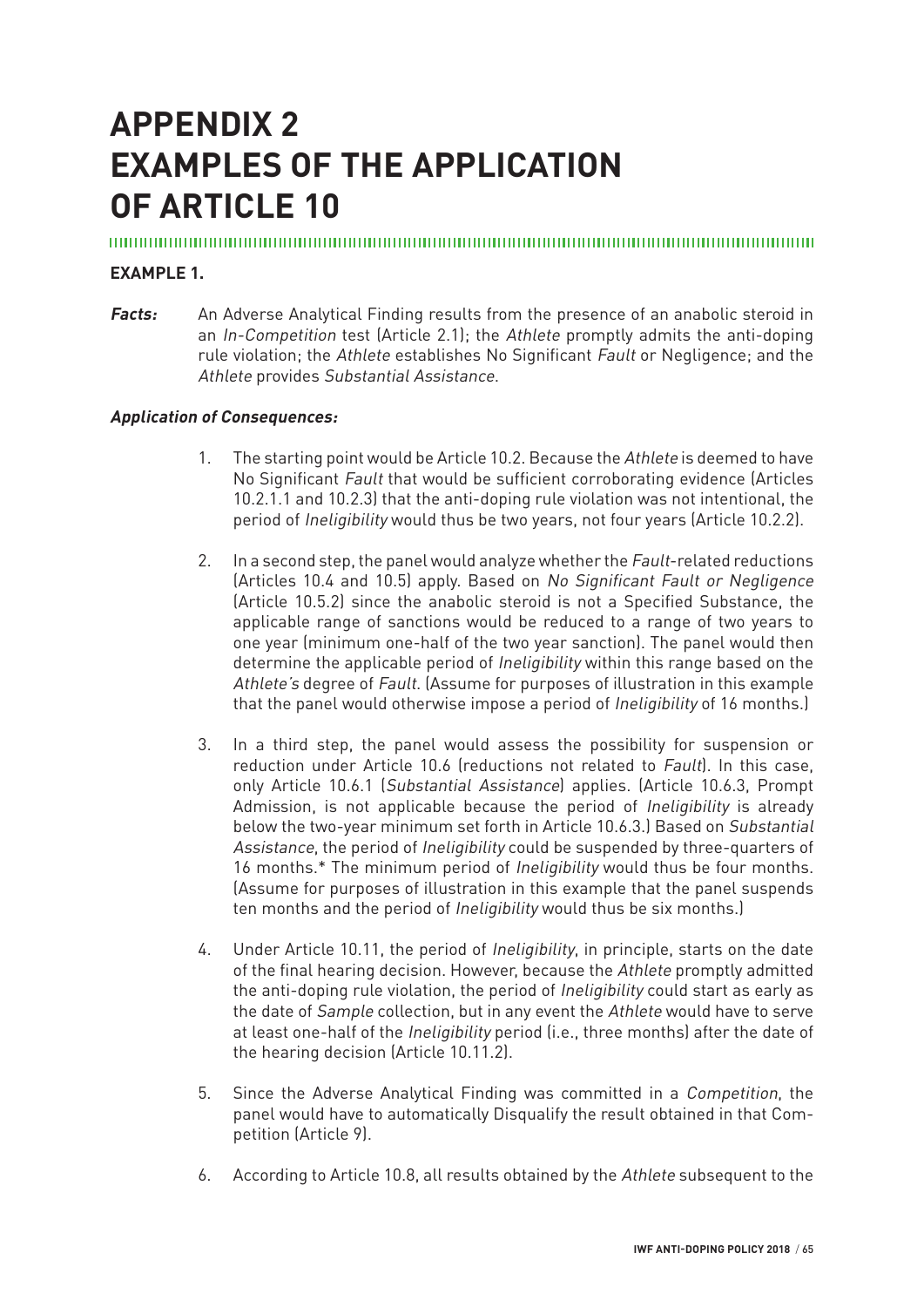# APPENDIX 2
# EXAMPLES OF THE APPLICATION OF ARTICLE 10

**EXAMPLE 1.**

***Facts:*** An Adverse Analytical Finding results from the presence of an anabolic steroid in an *In-Competition* test (Article 2.1); the *Athlete* promptly admits the anti-doping rule violation; the *Athlete* establishes No Significant *Fault* or Negligence; and the *Athlete* provides *Substantial Assistance*.

***Application of Consequences:***

1. The starting point would be Article 10.2. Because the *Athlete* is deemed to have No Significant *Fault* that would be sufficient corroborating evidence (Articles 10.2.1.1 and 10.2.3) that the anti-doping rule violation was not intentional, the period of *Ineligibility* would thus be two years, not four years (Article 10.2.2).

2. In a second step, the panel would analyze whether the *Fault*-related reductions (Articles 10.4 and 10.5) apply. Based on *No Significant Fault or Negligence* (Article 10.5.2) since the anabolic steroid is not a Specified Substance, the applicable range of sanctions would be reduced to a range of two years to one year (minimum one-half of the two year sanction). The panel would then determine the applicable period of *Ineligibility* within this range based on the *Athlete's* degree of *Fault*. (Assume for purposes of illustration in this example that the panel would otherwise impose a period of *Ineligibility* of 16 months.)

3. In a third step, the panel would assess the possibility for suspension or reduction under Article 10.6 (reductions not related to *Fault*). In this case, only Article 10.6.1 (*Substantial Assistance*) applies. (Article 10.6.3, Prompt Admission, is not applicable because the period of *Ineligibility* is already below the two-year minimum set forth in Article 10.6.3.) Based on *Substantial Assistance*, the period of *Ineligibility* could be suspended by three-quarters of 16 months.* The minimum period of *Ineligibility* would thus be four months. (Assume for purposes of illustration in this example that the panel suspends ten months and the period of *Ineligibility* would thus be six months.)

4. Under Article 10.11, the period of *Ineligibility*, in principle, starts on the date of the final hearing decision. However, because the *Athlete* promptly admitted the anti-doping rule violation, the period of *Ineligibility* could start as early as the date of *Sample* collection, but in any event the *Athlete* would have to serve at least one-half of the *Ineligibility* period (i.e., three months) after the date of the hearing decision (Article 10.11.2).

5. Since the Adverse Analytical Finding was committed in a *Competition*, the panel would have to automatically Disqualify the result obtained in that Competition (Article 9).

6. According to Article 10.8, all results obtained by the *Athlete* subsequent to the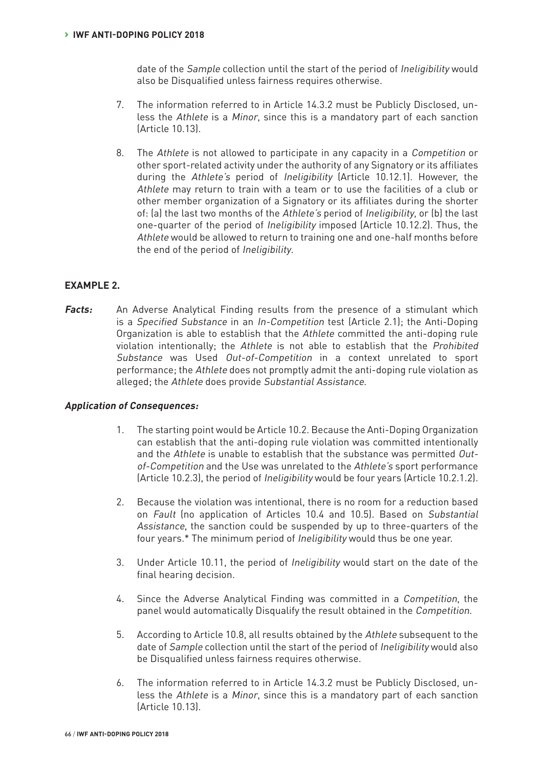date of the *Sample* collection until the start of the period of *Ineligibility* would also be Disqualified unless fairness requires otherwise.

7. The information referred to in Article 14.3.2 must be Publicly Disclosed, unless the *Athlete* is a *Minor*, since this is a mandatory part of each sanction (Article 10.13).

8. The *Athlete* is not allowed to participate in any capacity in a *Competition* or other sport-related activity under the authority of any Signatory or its affiliates during the *Athlete's* period of *Ineligibility* (Article 10.12.1). However, the *Athlete* may return to train with a team or to use the facilities of a club or other member organization of a Signatory or its affiliates during the shorter of: (a) the last two months of the *Athlete's* period of *Ineligibility*, or (b) the last one-quarter of the period of *Ineligibility* imposed (Article 10.12.2). Thus, the *Athlete* would be allowed to return to training one and one-half months before the end of the period of *Ineligibility*.

## EXAMPLE 2.

***Facts:*** An Adverse Analytical Finding results from the presence of a stimulant which is a *Specified Substance* in an *In-Competition* test (Article 2.1); the Anti-Doping Organization is able to establish that the *Athlete* committed the anti-doping rule violation intentionally; the *Athlete* is not able to establish that the *Prohibited Substance* was Used *Out-of-Competition* in a context unrelated to sport performance; the *Athlete* does not promptly admit the anti-doping rule violation as alleged; the *Athlete* does provide *Substantial Assistance*.

***Application of Consequences:***

1. The starting point would be Article 10.2. Because the Anti-Doping Organization can establish that the anti-doping rule violation was committed intentionally and the *Athlete* is unable to establish that the substance was permitted *Out-of-Competition* and the Use was unrelated to the *Athlete's* sport performance (Article 10.2.3), the period of *Ineligibility* would be four years (Article 10.2.1.2).

2. Because the violation was intentional, there is no room for a reduction based on *Fault* (no application of Articles 10.4 and 10.5). Based on *Substantial Assistance*, the sanction could be suspended by up to three-quarters of the four years.* The minimum period of *Ineligibility* would thus be one year.

3. Under Article 10.11, the period of *Ineligibility* would start on the date of the final hearing decision.

4. Since the Adverse Analytical Finding was committed in a *Competition*, the panel would automatically Disqualify the result obtained in the *Competition*.

5. According to Article 10.8, all results obtained by the *Athlete* subsequent to the date of *Sample* collection until the start of the period of *Ineligibility* would also be Disqualified unless fairness requires otherwise.

6. The information referred to in Article 14.3.2 must be Publicly Disclosed, unless the *Athlete* is a *Minor*, since this is a mandatory part of each sanction (Article 10.13).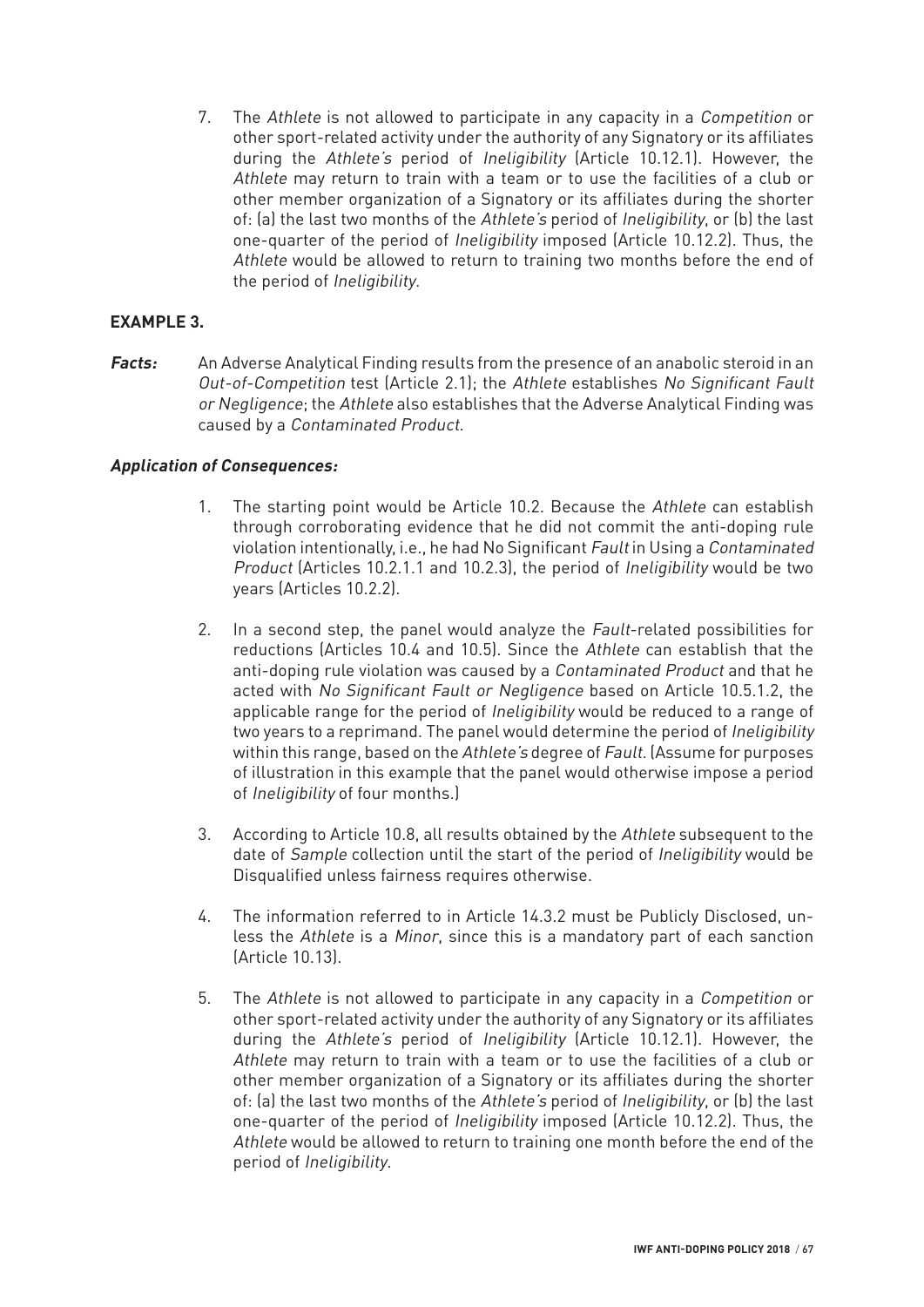7. The *Athlete* is not allowed to participate in any capacity in a *Competition* or other sport-related activity under the authority of any Signatory or its affiliates during the *Athlete's* period of *Ineligibility* (Article 10.12.1). However, the *Athlete* may return to train with a team or to use the facilities of a club or other member organization of a Signatory or its affiliates during the shorter of: (a) the last two months of the *Athlete's* period of *Ineligibility*, or (b) the last one-quarter of the period of *Ineligibility* imposed (Article 10.12.2). Thus, the *Athlete* would be allowed to return to training two months before the end of the period of *Ineligibility*.

**EXAMPLE 3.**

***Facts:*** An Adverse Analytical Finding results from the presence of an anabolic steroid in an *Out-of-Competition* test (Article 2.1); the *Athlete* establishes *No Significant Fault or Negligence*; the *Athlete* also establishes that the Adverse Analytical Finding was caused by a *Contaminated Product*.

***Application of Consequences:***

1. The starting point would be Article 10.2. Because the *Athlete* can establish through corroborating evidence that he did not commit the anti-doping rule violation intentionally, i.e., he had No Significant *Fault* in Using a *Contaminated Product* (Articles 10.2.1.1 and 10.2.3), the period of *Ineligibility* would be two years (Articles 10.2.2).

2. In a second step, the panel would analyze the *Fault*-related possibilities for reductions (Articles 10.4 and 10.5). Since the *Athlete* can establish that the anti-doping rule violation was caused by a *Contaminated Product* and that he acted with *No Significant Fault or Negligence* based on Article 10.5.1.2, the applicable range for the period of *Ineligibility* would be reduced to a range of two years to a reprimand. The panel would determine the period of *Ineligibility* within this range, based on the *Athlete's* degree of *Fault*. (Assume for purposes of illustration in this example that the panel would otherwise impose a period of *Ineligibility* of four months.)

3. According to Article 10.8, all results obtained by the *Athlete* subsequent to the date of *Sample* collection until the start of the period of *Ineligibility* would be Disqualified unless fairness requires otherwise.

4. The information referred to in Article 14.3.2 must be Publicly Disclosed, unless the *Athlete* is a *Minor*, since this is a mandatory part of each sanction (Article 10.13).

5. The *Athlete* is not allowed to participate in any capacity in a *Competition* or other sport-related activity under the authority of any Signatory or its affiliates during the *Athlete's* period of *Ineligibility* (Article 10.12.1). However, the *Athlete* may return to train with a team or to use the facilities of a club or other member organization of a Signatory or its affiliates during the shorter of: (a) the last two months of the *Athlete's* period of *Ineligibility*, or (b) the last one-quarter of the period of *Ineligibility* imposed (Article 10.12.2). Thus, the *Athlete* would be allowed to return to training one month before the end of the period of *Ineligibility*.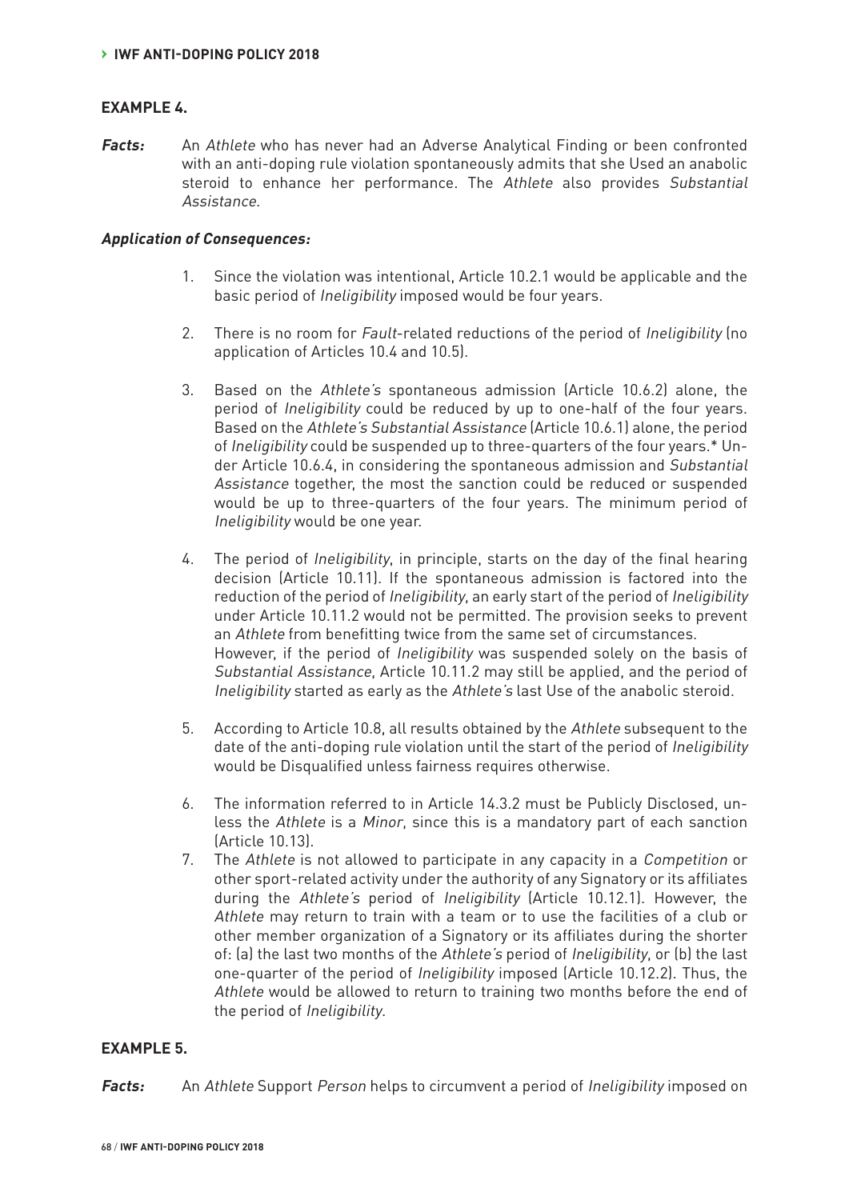## EXAMPLE 4.

***Facts:*** An *Athlete* who has never had an Adverse Analytical Finding or been confronted with an anti-doping rule violation spontaneously admits that she Used an anabolic steroid to enhance her performance. The *Athlete* also provides *Substantial Assistance*.

***Application of Consequences:***

1. Since the violation was intentional, Article 10.2.1 would be applicable and the basic period of *Ineligibility* imposed would be four years.

2. There is no room for *Fault*-related reductions of the period of *Ineligibility* (no application of Articles 10.4 and 10.5).

3. Based on the *Athlete's* spontaneous admission (Article 10.6.2) alone, the period of *Ineligibility* could be reduced by up to one-half of the four years. Based on the *Athlete's Substantial Assistance* (Article 10.6.1) alone, the period of *Ineligibility* could be suspended up to three-quarters of the four years.* Under Article 10.6.4, in considering the spontaneous admission and *Substantial Assistance* together, the most the sanction could be reduced or suspended would be up to three-quarters of the four years. The minimum period of *Ineligibility* would be one year.

4. The period of *Ineligibility*, in principle, starts on the day of the final hearing decision (Article 10.11). If the spontaneous admission is factored into the reduction of the period of *Ineligibility*, an early start of the period of *Ineligibility* under Article 10.11.2 would not be permitted. The provision seeks to prevent an *Athlete* from benefitting twice from the same set of circumstances. However, if the period of *Ineligibility* was suspended solely on the basis of *Substantial Assistance*, Article 10.11.2 may still be applied, and the period of *Ineligibility* started as early as the *Athlete's* last Use of the anabolic steroid.

5. According to Article 10.8, all results obtained by the *Athlete* subsequent to the date of the anti-doping rule violation until the start of the period of *Ineligibility* would be Disqualified unless fairness requires otherwise.

6. The information referred to in Article 14.3.2 must be Publicly Disclosed, unless the *Athlete* is a *Minor*, since this is a mandatory part of each sanction (Article 10.13).

7. The *Athlete* is not allowed to participate in any capacity in a *Competition* or other sport-related activity under the authority of any Signatory or its affiliates during the *Athlete's* period of *Ineligibility* (Article 10.12.1). However, the *Athlete* may return to train with a team or to use the facilities of a club or other member organization of a Signatory or its affiliates during the shorter of: (a) the last two months of the *Athlete's* period of *Ineligibility*, or (b) the last one-quarter of the period of *Ineligibility* imposed (Article 10.12.2). Thus, the *Athlete* would be allowed to return to training two months before the end of the period of *Ineligibility*.

## EXAMPLE 5.

***Facts:*** An *Athlete* Support *Person* helps to circumvent a period of *Ineligibility* imposed on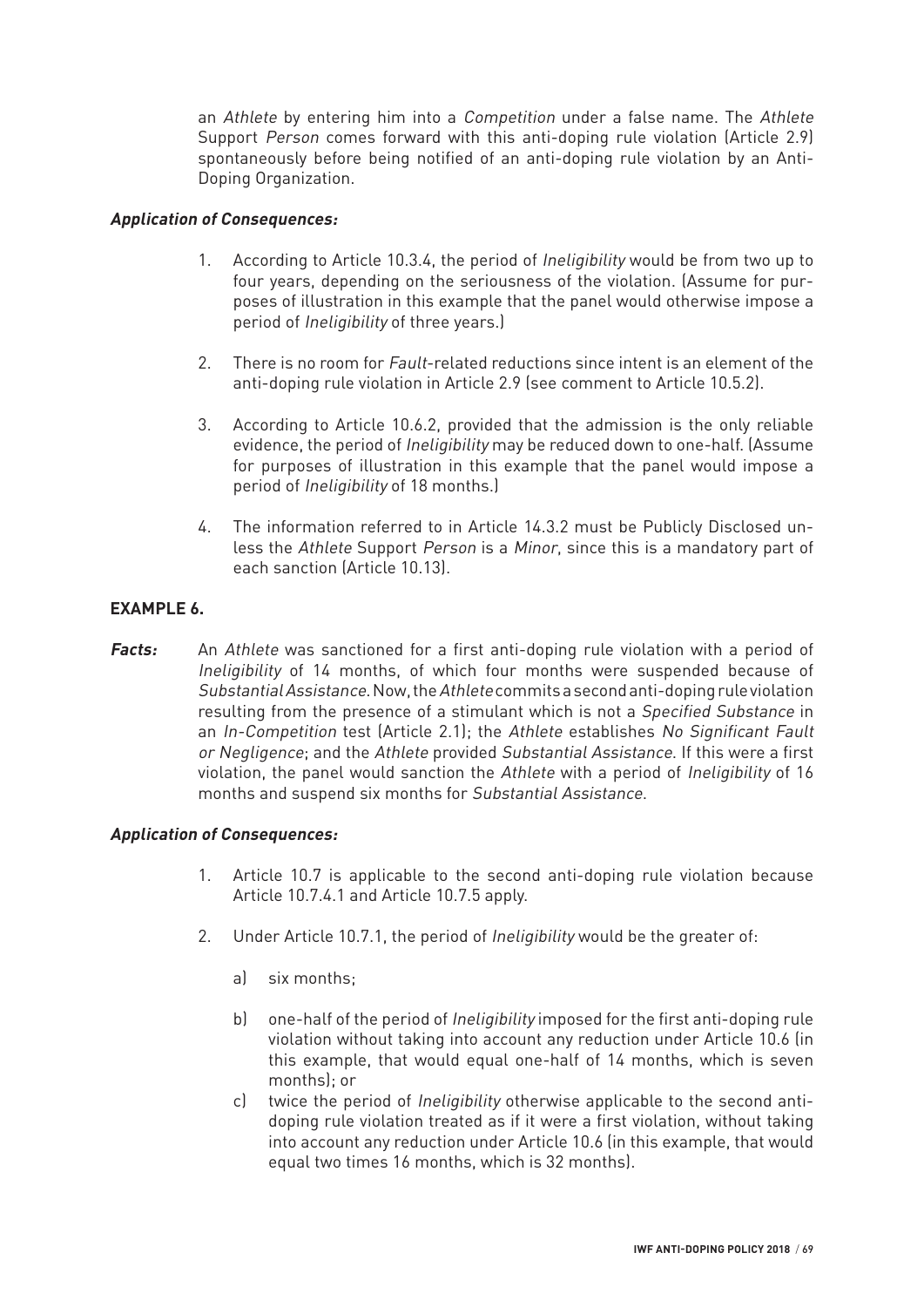an *Athlete* by entering him into a *Competition* under a false name. The *Athlete* Support *Person* comes forward with this anti-doping rule violation (Article 2.9) spontaneously before being notified of an anti-doping rule violation by an Anti-Doping Organization.

***Application of Consequences:***

1. According to Article 10.3.4, the period of *Ineligibility* would be from two up to four years, depending on the seriousness of the violation. (Assume for purposes of illustration in this example that the panel would otherwise impose a period of *Ineligibility* of three years.)

2. There is no room for *Fault*-related reductions since intent is an element of the anti-doping rule violation in Article 2.9 (see comment to Article 10.5.2).

3. According to Article 10.6.2, provided that the admission is the only reliable evidence, the period of *Ineligibility* may be reduced down to one-half. (Assume for purposes of illustration in this example that the panel would impose a period of *Ineligibility* of 18 months.)

4. The information referred to in Article 14.3.2 must be Publicly Disclosed unless the *Athlete* Support *Person* is a *Minor*, since this is a mandatory part of each sanction (Article 10.13).

**EXAMPLE 6.**

***Facts:*** An *Athlete* was sanctioned for a first anti-doping rule violation with a period of *Ineligibility* of 14 months, of which four months were suspended because of *Substantial Assistance*. Now, the *Athlete* commits a second anti-doping rule violation resulting from the presence of a stimulant which is not a *Specified Substance* in an *In-Competition* test (Article 2.1); the *Athlete* establishes *No Significant Fault or Negligence*; and the *Athlete* provided *Substantial Assistance*. If this were a first violation, the panel would sanction the *Athlete* with a period of *Ineligibility* of 16 months and suspend six months for *Substantial Assistance*.

***Application of Consequences:***

1. Article 10.7 is applicable to the second anti-doping rule violation because Article 10.7.4.1 and Article 10.7.5 apply.

2. Under Article 10.7.1, the period of *Ineligibility* would be the greater of:

    a) six months;

    b) one-half of the period of *Ineligibility* imposed for the first anti-doping rule violation without taking into account any reduction under Article 10.6 (in this example, that would equal one-half of 14 months, which is seven months); or

    c) twice the period of *Ineligibility* otherwise applicable to the second anti-doping rule violation treated as if it were a first violation, without taking into account any reduction under Article 10.6 (in this example, that would equal two times 16 months, which is 32 months).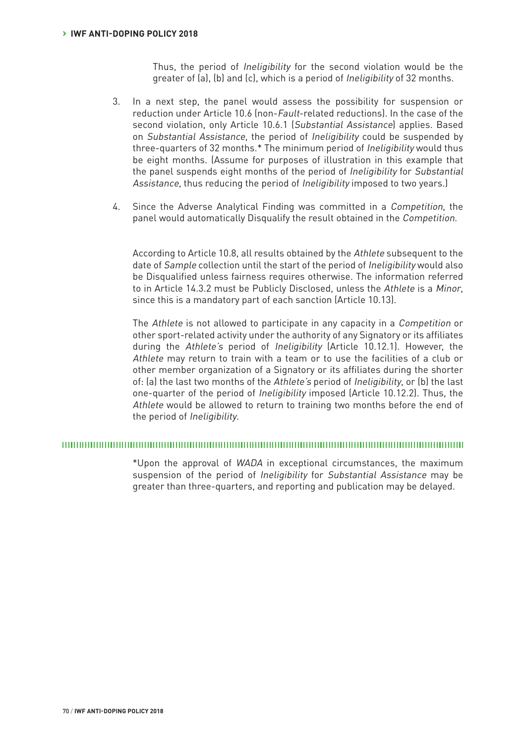Thus, the period of *Ineligibility* for the second violation would be the greater of (a), (b) and (c), which is a period of *Ineligibility* of 32 months.

3. In a next step, the panel would assess the possibility for suspension or reduction under Article 10.6 (non-*Fault*-related reductions). In the case of the second violation, only Article 10.6.1 (*Substantial Assistance*) applies. Based on *Substantial Assistance*, the period of *Ineligibility* could be suspended by three-quarters of 32 months.* The minimum period of *Ineligibility* would thus be eight months. (Assume for purposes of illustration in this example that the panel suspends eight months of the period of *Ineligibility* for *Substantial Assistance*, thus reducing the period of *Ineligibility* imposed to two years.)

4. Since the Adverse Analytical Finding was committed in a *Competition*, the panel would automatically Disqualify the result obtained in the *Competition*.

According to Article 10.8, all results obtained by the *Athlete* subsequent to the date of *Sample* collection until the start of the period of *Ineligibility* would also be Disqualified unless fairness requires otherwise. The information referred to in Article 14.3.2 must be Publicly Disclosed, unless the *Athlete* is a *Minor*, since this is a mandatory part of each sanction (Article 10.13).

The *Athlete* is not allowed to participate in any capacity in a *Competition* or other sport-related activity under the authority of any Signatory or its affiliates during the *Athlete's* period of *Ineligibility* (Article 10.12.1). However, the *Athlete* may return to train with a team or to use the facilities of a club or other member organization of a Signatory or its affiliates during the shorter of: (a) the last two months of the *Athlete's* period of *Ineligibility*, or (b) the last one-quarter of the period of *Ineligibility* imposed (Article 10.12.2). Thus, the *Athlete* would be allowed to return to training two months before the end of the period of *Ineligibility*.

---

*Upon the approval of *WADA* in exceptional circumstances, the maximum suspension of the period of *Ineligibility* for *Substantial Assistance* may be greater than three-quarters, and reporting and publication may be delayed.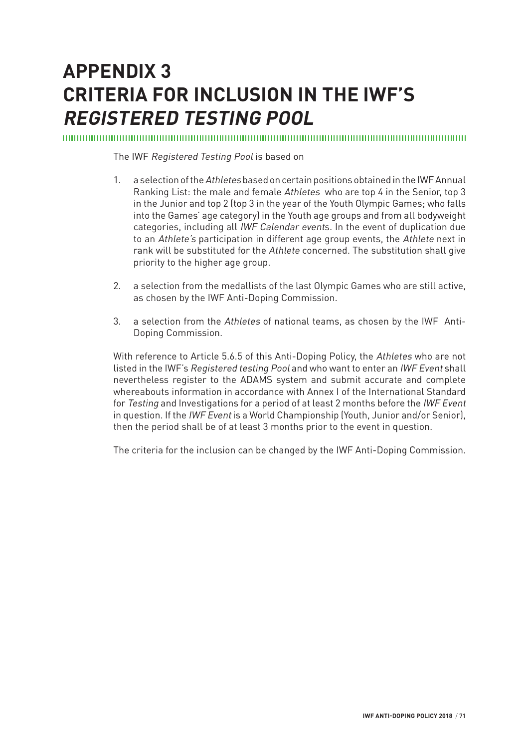# APPENDIX 3
# CRITERIA FOR INCLUSION IN THE IWF'S *REGISTERED TESTING POOL*

The IWF *Registered Testing Pool* is based on

1. a selection of the *Athletes* based on certain positions obtained in the IWF Annual Ranking List: the male and female *Athletes* who are top 4 in the Senior, top 3 in the Junior and top 2 (top 3 in the year of the Youth Olympic Games; who falls into the Games' age category) in the Youth age groups and from all bodyweight categories, including all *IWF Calendar event*s. In the event of duplication due to an *Athlete's* participation in different age group events, the *Athlete* next in rank will be substituted for the *Athlete* concerned. The substitution shall give priority to the higher age group.

2. a selection from the medallists of the last Olympic Games who are still active, as chosen by the IWF Anti-Doping Commission.

3. a selection from the *Athletes* of national teams, as chosen by the IWF Anti-Doping Commission.

With reference to Article 5.6.5 of this Anti-Doping Policy, the *Athletes* who are not listed in the IWF's *Registered testing Pool* and who want to enter an *IWF Event* shall nevertheless register to the ADAMS system and submit accurate and complete whereabouts information in accordance with Annex I of the International Standard for *Testing* and Investigations for a period of at least 2 months before the *IWF Event* in question. If the *IWF Event* is a World Championship (Youth, Junior and/or Senior), then the period shall be of at least 3 months prior to the event in question.

The criteria for the inclusion can be changed by the IWF Anti-Doping Commission.